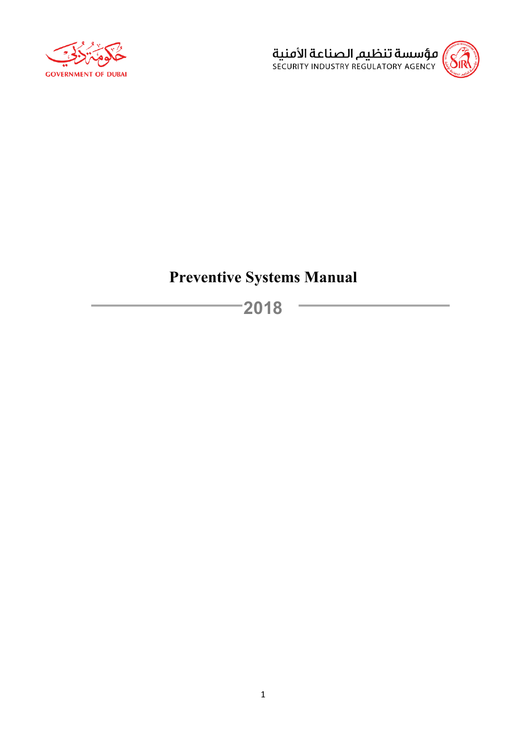حكومة دبي
GOVERNMENT OF DUBAI

مؤسسة تنظيم الصناعة الأمنية
SECURITY INDUSTRY REGULATORY AGENCY

# Preventive Systems Manual

## 2018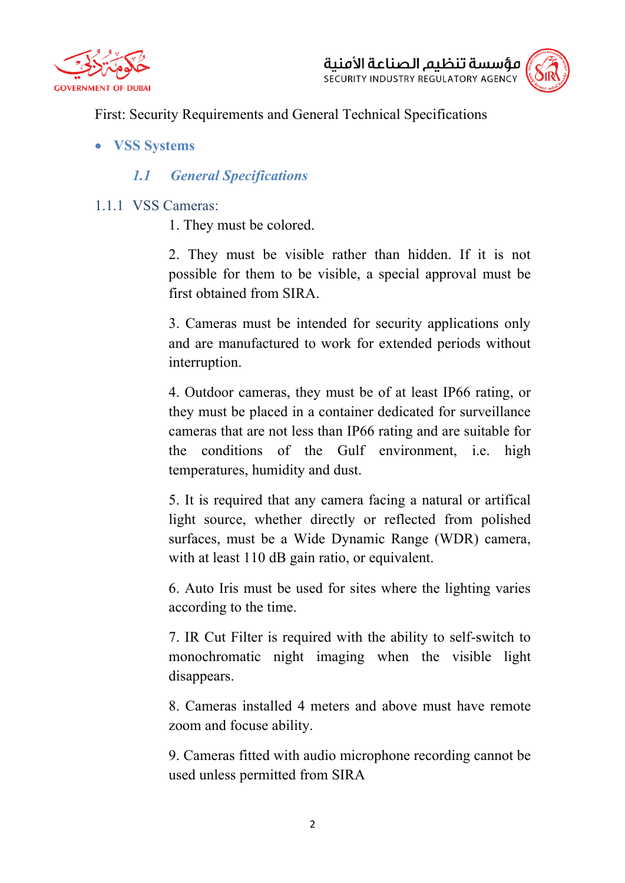First: Security Requirements and General Technical Specifications

- **VSS Systems**

### *1.1 General Specifications*

#### 1.1.1 VSS Cameras:

1. They must be colored.

2. They must be visible rather than hidden. If it is not possible for them to be visible, a special approval must be first obtained from SIRA.

3. Cameras must be intended for security applications only and are manufactured to work for extended periods without interruption.

4. Outdoor cameras, they must be of at least IP66 rating, or they must be placed in a container dedicated for surveillance cameras that are not less than IP66 rating and are suitable for the conditions of the Gulf environment, i.e. high temperatures, humidity and dust.

5. It is required that any camera facing a natural or artifical light source, whether directly or reflected from polished surfaces, must be a Wide Dynamic Range (WDR) camera, with at least 110 dB gain ratio, or equivalent.

6. Auto Iris must be used for sites where the lighting varies according to the time.

7. IR Cut Filter is required with the ability to self-switch to monochromatic night imaging when the visible light disappears.

8. Cameras installed 4 meters and above must have remote zoom and focuse ability.

9. Cameras fitted with audio microphone recording cannot be used unless permitted from SIRA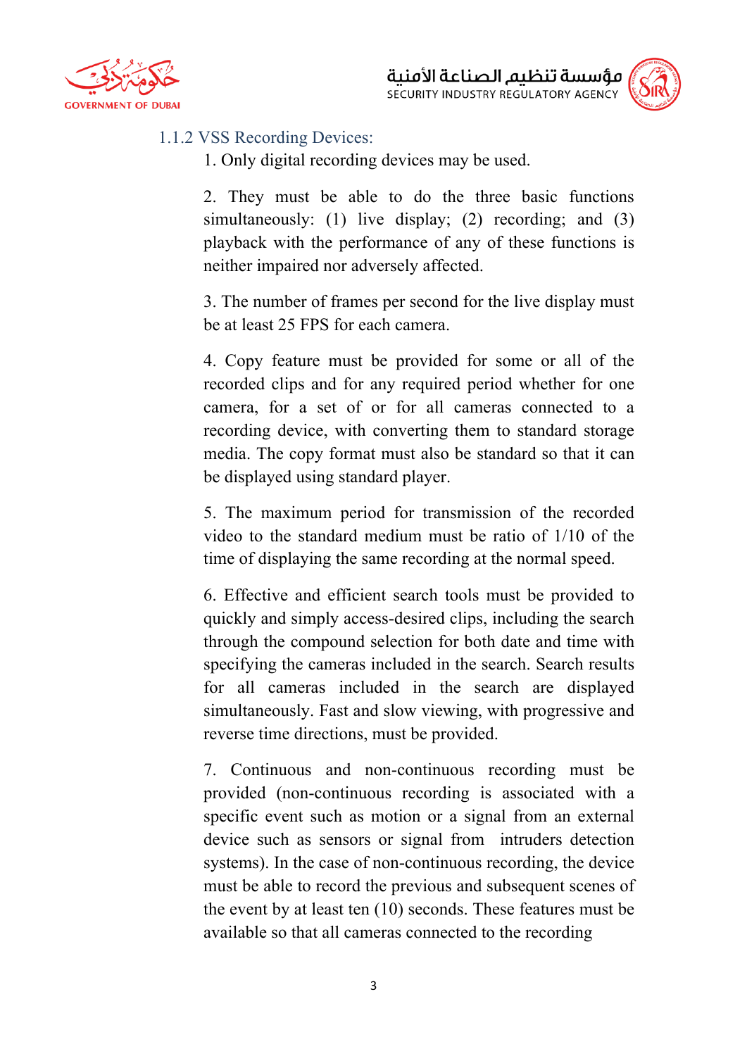### 1.1.2 VSS Recording Devices:

1. Only digital recording devices may be used.

2. They must be able to do the three basic functions simultaneously: (1) live display; (2) recording; and (3) playback with the performance of any of these functions is neither impaired nor adversely affected.

3. The number of frames per second for the live display must be at least 25 FPS for each camera.

4. Copy feature must be provided for some or all of the recorded clips and for any required period whether for one camera, for a set of or for all cameras connected to a recording device, with converting them to standard storage media. The copy format must also be standard so that it can be displayed using standard player.

5. The maximum period for transmission of the recorded video to the standard medium must be ratio of 1/10 of the time of displaying the same recording at the normal speed.

6. Effective and efficient search tools must be provided to quickly and simply access-desired clips, including the search through the compound selection for both date and time with specifying the cameras included in the search. Search results for all cameras included in the search are displayed simultaneously. Fast and slow viewing, with progressive and reverse time directions, must be provided.

7. Continuous and non-continuous recording must be provided (non-continuous recording is associated with a specific event such as motion or a signal from an external device such as sensors or signal from intruders detection systems). In the case of non-continuous recording, the device must be able to record the previous and subsequent scenes of the event by at least ten (10) seconds. These features must be available so that all cameras connected to the recording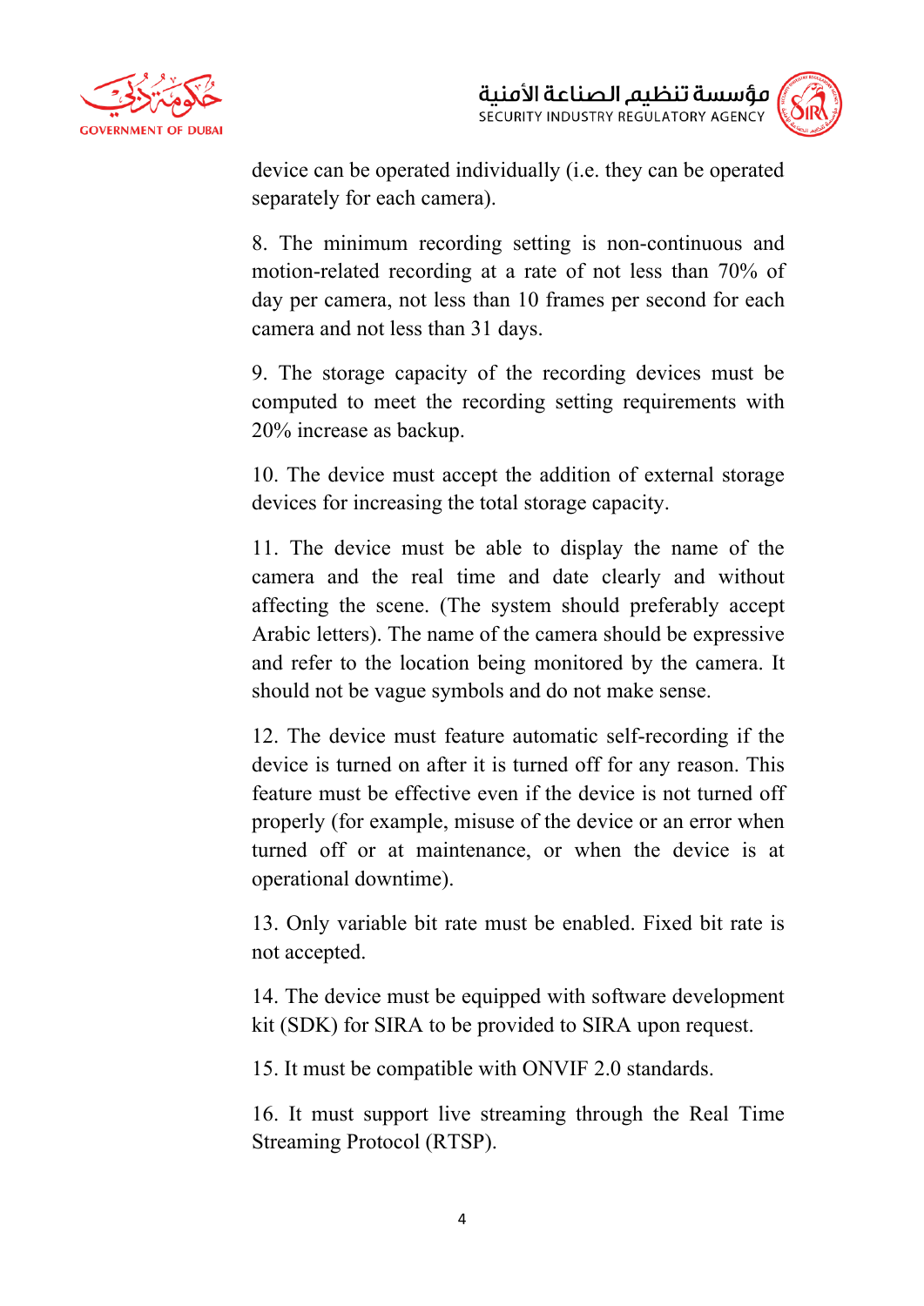device can be operated individually (i.e. they can be operated separately for each camera).

8. The minimum recording setting is non-continuous and motion-related recording at a rate of not less than 70% of day per camera, not less than 10 frames per second for each camera and not less than 31 days.

9. The storage capacity of the recording devices must be computed to meet the recording setting requirements with 20% increase as backup.

10. The device must accept the addition of external storage devices for increasing the total storage capacity.

11. The device must be able to display the name of the camera and the real time and date clearly and without affecting the scene. (The system should preferably accept Arabic letters). The name of the camera should be expressive and refer to the location being monitored by the camera. It should not be vague symbols and do not make sense.

12. The device must feature automatic self-recording if the device is turned on after it is turned off for any reason. This feature must be effective even if the device is not turned off properly (for example, misuse of the device or an error when turned off or at maintenance, or when the device is at operational downtime).

13. Only variable bit rate must be enabled. Fixed bit rate is not accepted.

14. The device must be equipped with software development kit (SDK) for SIRA to be provided to SIRA upon request.

15. It must be compatible with ONVIF 2.0 standards.

16. It must support live streaming through the Real Time Streaming Protocol (RTSP).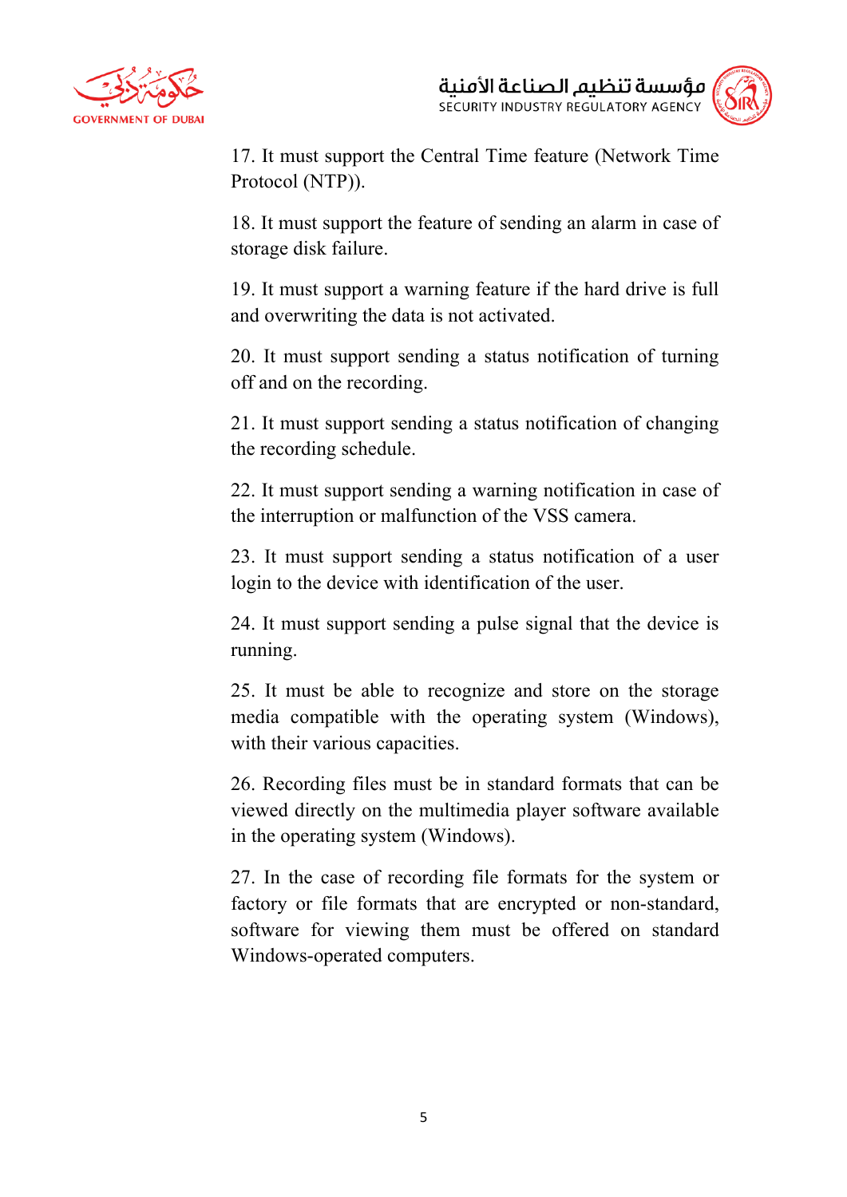17. It must support the Central Time feature (Network Time Protocol (NTP)).

18. It must support the feature of sending an alarm in case of storage disk failure.

19. It must support a warning feature if the hard drive is full and overwriting the data is not activated.

20. It must support sending a status notification of turning off and on the recording.

21. It must support sending a status notification of changing the recording schedule.

22. It must support sending a warning notification in case of the interruption or malfunction of the VSS camera.

23. It must support sending a status notification of a user login to the device with identification of the user.

24. It must support sending a pulse signal that the device is running.

25. It must be able to recognize and store on the storage media compatible with the operating system (Windows), with their various capacities.

26. Recording files must be in standard formats that can be viewed directly on the multimedia player software available in the operating system (Windows).

27. In the case of recording file formats for the system or factory or file formats that are encrypted or non-standard, software for viewing them must be offered on standard Windows-operated computers.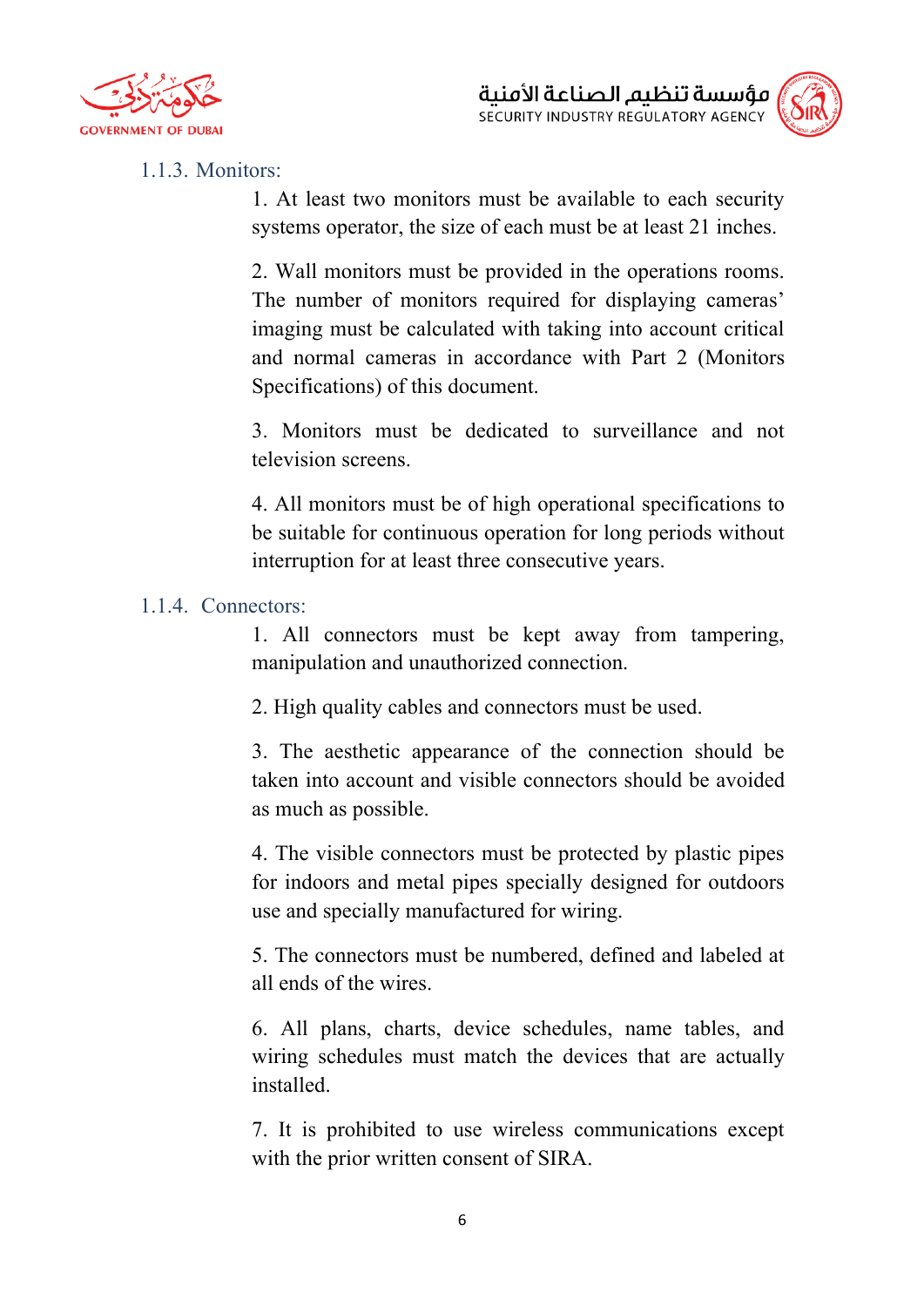### 1.1.3. Monitors:

1. At least two monitors must be available to each security systems operator, the size of each must be at least 21 inches.

2. Wall monitors must be provided in the operations rooms. The number of monitors required for displaying cameras' imaging must be calculated with taking into account critical and normal cameras in accordance with Part 2 (Monitors Specifications) of this document.

3. Monitors must be dedicated to surveillance and not television screens.

4. All monitors must be of high operational specifications to be suitable for continuous operation for long periods without interruption for at least three consecutive years.

### 1.1.4. Connectors:

1. All connectors must be kept away from tampering, manipulation and unauthorized connection.

2. High quality cables and connectors must be used.

3. The aesthetic appearance of the connection should be taken into account and visible connectors should be avoided as much as possible.

4. The visible connectors must be protected by plastic pipes for indoors and metal pipes specially designed for outdoors use and specially manufactured for wiring.

5. The connectors must be numbered, defined and labeled at all ends of the wires.

6. All plans, charts, device schedules, name tables, and wiring schedules must match the devices that are actually installed.

7. It is prohibited to use wireless communications except with the prior written consent of SIRA.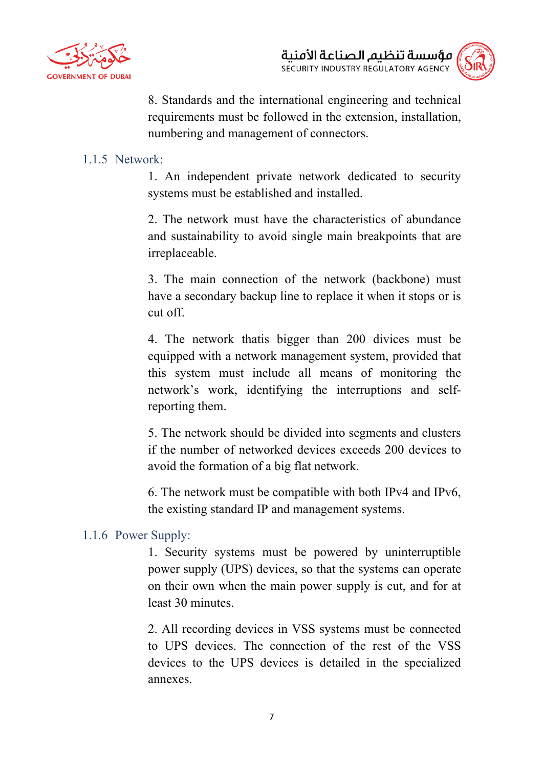8. Standards and the international engineering and technical requirements must be followed in the extension, installation, numbering and management of connectors.

### 1.1.5 Network:

1. An independent private network dedicated to security systems must be established and installed.

2. The network must have the characteristics of abundance and sustainability to avoid single main breakpoints that are irreplaceable.

3. The main connection of the network (backbone) must have a secondary backup line to replace it when it stops or is cut off.

4. The network thatis bigger than 200 divices must be equipped with a network management system, provided that this system must include all means of monitoring the network's work, identifying the interruptions and self-reporting them.

5. The network should be divided into segments and clusters if the number of networked devices exceeds 200 devices to avoid the formation of a big flat network.

6. The network must be compatible with both IPv4 and IPv6, the existing standard IP and management systems.

### 1.1.6 Power Supply:

1. Security systems must be powered by uninterruptible power supply (UPS) devices, so that the systems can operate on their own when the main power supply is cut, and for at least 30 minutes.

2. All recording devices in VSS systems must be connected to UPS devices. The connection of the rest of the VSS devices to the UPS devices is detailed in the specialized annexes.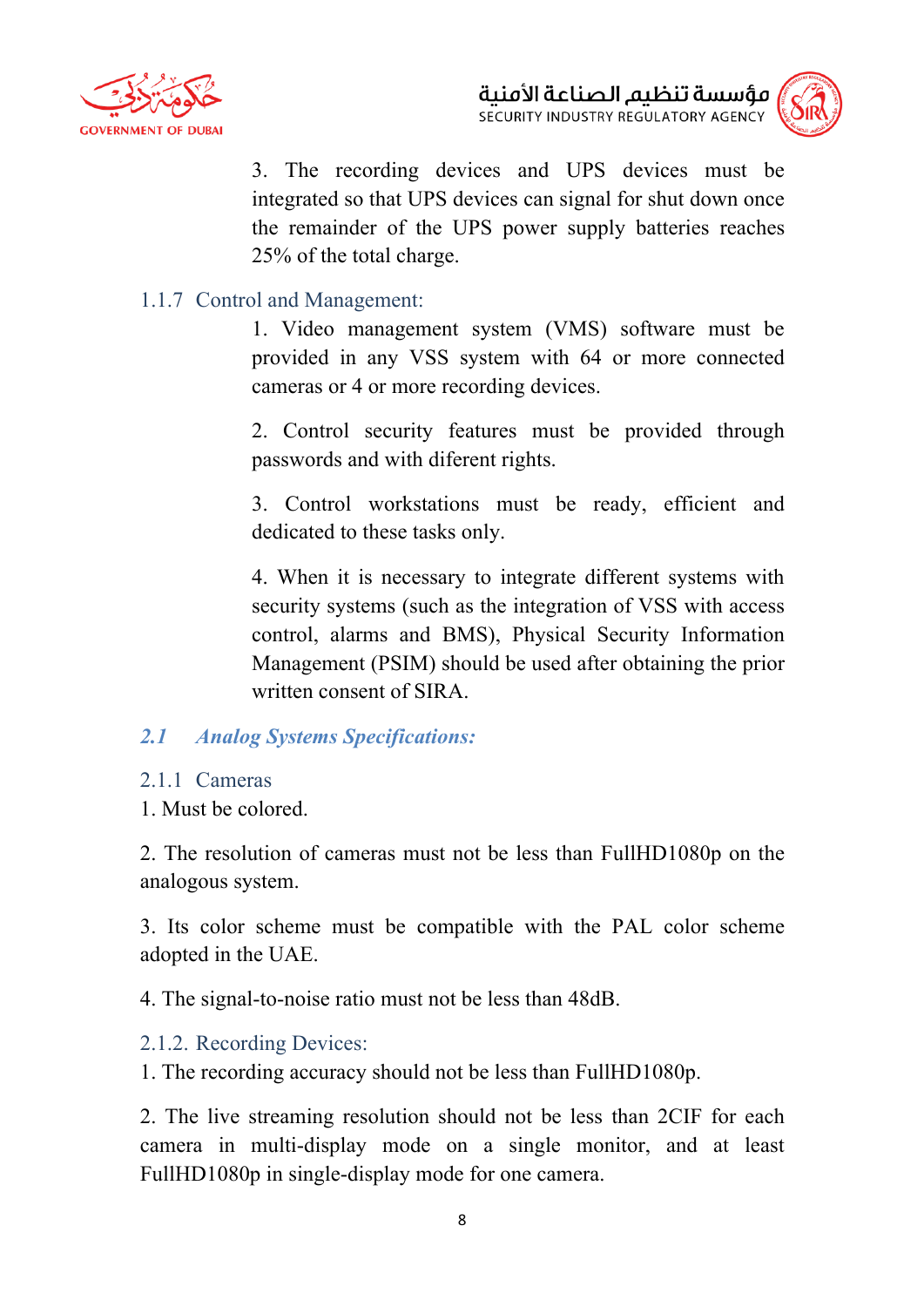3. The recording devices and UPS devices must be integrated so that UPS devices can signal for shut down once the remainder of the UPS power supply batteries reaches 25% of the total charge.

#### 1.1.7 Control and Management:

1. Video management system (VMS) software must be provided in any VSS system with 64 or more connected cameras or 4 or more recording devices.

2. Control security features must be provided through passwords and with diferent rights.

3. Control workstations must be ready, efficient and dedicated to these tasks only.

4. When it is necessary to integrate different systems with security systems (such as the integration of VSS with access control, alarms and BMS), Physical Security Information Management (PSIM) should be used after obtaining the prior written consent of SIRA.

## *2.1 Analog Systems Specifications:*

### 2.1.1 Cameras

1. Must be colored.

2. The resolution of cameras must not be less than FullHD1080p on the analogous system.

3. Its color scheme must be compatible with the PAL color scheme adopted in the UAE.

4. The signal-to-noise ratio must not be less than 48dB.

### 2.1.2. Recording Devices:

1. The recording accuracy should not be less than FullHD1080p.

2. The live streaming resolution should not be less than 2CIF for each camera in multi-display mode on a single monitor, and at least FullHD1080p in single-display mode for one camera.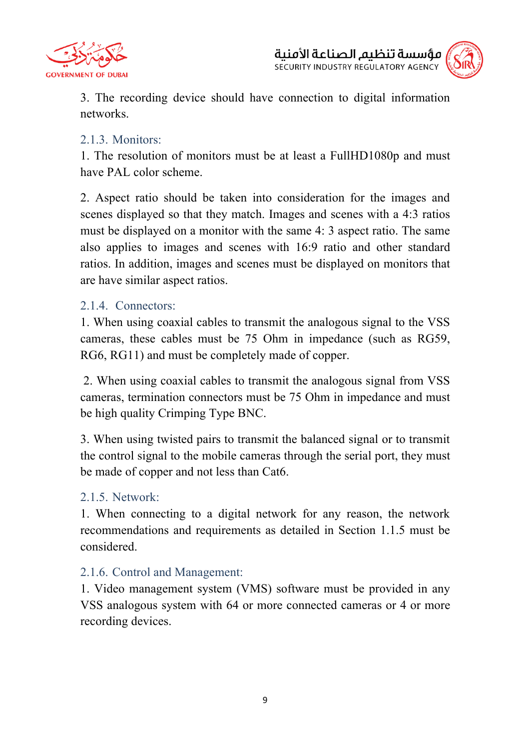3. The recording device should have connection to digital information networks.

### 2.1.3. Monitors:

1. The resolution of monitors must be at least a FullHD1080p and must have PAL color scheme.

2. Aspect ratio should be taken into consideration for the images and scenes displayed so that they match. Images and scenes with a 4:3 ratios must be displayed on a monitor with the same 4: 3 aspect ratio. The same also applies to images and scenes with 16:9 ratio and other standard ratios. In addition, images and scenes must be displayed on monitors that are have similar aspect ratios.

### 2.1.4. Connectors:

1. When using coaxial cables to transmit the analogous signal to the VSS cameras, these cables must be 75 Ohm in impedance (such as RG59, RG6, RG11) and must be completely made of copper.

2. When using coaxial cables to transmit the analogous signal from VSS cameras, termination connectors must be 75 Ohm in impedance and must be high quality Crimping Type BNC.

3. When using twisted pairs to transmit the balanced signal or to transmit the control signal to the mobile cameras through the serial port, they must be made of copper and not less than Cat6.

### 2.1.5. Network:

1. When connecting to a digital network for any reason, the network recommendations and requirements as detailed in Section 1.1.5 must be considered.

### 2.1.6. Control and Management:

1. Video management system (VMS) software must be provided in any VSS analogous system with 64 or more connected cameras or 4 or more recording devices.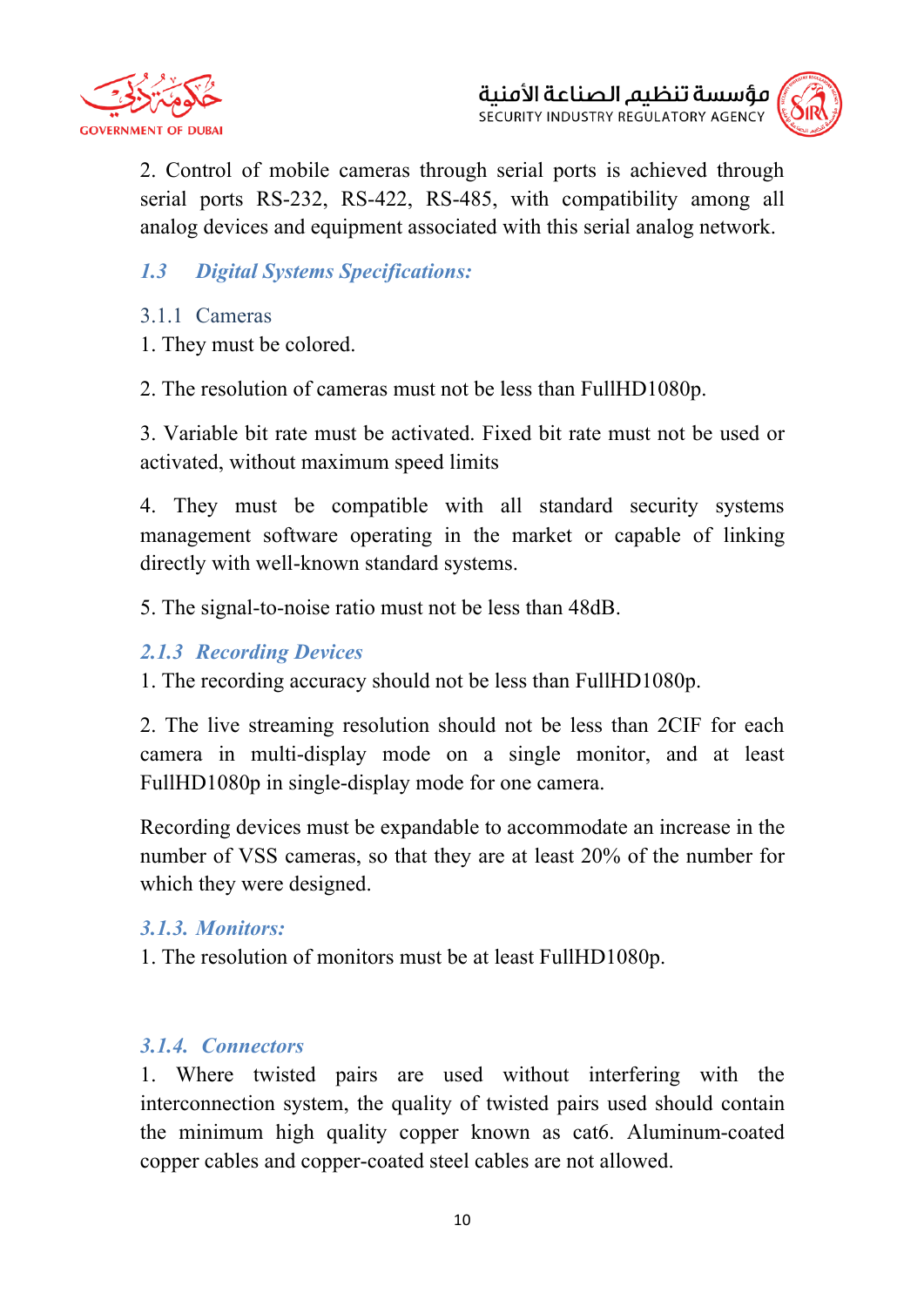2. Control of mobile cameras through serial ports is achieved through serial ports RS-232, RS-422, RS-485, with compatibility among all analog devices and equipment associated with this serial analog network.

## *1.3 Digital Systems Specifications:*

### 3.1.1 Cameras

1. They must be colored.

2. The resolution of cameras must not be less than FullHD1080p.

3. Variable bit rate must be activated. Fixed bit rate must not be used or activated, without maximum speed limits

4. They must be compatible with all standard security systems management software operating in the market or capable of linking directly with well-known standard systems.

5. The signal-to-noise ratio must not be less than 48dB.

### *2.1.3 Recording Devices*

1. The recording accuracy should not be less than FullHD1080p.

2. The live streaming resolution should not be less than 2CIF for each camera in multi-display mode on a single monitor, and at least FullHD1080p in single-display mode for one camera.

Recording devices must be expandable to accommodate an increase in the number of VSS cameras, so that they are at least 20% of the number for which they were designed.

### *3.1.3. Monitors:*

1. The resolution of monitors must be at least FullHD1080p.

### *3.1.4. Connectors*

1. Where twisted pairs are used without interfering with the interconnection system, the quality of twisted pairs used should contain the minimum high quality copper known as cat6. Aluminum-coated copper cables and copper-coated steel cables are not allowed.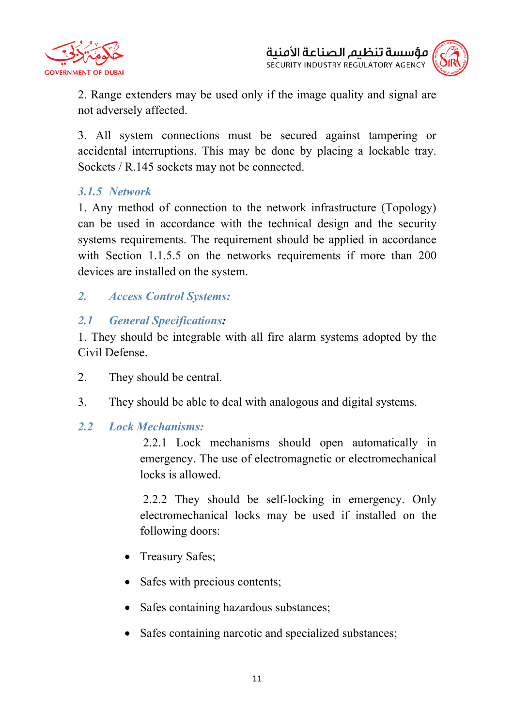2. Range extenders may be used only if the image quality and signal are not adversely affected.

3. All system connections must be secured against tampering or accidental interruptions. This may be done by placing a lockable tray. Sockets / R.145 sockets may not be connected.

### *3.1.5 Network*

1. Any method of connection to the network infrastructure (Topology) can be used in accordance with the technical design and the security systems requirements. The requirement should be applied in accordance with Section 1.1.5.5 on the networks requirements if more than 200 devices are installed on the system.

## *2. Access Control Systems:*

### *2.1 General Specifications:*

1. They should be integrable with all fire alarm systems adopted by the Civil Defense.

2. They should be central.

3. They should be able to deal with analogous and digital systems.

### *2.2 Lock Mechanisms:*

2.2.1 Lock mechanisms should open automatically in emergency. The use of electromagnetic or electromechanical locks is allowed.

2.2.2 They should be self-locking in emergency. Only electromechanical locks may be used if installed on the following doors:

- Treasury Safes;
- Safes with precious contents;
- Safes containing hazardous substances;
- Safes containing narcotic and specialized substances;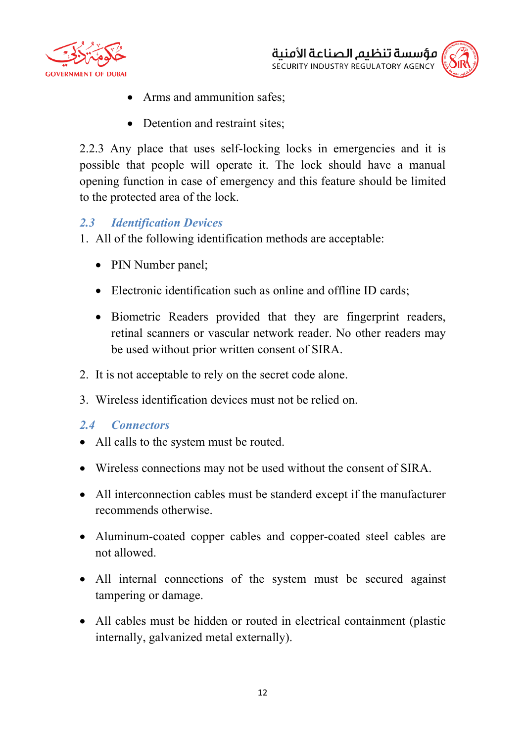- Arms and ammunition safes;
- Detention and restraint sites;

2.2.3 Any place that uses self-locking locks in emergencies and it is possible that people will operate it. The lock should have a manual opening function in case of emergency and this feature should be limited to the protected area of the lock.

### *2.3 Identification Devices*

1. All of the following identification methods are acceptable:
   - PIN Number panel;
   - Electronic identification such as online and offline ID cards;
   - Biometric Readers provided that they are fingerprint readers, retinal scanners or vascular network reader. No other readers may be used without prior written consent of SIRA.
2. It is not acceptable to rely on the secret code alone.
3. Wireless identification devices must not be relied on.

### *2.4 Connectors*

- All calls to the system must be routed.
- Wireless connections may not be used without the consent of SIRA.
- All interconnection cables must be standerd except if the manufacturer recommends otherwise.
- Aluminum-coated copper cables and copper-coated steel cables are not allowed.
- All internal connections of the system must be secured against tampering or damage.
- All cables must be hidden or routed in electrical containment (plastic internally, galvanized metal externally).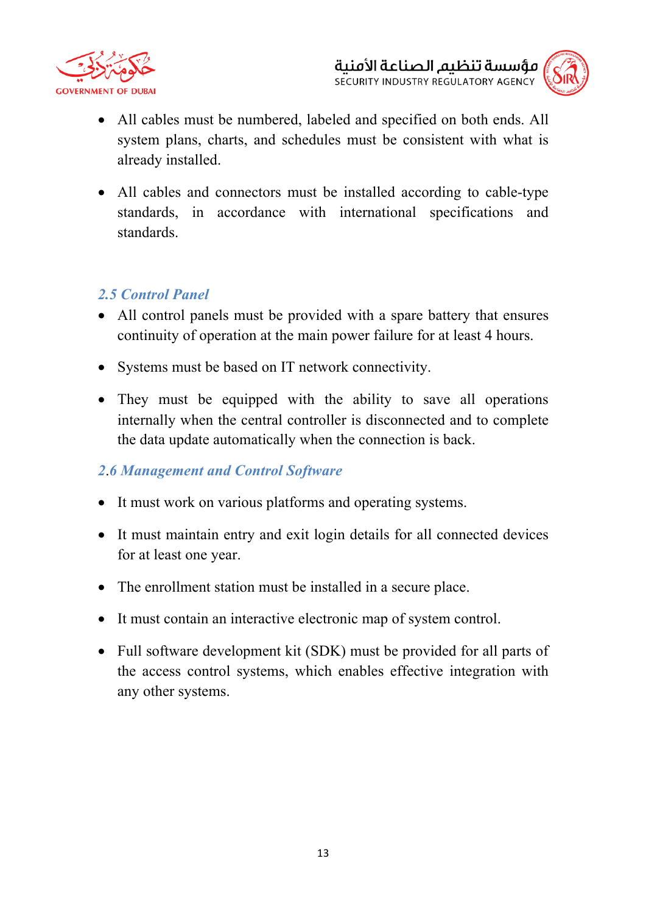- All cables must be numbered, labeled and specified on both ends. All system plans, charts, and schedules must be consistent with what is already installed.
- All cables and connectors must be installed according to cable-type standards, in accordance with international specifications and standards.

### *2.5 Control Panel*

- All control panels must be provided with a spare battery that ensures continuity of operation at the main power failure for at least 4 hours.
- Systems must be based on IT network connectivity.
- They must be equipped with the ability to save all operations internally when the central controller is disconnected and to complete the data update automatically when the connection is back.

### *2.6 Management and Control Software*

- It must work on various platforms and operating systems.
- It must maintain entry and exit login details for all connected devices for at least one year.
- The enrollment station must be installed in a secure place.
- It must contain an interactive electronic map of system control.
- Full software development kit (SDK) must be provided for all parts of the access control systems, which enables effective integration with any other systems.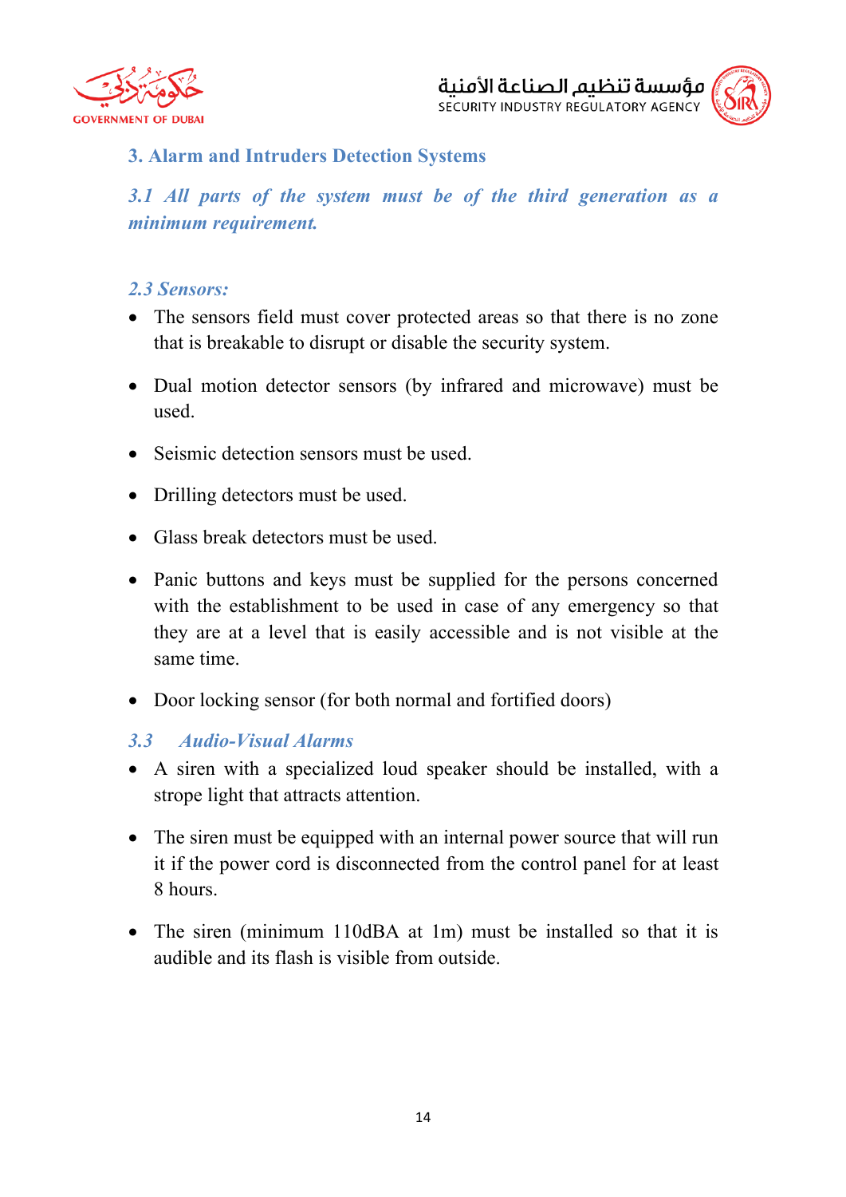## 3. Alarm and Intruders Detection Systems

### *3.1 All parts of the system must be of the third generation as a minimum requirement.*

### *2.3 Sensors:*

- The sensors field must cover protected areas so that there is no zone that is breakable to disrupt or disable the security system.
- Dual motion detector sensors (by infrared and microwave) must be used.
- Seismic detection sensors must be used.
- Drilling detectors must be used.
- Glass break detectors must be used.
- Panic buttons and keys must be supplied for the persons concerned with the establishment to be used in case of any emergency so that they are at a level that is easily accessible and is not visible at the same time.
- Door locking sensor (for both normal and fortified doors)

### *3.3 Audio-Visual Alarms*

- A siren with a specialized loud speaker should be installed, with a strope light that attracts attention.
- The siren must be equipped with an internal power source that will run it if the power cord is disconnected from the control panel for at least 8 hours.
- The siren (minimum 110dBA at 1m) must be installed so that it is audible and its flash is visible from outside.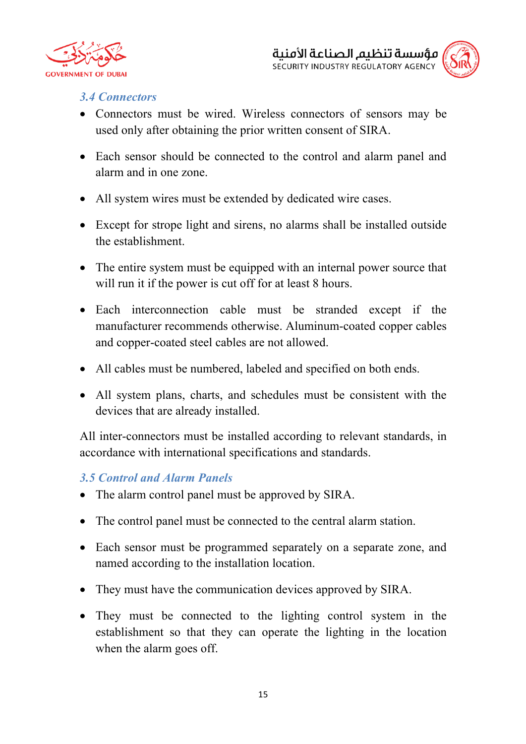### *3.4 Connectors*

- Connectors must be wired. Wireless connectors of sensors may be used only after obtaining the prior written consent of SIRA.
- Each sensor should be connected to the control and alarm panel and alarm and in one zone.
- All system wires must be extended by dedicated wire cases.
- Except for strope light and sirens, no alarms shall be installed outside the establishment.
- The entire system must be equipped with an internal power source that will run it if the power is cut off for at least 8 hours.
- Each interconnection cable must be stranded except if the manufacturer recommends otherwise. Aluminum-coated copper cables and copper-coated steel cables are not allowed.
- All cables must be numbered, labeled and specified on both ends.
- All system plans, charts, and schedules must be consistent with the devices that are already installed.

All inter-connectors must be installed according to relevant standards, in accordance with international specifications and standards.

### *3.5 Control and Alarm Panels*

- The alarm control panel must be approved by SIRA.
- The control panel must be connected to the central alarm station.
- Each sensor must be programmed separately on a separate zone, and named according to the installation location.
- They must have the communication devices approved by SIRA.
- They must be connected to the lighting control system in the establishment so that they can operate the lighting in the location when the alarm goes off.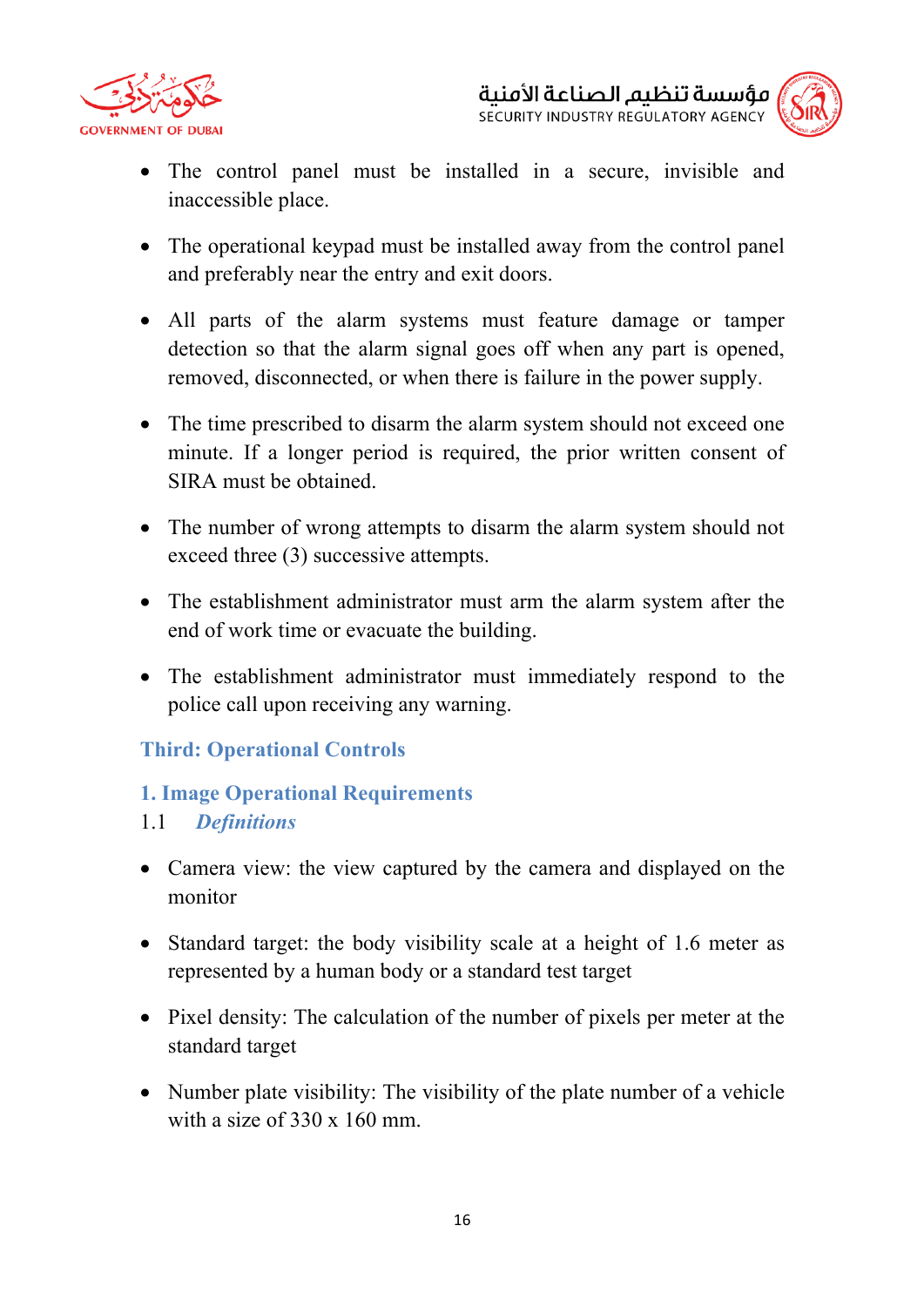- The control panel must be installed in a secure, invisible and inaccessible place.

- The operational keypad must be installed away from the control panel and preferably near the entry and exit doors.

- All parts of the alarm systems must feature damage or tamper detection so that the alarm signal goes off when any part is opened, removed, disconnected, or when there is failure in the power supply.

- The time prescribed to disarm the alarm system should not exceed one minute. If a longer period is required, the prior written consent of SIRA must be obtained.

- The number of wrong attempts to disarm the alarm system should not exceed three (3) successive attempts.

- The establishment administrator must arm the alarm system after the end of work time or evacuate the building.

- The establishment administrator must immediately respond to the police call upon receiving any warning.

## Third: Operational Controls

### 1. Image Operational Requirements

#### 1.1 *Definitions*

- Camera view: the view captured by the camera and displayed on the monitor

- Standard target: the body visibility scale at a height of 1.6 meter as represented by a human body or a standard test target

- Pixel density: The calculation of the number of pixels per meter at the standard target

- Number plate visibility: The visibility of the plate number of a vehicle with a size of 330 x 160 mm.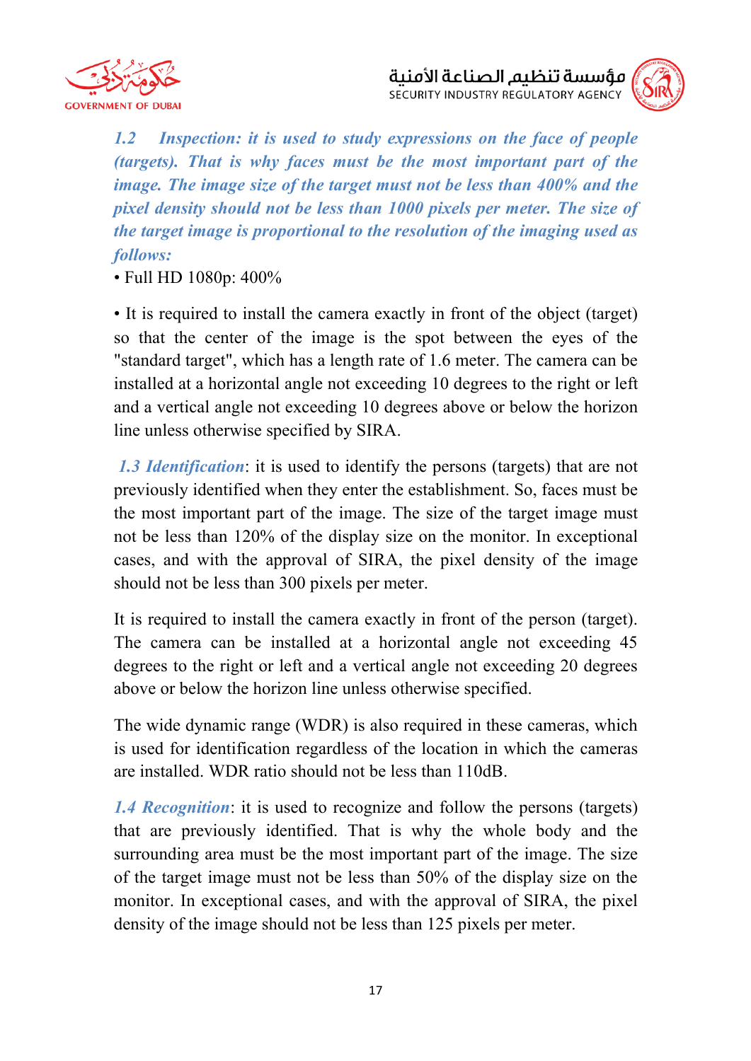*1.2 Inspection: it is used to study expressions on the face of people (targets). That is why faces must be the most important part of the image. The image size of the target must not be less than 400% and the pixel density should not be less than 1000 pixels per meter. The size of the target image is proportional to the resolution of the imaging used as follows:*

- Full HD 1080p: 400%

- It is required to install the camera exactly in front of the object (target) so that the center of the image is the spot between the eyes of the "standard target", which has a length rate of 1.6 meter. The camera can be installed at a horizontal angle not exceeding 10 degrees to the right or left and a vertical angle not exceeding 10 degrees above or below the horizon line unless otherwise specified by SIRA.

***1.3 Identification***: it is used to identify the persons (targets) that are not previously identified when they enter the establishment. So, faces must be the most important part of the image. The size of the target image must not be less than 120% of the display size on the monitor. In exceptional cases, and with the approval of SIRA, the pixel density of the image should not be less than 300 pixels per meter.

It is required to install the camera exactly in front of the person (target). The camera can be installed at a horizontal angle not exceeding 45 degrees to the right or left and a vertical angle not exceeding 20 degrees above or below the horizon line unless otherwise specified.

The wide dynamic range (WDR) is also required in these cameras, which is used for identification regardless of the location in which the cameras are installed. WDR ratio should not be less than 110dB.

***1.4 Recognition***: it is used to recognize and follow the persons (targets) that are previously identified. That is why the whole body and the surrounding area must be the most important part of the image. The size of the target image must not be less than 50% of the display size on the monitor. In exceptional cases, and with the approval of SIRA, the pixel density of the image should not be less than 125 pixels per meter.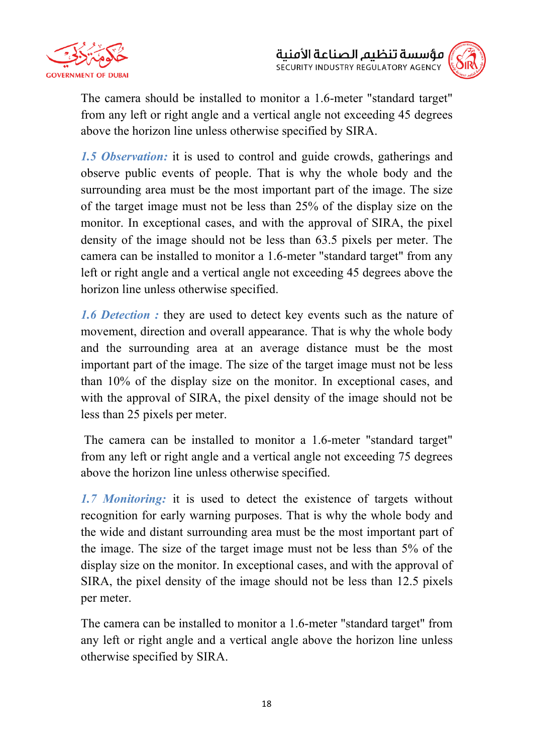The camera should be installed to monitor a 1.6-meter "standard target" from any left or right angle and a vertical angle not exceeding 45 degrees above the horizon line unless otherwise specified by SIRA.

***1.5 Observation:*** it is used to control and guide crowds, gatherings and observe public events of people. That is why the whole body and the surrounding area must be the most important part of the image. The size of the target image must not be less than 25% of the display size on the monitor. In exceptional cases, and with the approval of SIRA, the pixel density of the image should not be less than 63.5 pixels per meter. The camera can be installed to monitor a 1.6-meter "standard target" from any left or right angle and a vertical angle not exceeding 45 degrees above the horizon line unless otherwise specified.

***1.6 Detection :*** they are used to detect key events such as the nature of movement, direction and overall appearance. That is why the whole body and the surrounding area at an average distance must be the most important part of the image. The size of the target image must not be less than 10% of the display size on the monitor. In exceptional cases, and with the approval of SIRA, the pixel density of the image should not be less than 25 pixels per meter.

The camera can be installed to monitor a 1.6-meter "standard target" from any left or right angle and a vertical angle not exceeding 75 degrees above the horizon line unless otherwise specified.

***1.7 Monitoring:*** it is used to detect the existence of targets without recognition for early warning purposes. That is why the whole body and the wide and distant surrounding area must be the most important part of the image. The size of the target image must not be less than 5% of the display size on the monitor. In exceptional cases, and with the approval of SIRA, the pixel density of the image should not be less than 12.5 pixels per meter.

The camera can be installed to monitor a 1.6-meter "standard target" from any left or right angle and a vertical angle above the horizon line unless otherwise specified by SIRA.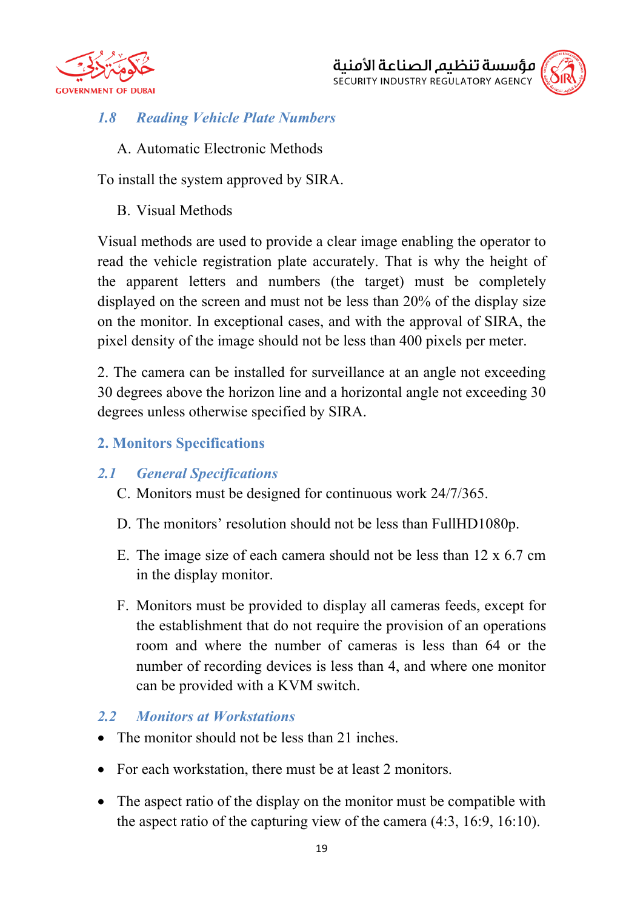### *1.8 Reading Vehicle Plate Numbers*

A. Automatic Electronic Methods

To install the system approved by SIRA.

B. Visual Methods

Visual methods are used to provide a clear image enabling the operator to read the vehicle registration plate accurately. That is why the height of the apparent letters and numbers (the target) must be completely displayed on the screen and must not be less than 20% of the display size on the monitor. In exceptional cases, and with the approval of SIRA, the pixel density of the image should not be less than 400 pixels per meter.

2. The camera can be installed for surveillance at an angle not exceeding 30 degrees above the horizon line and a horizontal angle not exceeding 30 degrees unless otherwise specified by SIRA.

## 2. Monitors Specifications

### *2.1 General Specifications*

C. Monitors must be designed for continuous work 24/7/365.

D. The monitors' resolution should not be less than FullHD1080p.

E. The image size of each camera should not be less than 12 x 6.7 cm in the display monitor.

F. Monitors must be provided to display all cameras feeds, except for the establishment that do not require the provision of an operations room and where the number of cameras is less than 64 or the number of recording devices is less than 4, and where one monitor can be provided with a KVM switch.

### *2.2 Monitors at Workstations*

- The monitor should not be less than 21 inches.
- For each workstation, there must be at least 2 monitors.
- The aspect ratio of the display on the monitor must be compatible with the aspect ratio of the capturing view of the camera (4:3, 16:9, 16:10).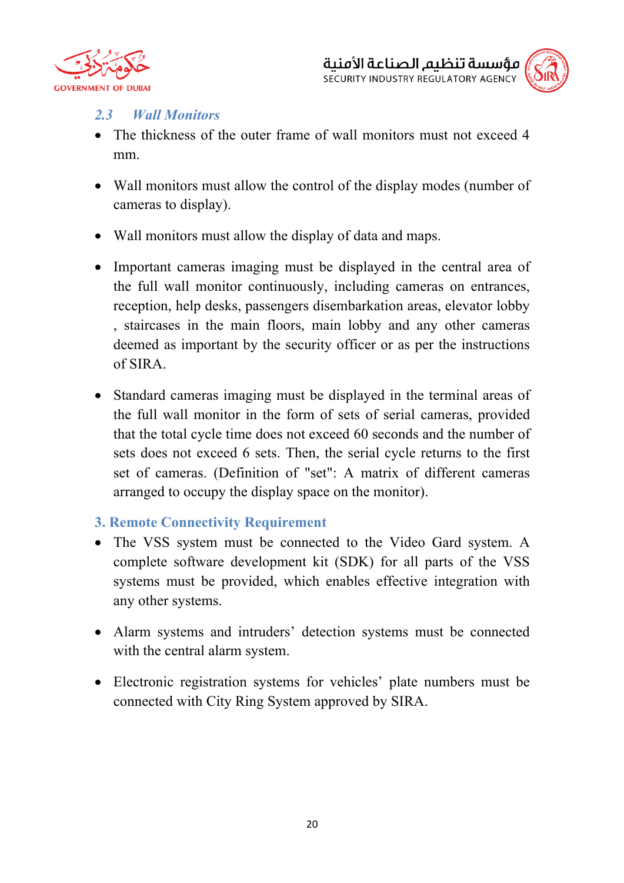### *2.3 Wall Monitors*

- The thickness of the outer frame of wall monitors must not exceed 4 mm.
- Wall monitors must allow the control of the display modes (number of cameras to display).
- Wall monitors must allow the display of data and maps.
- Important cameras imaging must be displayed in the central area of the full wall monitor continuously, including cameras on entrances, reception, help desks, passengers disembarkation areas, elevator lobby , staircases in the main floors, main lobby and any other cameras deemed as important by the security officer or as per the instructions of SIRA.
- Standard cameras imaging must be displayed in the terminal areas of the full wall monitor in the form of sets of serial cameras, provided that the total cycle time does not exceed 60 seconds and the number of sets does not exceed 6 sets. Then, the serial cycle returns to the first set of cameras. (Definition of "set": A matrix of different cameras arranged to occupy the display space on the monitor).

## 3. Remote Connectivity Requirement

- The VSS system must be connected to the Video Gard system. A complete software development kit (SDK) for all parts of the VSS systems must be provided, which enables effective integration with any other systems.
- Alarm systems and intruders' detection systems must be connected with the central alarm system.
- Electronic registration systems for vehicles' plate numbers must be connected with City Ring System approved by SIRA.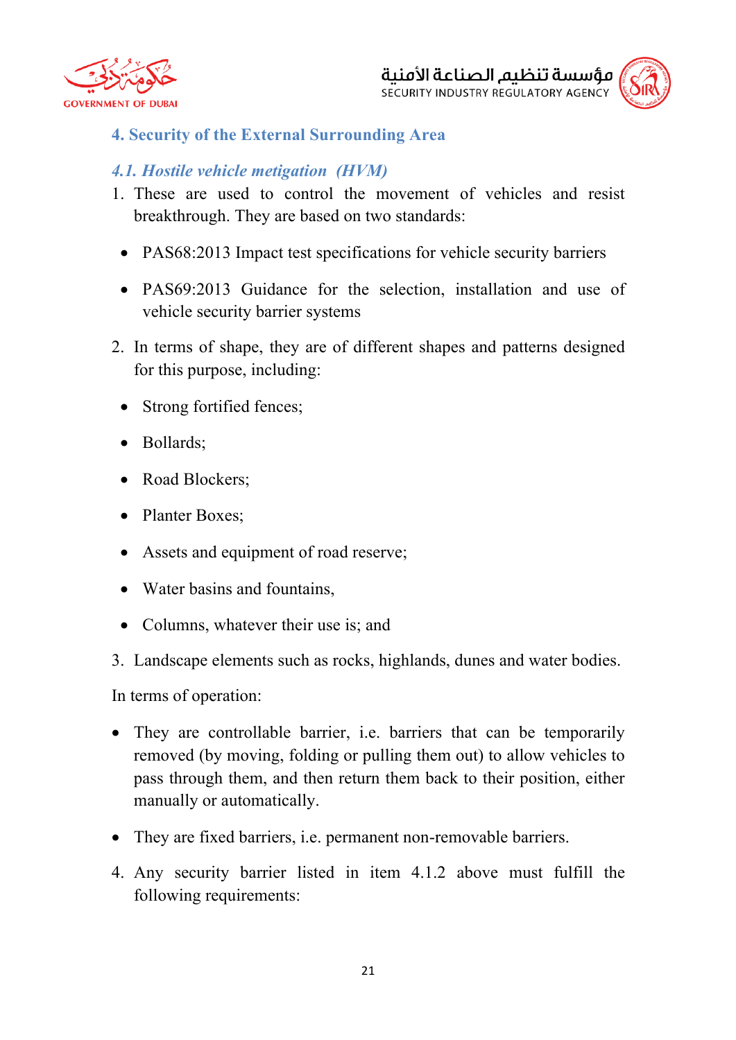## 4. Security of the External Surrounding Area

### *4.1. Hostile vehicle metigation (HVM)*

1. These are used to control the movement of vehicles and resist breakthrough. They are based on two standards:

   - PAS68:2013 Impact test specifications for vehicle security barriers
   - PAS69:2013 Guidance for the selection, installation and use of vehicle security barrier systems

2. In terms of shape, they are of different shapes and patterns designed for this purpose, including:

   - Strong fortified fences;
   - Bollards;
   - Road Blockers;
   - Planter Boxes;
   - Assets and equipment of road reserve;
   - Water basins and fountains,
   - Columns, whatever their use is; and

3. Landscape elements such as rocks, highlands, dunes and water bodies.

In terms of operation:

- They are controllable barrier, i.e. barriers that can be temporarily removed (by moving, folding or pulling them out) to allow vehicles to pass through them, and then return them back to their position, either manually or automatically.
- They are fixed barriers, i.e. permanent non-removable barriers.

4. Any security barrier listed in item 4.1.2 above must fulfill the following requirements: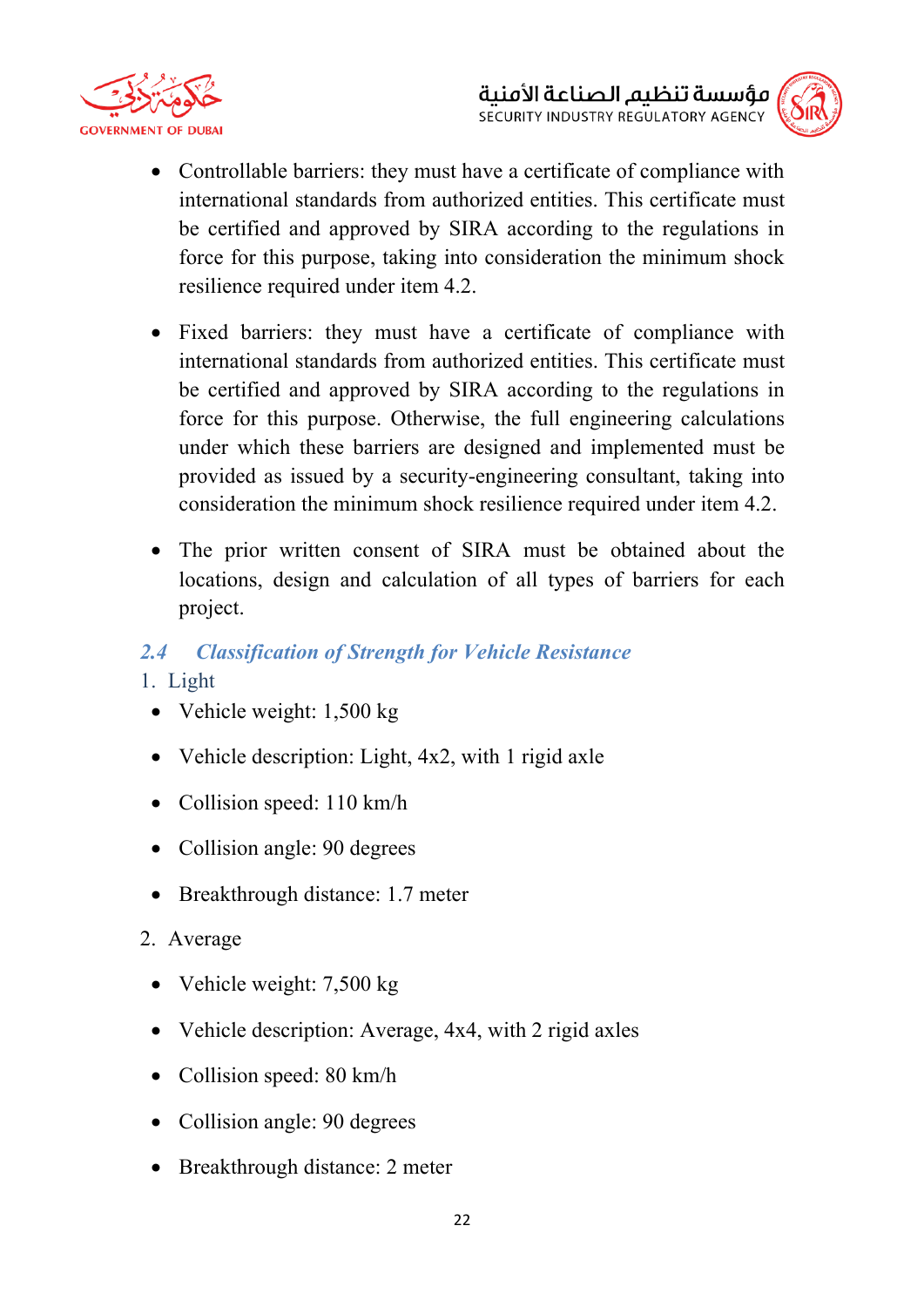- Controllable barriers: they must have a certificate of compliance with international standards from authorized entities. This certificate must be certified and approved by SIRA according to the regulations in force for this purpose, taking into consideration the minimum shock resilience required under item 4.2.

- Fixed barriers: they must have a certificate of compliance with international standards from authorized entities. This certificate must be certified and approved by SIRA according to the regulations in force for this purpose. Otherwise, the full engineering calculations under which these barriers are designed and implemented must be provided as issued by a security-engineering consultant, taking into consideration the minimum shock resilience required under item 4.2.

- The prior written consent of SIRA must be obtained about the locations, design and calculation of all types of barriers for each project.

## 2.4 *Classification of Strength for Vehicle Resistance*

1. Light

- Vehicle weight: 1,500 kg
- Vehicle description: Light, 4x2, with 1 rigid axle
- Collision speed: 110 km/h
- Collision angle: 90 degrees
- Breakthrough distance: 1.7 meter

2. Average

- Vehicle weight: 7,500 kg
- Vehicle description: Average, 4x4, with 2 rigid axles
- Collision speed: 80 km/h
- Collision angle: 90 degrees
- Breakthrough distance: 2 meter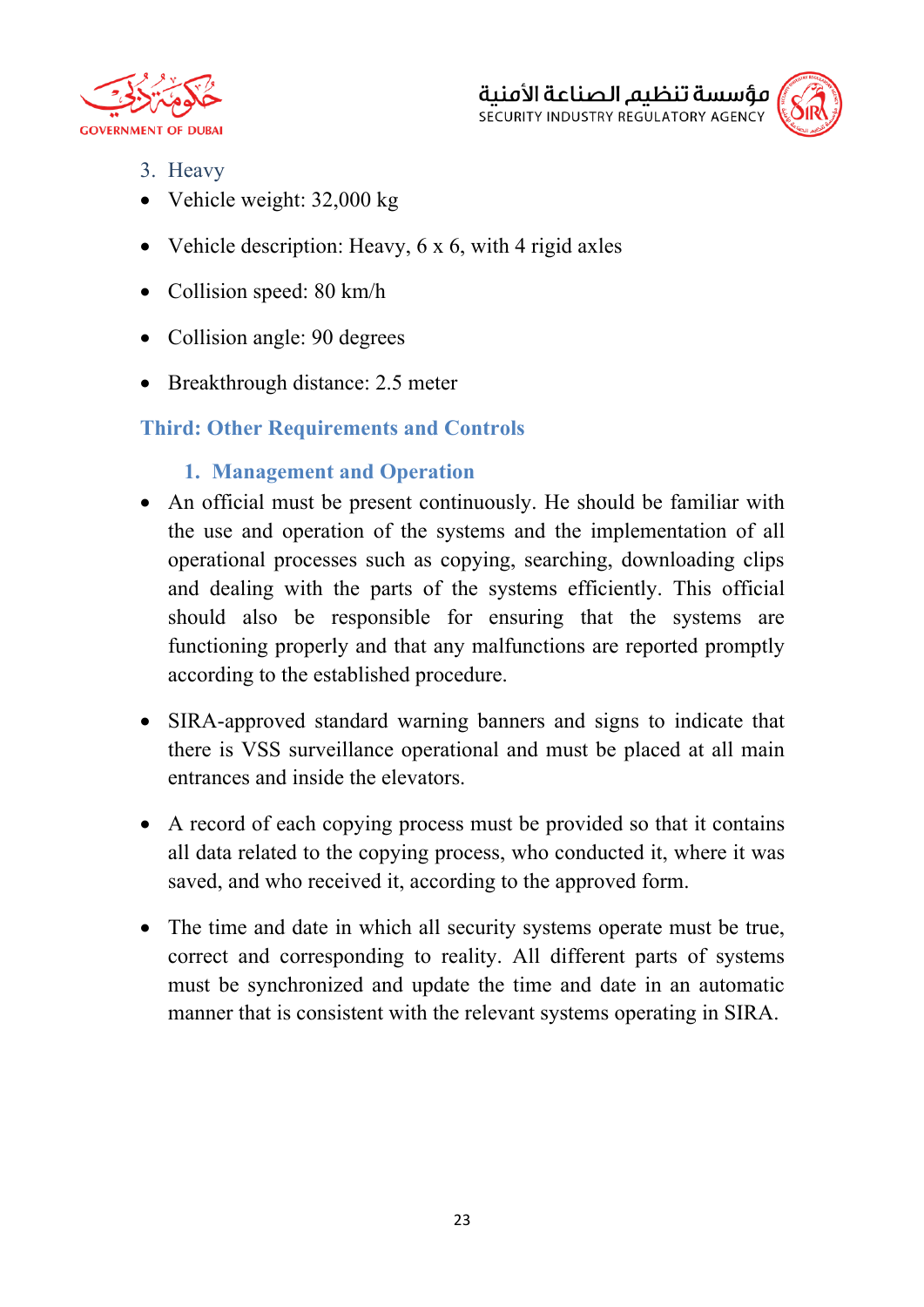3. Heavy

- Vehicle weight: 32,000 kg
- Vehicle description: Heavy, 6 x 6, with 4 rigid axles
- Collision speed: 80 km/h
- Collision angle: 90 degrees
- Breakthrough distance: 2.5 meter

## Third: Other Requirements and Controls

### 1. Management and Operation

- An official must be present continuously. He should be familiar with the use and operation of the systems and the implementation of all operational processes such as copying, searching, downloading clips and dealing with the parts of the systems efficiently. This official should also be responsible for ensuring that the systems are functioning properly and that any malfunctions are reported promptly according to the established procedure.
- SIRA-approved standard warning banners and signs to indicate that there is VSS surveillance operational and must be placed at all main entrances and inside the elevators.
- A record of each copying process must be provided so that it contains all data related to the copying process, who conducted it, where it was saved, and who received it, according to the approved form.
- The time and date in which all security systems operate must be true, correct and corresponding to reality. All different parts of systems must be synchronized and update the time and date in an automatic manner that is consistent with the relevant systems operating in SIRA.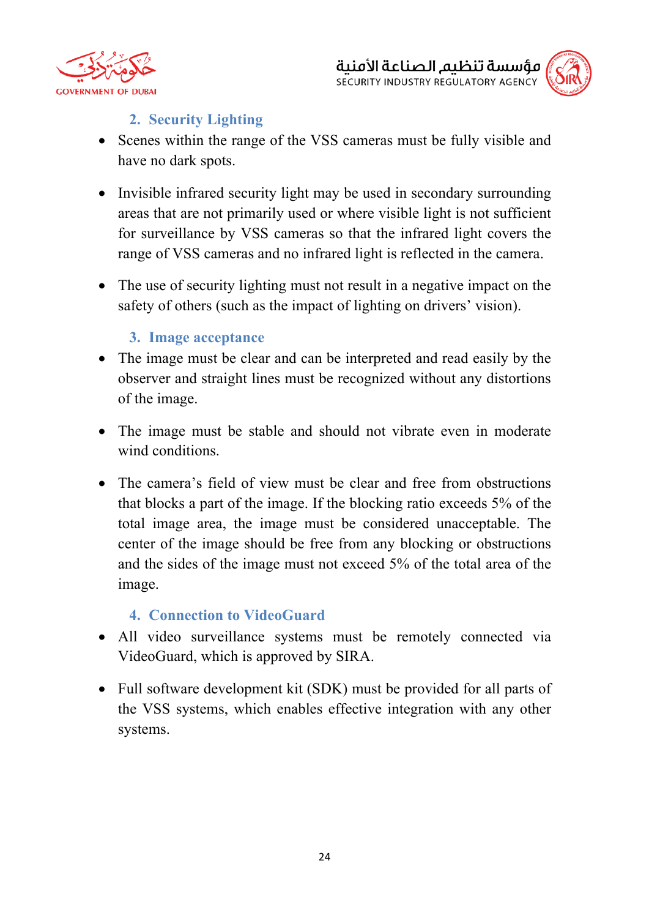## 2. Security Lighting

- Scenes within the range of the VSS cameras must be fully visible and have no dark spots.

- Invisible infrared security light may be used in secondary surrounding areas that are not primarily used or where visible light is not sufficient for surveillance by VSS cameras so that the infrared light covers the range of VSS cameras and no infrared light is reflected in the camera.

- The use of security lighting must not result in a negative impact on the safety of others (such as the impact of lighting on drivers' vision).

## 3. Image acceptance

- The image must be clear and can be interpreted and read easily by the observer and straight lines must be recognized without any distortions of the image.

- The image must be stable and should not vibrate even in moderate wind conditions.

- The camera's field of view must be clear and free from obstructions that blocks a part of the image. If the blocking ratio exceeds 5% of the total image area, the image must be considered unacceptable. The center of the image should be free from any blocking or obstructions and the sides of the image must not exceed 5% of the total area of the image.

## 4. Connection to VideoGuard

- All video surveillance systems must be remotely connected via VideoGuard, which is approved by SIRA.

- Full software development kit (SDK) must be provided for all parts of the VSS systems, which enables effective integration with any other systems.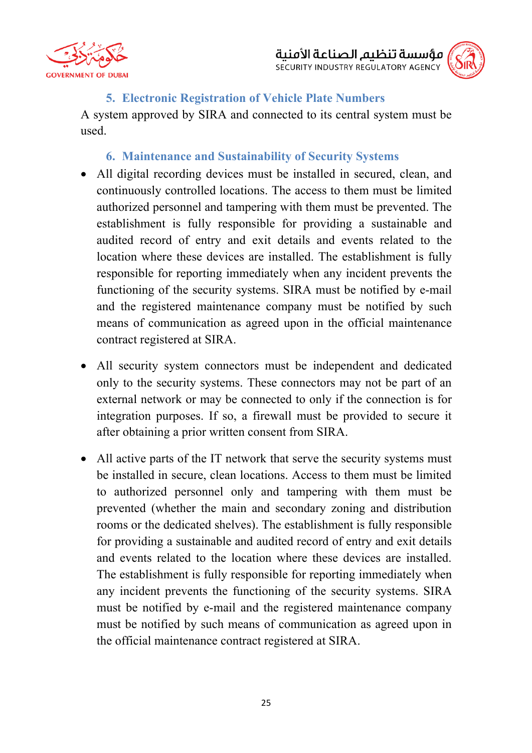### 5. Electronic Registration of Vehicle Plate Numbers

A system approved by SIRA and connected to its central system must be used.

### 6. Maintenance and Sustainability of Security Systems

- All digital recording devices must be installed in secured, clean, and continuously controlled locations. The access to them must be limited authorized personnel and tampering with them must be prevented. The establishment is fully responsible for providing a sustainable and audited record of entry and exit details and events related to the location where these devices are installed. The establishment is fully responsible for reporting immediately when any incident prevents the functioning of the security systems. SIRA must be notified by e-mail and the registered maintenance company must be notified by such means of communication as agreed upon in the official maintenance contract registered at SIRA.

- All security system connectors must be independent and dedicated only to the security systems. These connectors may not be part of an external network or may be connected to only if the connection is for integration purposes. If so, a firewall must be provided to secure it after obtaining a prior written consent from SIRA.

- All active parts of the IT network that serve the security systems must be installed in secure, clean locations. Access to them must be limited to authorized personnel only and tampering with them must be prevented (whether the main and secondary zoning and distribution rooms or the dedicated shelves). The establishment is fully responsible for providing a sustainable and audited record of entry and exit details and events related to the location where these devices are installed. The establishment is fully responsible for reporting immediately when any incident prevents the functioning of the security systems. SIRA must be notified by e-mail and the registered maintenance company must be notified by such means of communication as agreed upon in the official maintenance contract registered at SIRA.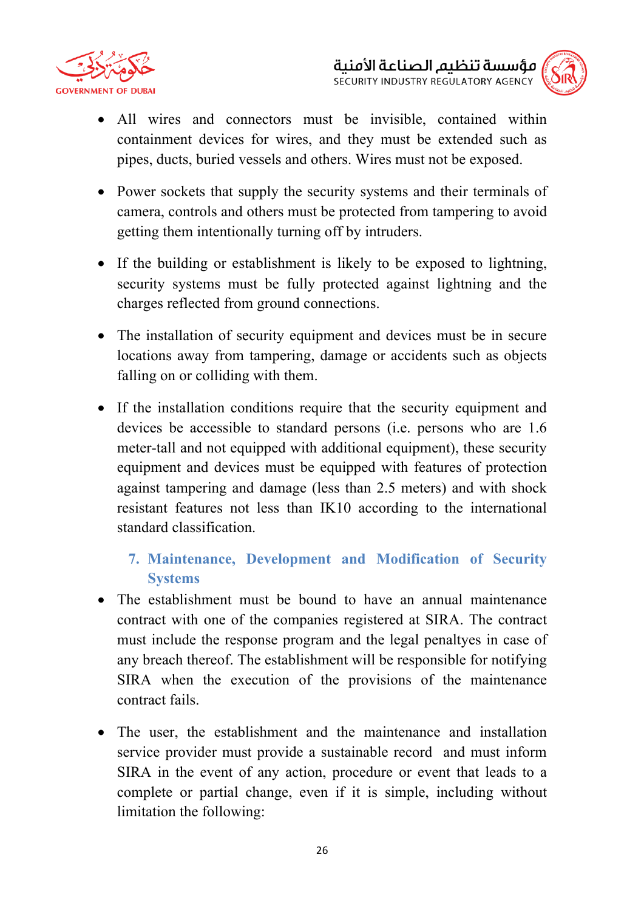- All wires and connectors must be invisible, contained within containment devices for wires, and they must be extended such as pipes, ducts, buried vessels and others. Wires must not be exposed.

- Power sockets that supply the security systems and their terminals of camera, controls and others must be protected from tampering to avoid getting them intentionally turning off by intruders.

- If the building or establishment is likely to be exposed to lightning, security systems must be fully protected against lightning and the charges reflected from ground connections.

- The installation of security equipment and devices must be in secure locations away from tampering, damage or accidents such as objects falling on or colliding with them.

- If the installation conditions require that the security equipment and devices be accessible to standard persons (i.e. persons who are 1.6 meter-tall and not equipped with additional equipment), these security equipment and devices must be equipped with features of protection against tampering and damage (less than 2.5 meters) and with shock resistant features not less than IK10 according to the international standard classification.

## 7. Maintenance, Development and Modification of Security Systems

- The establishment must be bound to have an annual maintenance contract with one of the companies registered at SIRA. The contract must include the response program and the legal penaltyes in case of any breach thereof. The establishment will be responsible for notifying SIRA when the execution of the provisions of the maintenance contract fails.

- The user, the establishment and the maintenance and installation service provider must provide a sustainable record and must inform SIRA in the event of any action, procedure or event that leads to a complete or partial change, even if it is simple, including without limitation the following: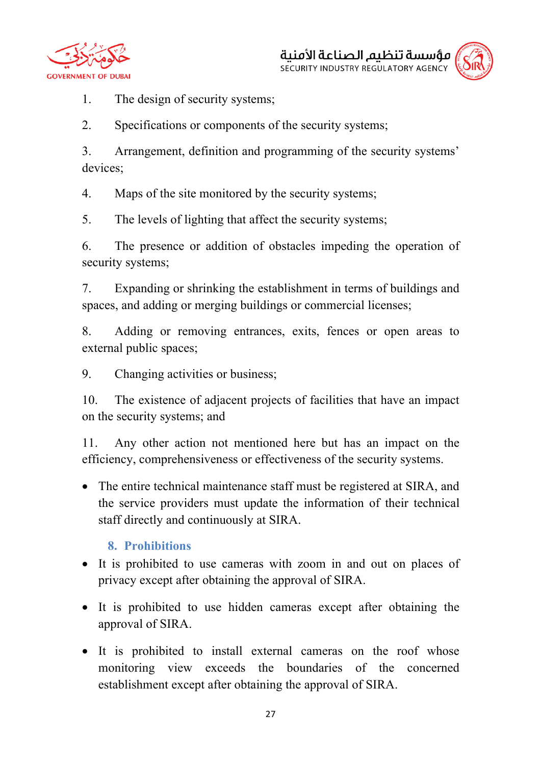1. The design of security systems;

2. Specifications or components of the security systems;

3. Arrangement, definition and programming of the security systems' devices;

4. Maps of the site monitored by the security systems;

5. The levels of lighting that affect the security systems;

6. The presence or addition of obstacles impeding the operation of security systems;

7. Expanding or shrinking the establishment in terms of buildings and spaces, and adding or merging buildings or commercial licenses;

8. Adding or removing entrances, exits, fences or open areas to external public spaces;

9. Changing activities or business;

10. The existence of adjacent projects of facilities that have an impact on the security systems; and

11. Any other action not mentioned here but has an impact on the efficiency, comprehensiveness or effectiveness of the security systems.

- The entire technical maintenance staff must be registered at SIRA, and the service providers must update the information of their technical staff directly and continuously at SIRA.

## 8. Prohibitions

- It is prohibited to use cameras with zoom in and out on places of privacy except after obtaining the approval of SIRA.
- It is prohibited to use hidden cameras except after obtaining the approval of SIRA.
- It is prohibited to install external cameras on the roof whose monitoring view exceeds the boundaries of the concerned establishment except after obtaining the approval of SIRA.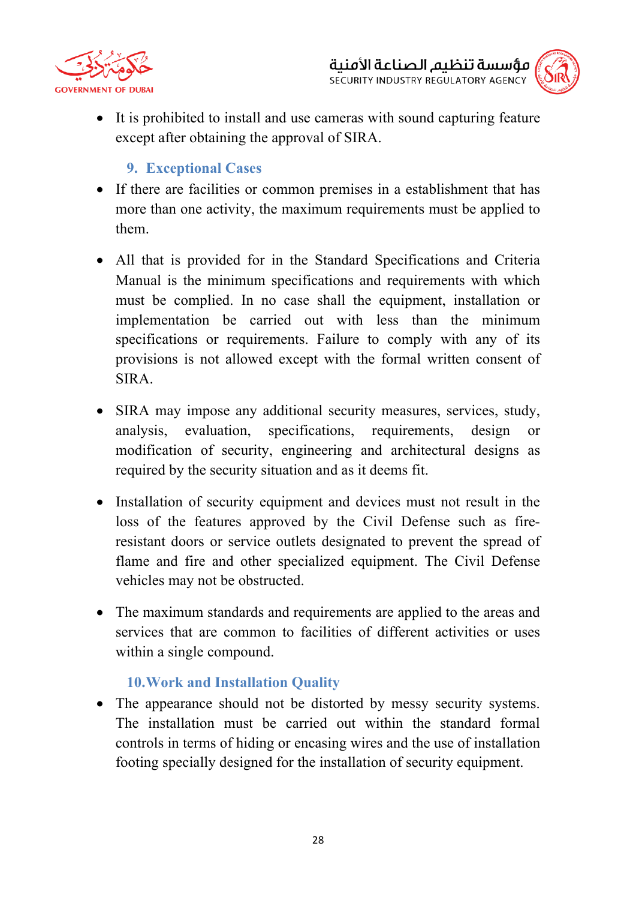- It is prohibited to install and use cameras with sound capturing feature except after obtaining the approval of SIRA.

## 9. Exceptional Cases

- If there are facilities or common premises in a establishment that has more than one activity, the maximum requirements must be applied to them.

- All that is provided for in the Standard Specifications and Criteria Manual is the minimum specifications and requirements with which must be complied. In no case shall the equipment, installation or implementation be carried out with less than the minimum specifications or requirements. Failure to comply with any of its provisions is not allowed except with the formal written consent of SIRA.

- SIRA may impose any additional security measures, services, study, analysis, evaluation, specifications, requirements, design or modification of security, engineering and architectural designs as required by the security situation and as it deems fit.

- Installation of security equipment and devices must not result in the loss of the features approved by the Civil Defense such as fire-resistant doors or service outlets designated to prevent the spread of flame and fire and other specialized equipment. The Civil Defense vehicles may not be obstructed.

- The maximum standards and requirements are applied to the areas and services that are common to facilities of different activities or uses within a single compound.

## 10. Work and Installation Quality

- The appearance should not be distorted by messy security systems. The installation must be carried out within the standard formal controls in terms of hiding or encasing wires and the use of installation footing specially designed for the installation of security equipment.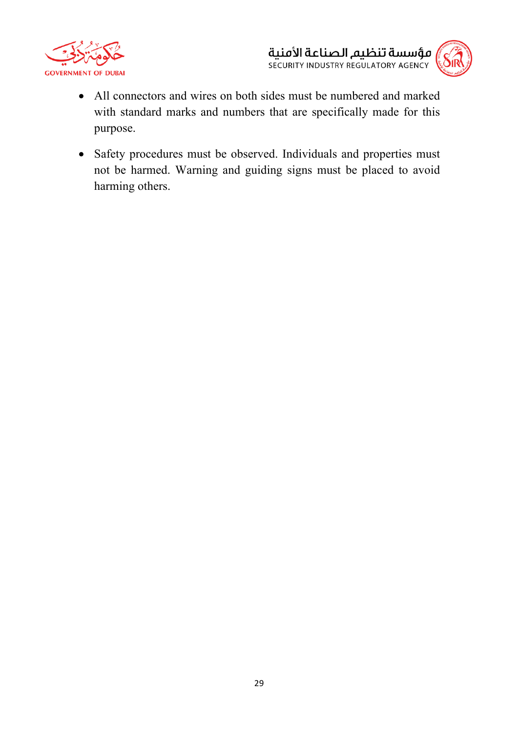- All connectors and wires on both sides must be numbered and marked with standard marks and numbers that are specifically made for this purpose.
- Safety procedures must be observed. Individuals and properties must not be harmed. Warning and guiding signs must be placed to avoid harming others.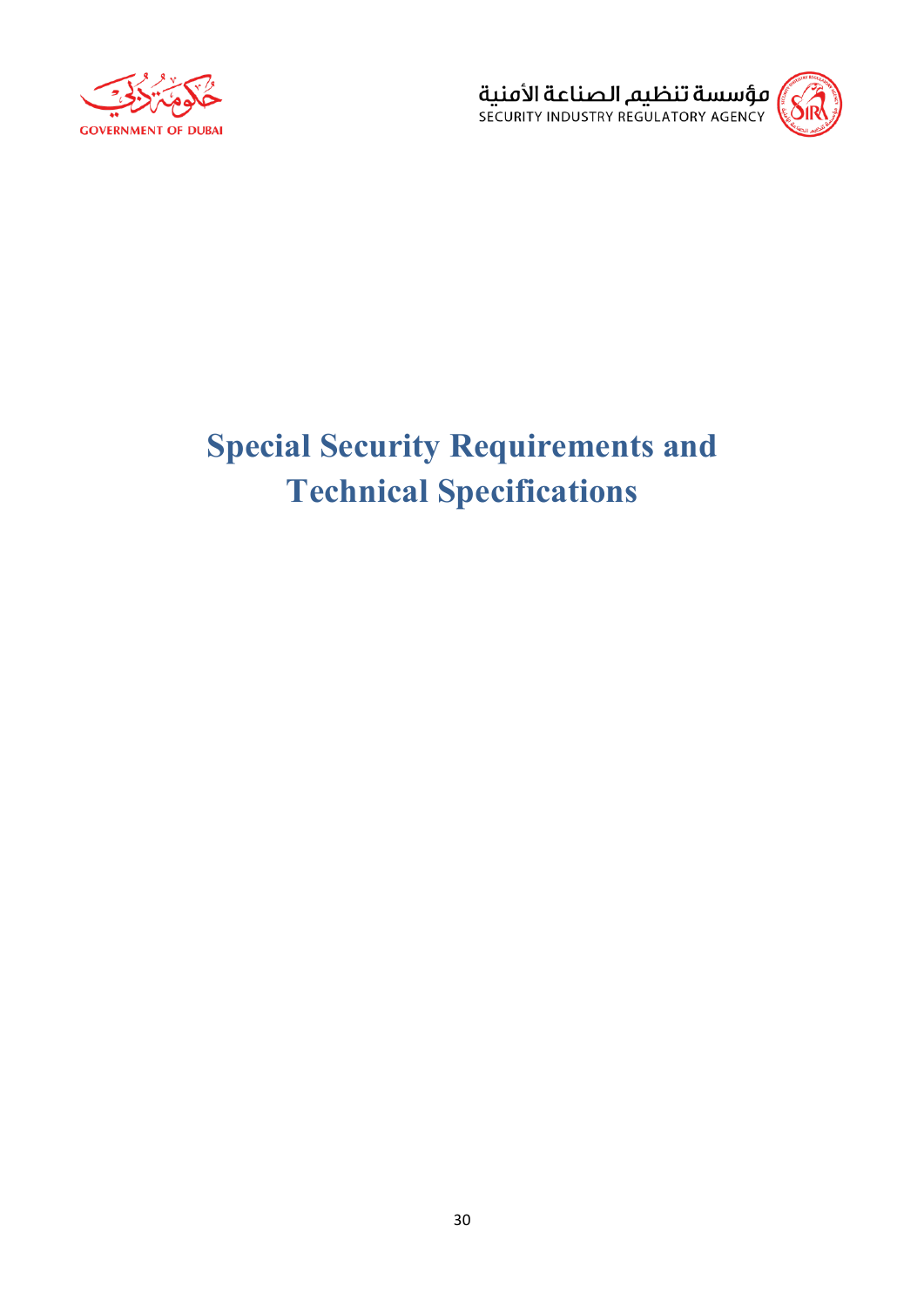# Special Security Requirements and Technical Specifications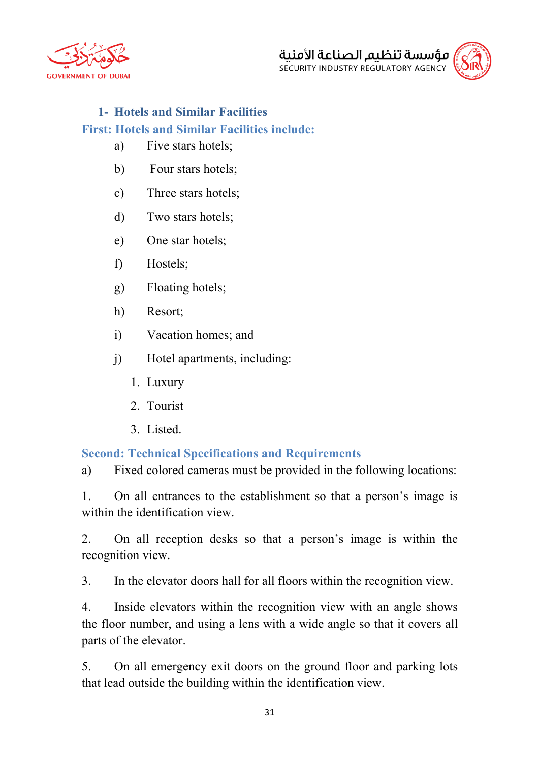## 1- Hotels and Similar Facilities

### First: Hotels and Similar Facilities include:

a) Five stars hotels;

b) Four stars hotels;

c) Three stars hotels;

d) Two stars hotels;

e) One star hotels;

f) Hostels;

g) Floating hotels;

h) Resort;

i) Vacation homes; and

j) Hotel apartments, including:

1. Luxury
2. Tourist
3. Listed.

### Second: Technical Specifications and Requirements

a) Fixed colored cameras must be provided in the following locations:

1. On all entrances to the establishment so that a person's image is within the identification view.

2. On all reception desks so that a person's image is within the recognition view.

3. In the elevator doors hall for all floors within the recognition view.

4. Inside elevators within the recognition view with an angle shows the floor number, and using a lens with a wide angle so that it covers all parts of the elevator.

5. On all emergency exit doors on the ground floor and parking lots that lead outside the building within the identification view.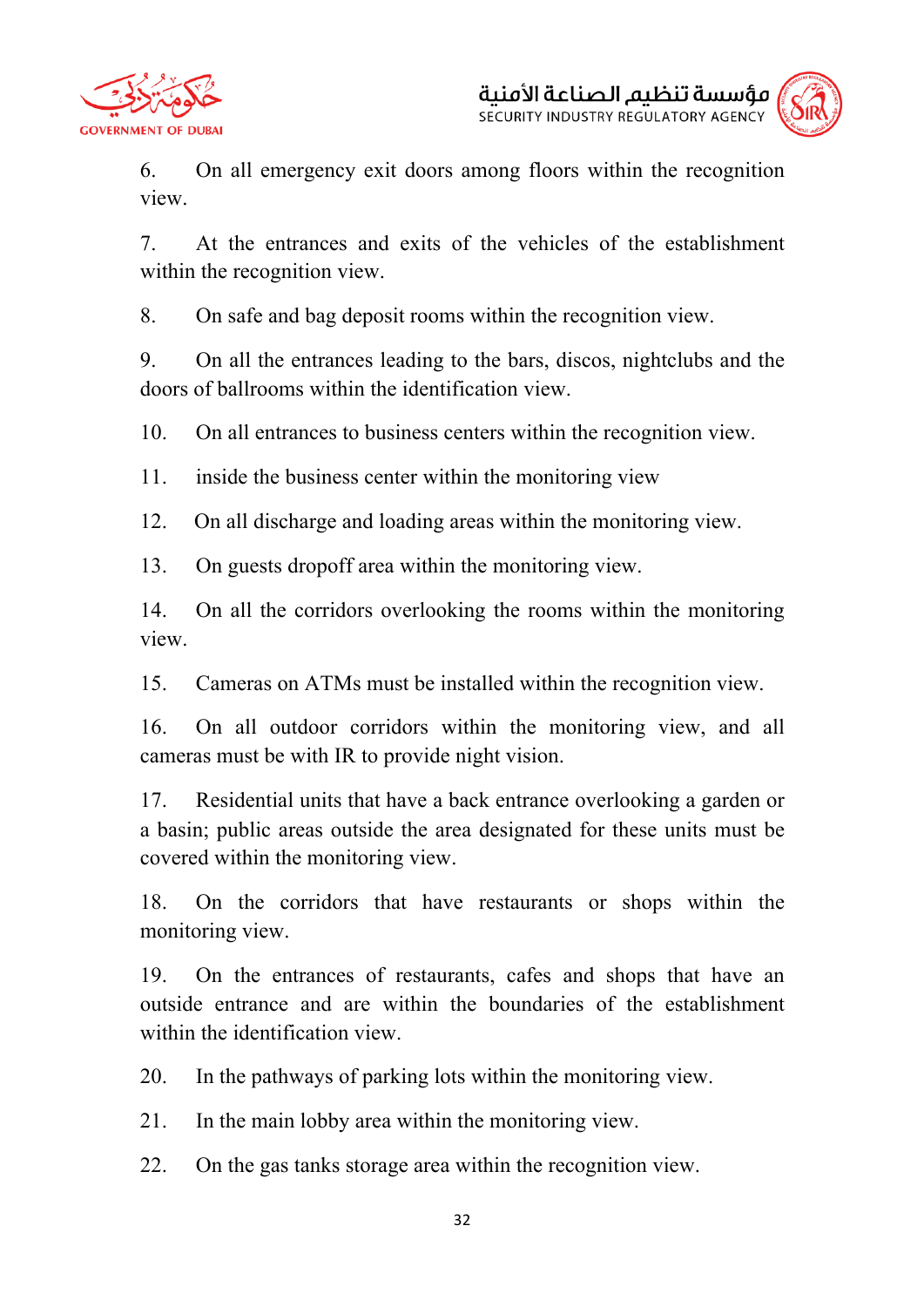6. On all emergency exit doors among floors within the recognition view.

7. At the entrances and exits of the vehicles of the establishment within the recognition view.

8. On safe and bag deposit rooms within the recognition view.

9. On all the entrances leading to the bars, discos, nightclubs and the doors of ballrooms within the identification view.

10. On all entrances to business centers within the recognition view.

11. inside the business center within the monitoring view

12. On all discharge and loading areas within the monitoring view.

13. On guests dropoff area within the monitoring view.

14. On all the corridors overlooking the rooms within the monitoring view.

15. Cameras on ATMs must be installed within the recognition view.

16. On all outdoor corridors within the monitoring view, and all cameras must be with IR to provide night vision.

17. Residential units that have a back entrance overlooking a garden or a basin; public areas outside the area designated for these units must be covered within the monitoring view.

18. On the corridors that have restaurants or shops within the monitoring view.

19. On the entrances of restaurants, cafes and shops that have an outside entrance and are within the boundaries of the establishment within the identification view.

20. In the pathways of parking lots within the monitoring view.

21. In the main lobby area within the monitoring view.

22. On the gas tanks storage area within the recognition view.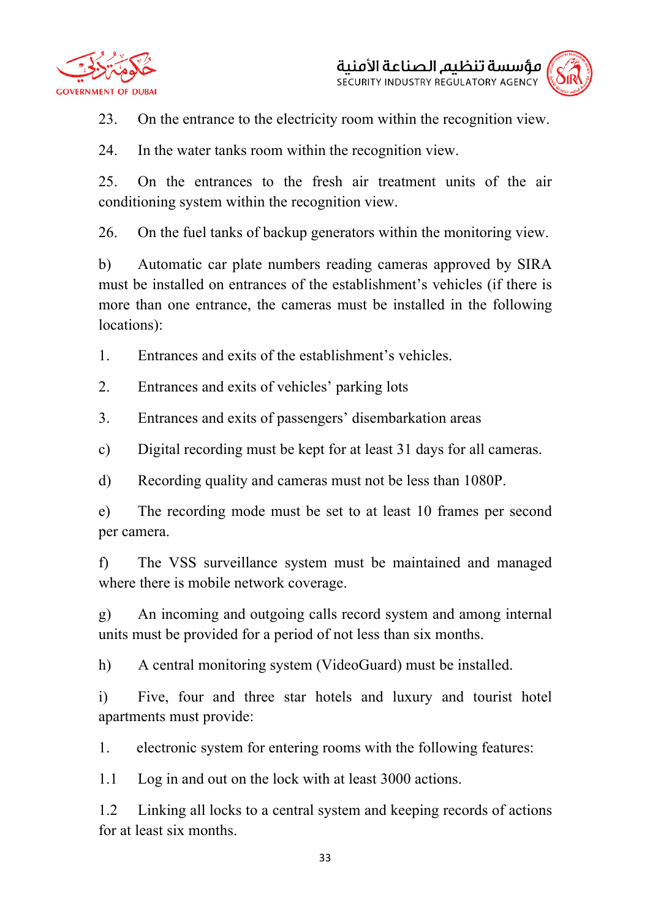23. On the entrance to the electricity room within the recognition view.

24. In the water tanks room within the recognition view.

25. On the entrances to the fresh air treatment units of the air conditioning system within the recognition view.

26. On the fuel tanks of backup generators within the monitoring view.

b) Automatic car plate numbers reading cameras approved by SIRA must be installed on entrances of the establishment's vehicles (if there is more than one entrance, the cameras must be installed in the following locations):

1. Entrances and exits of the establishment's vehicles.

2. Entrances and exits of vehicles' parking lots

3. Entrances and exits of passengers' disembarkation areas

c) Digital recording must be kept for at least 31 days for all cameras.

d) Recording quality and cameras must not be less than 1080P.

e) The recording mode must be set to at least 10 frames per second per camera.

f) The VSS surveillance system must be maintained and managed where there is mobile network coverage.

g) An incoming and outgoing calls record system and among internal units must be provided for a period of not less than six months.

h) A central monitoring system (VideoGuard) must be installed.

i) Five, four and three star hotels and luxury and tourist hotel apartments must provide:

1. electronic system for entering rooms with the following features:

1.1 Log in and out on the lock with at least 3000 actions.

1.2 Linking all locks to a central system and keeping records of actions for at least six months.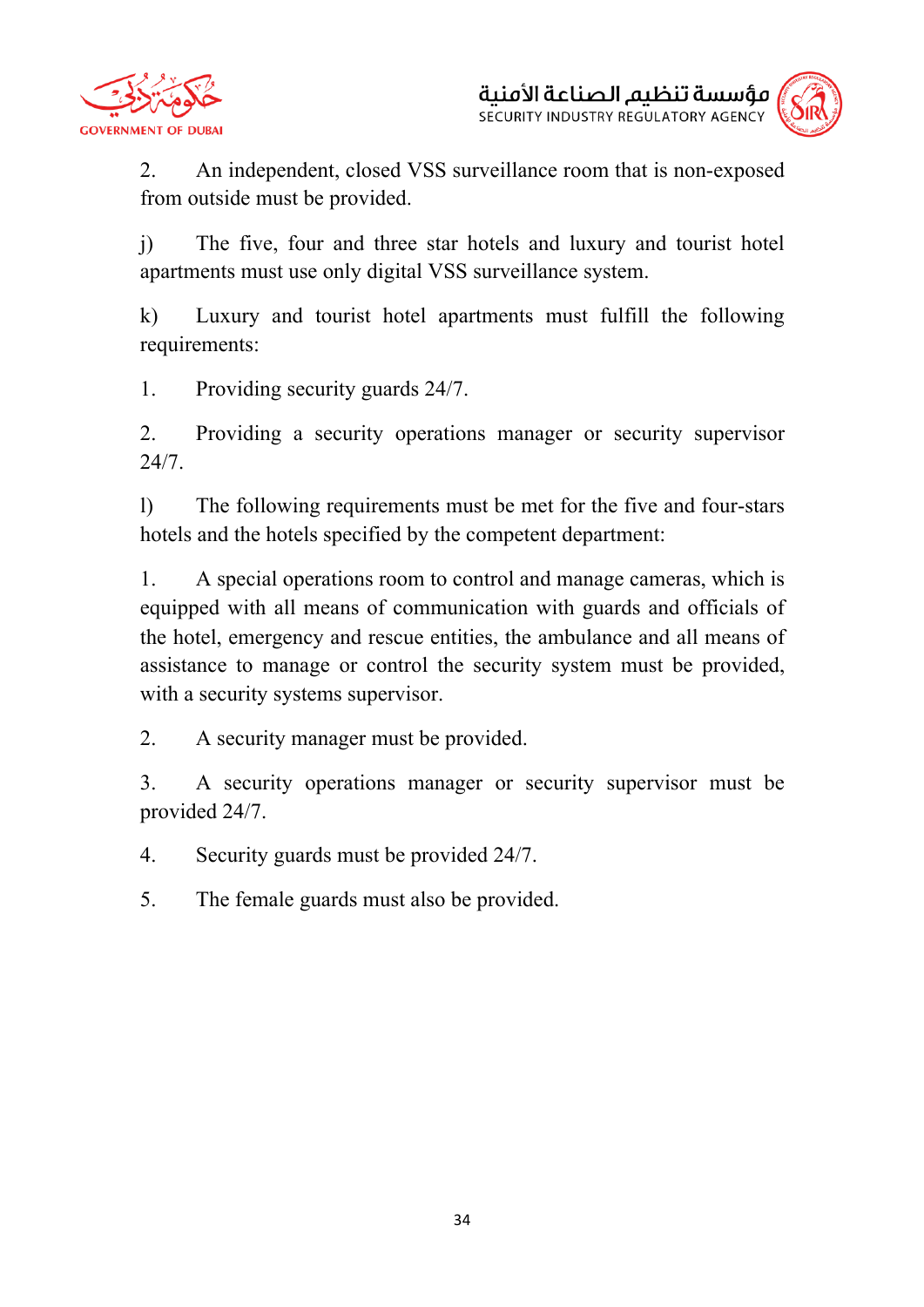2. An independent, closed VSS surveillance room that is non-exposed from outside must be provided.

j) The five, four and three star hotels and luxury and tourist hotel apartments must use only digital VSS surveillance system.

k) Luxury and tourist hotel apartments must fulfill the following requirements:

1. Providing security guards 24/7.

2. Providing a security operations manager or security supervisor 24/7.

l) The following requirements must be met for the five and four-stars hotels and the hotels specified by the competent department:

1. A special operations room to control and manage cameras, which is equipped with all means of communication with guards and officials of the hotel, emergency and rescue entities, the ambulance and all means of assistance to manage or control the security system must be provided, with a security systems supervisor.

2. A security manager must be provided.

3. A security operations manager or security supervisor must be provided 24/7.

4. Security guards must be provided 24/7.

5. The female guards must also be provided.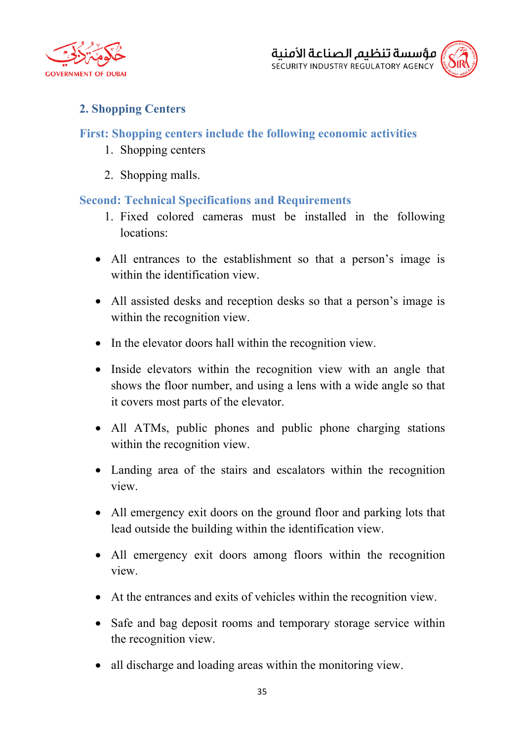## 2. Shopping Centers

### First: Shopping centers include the following economic activities

1. Shopping centers
2. Shopping malls.

### Second: Technical Specifications and Requirements

1. Fixed colored cameras must be installed in the following locations:

- All entrances to the establishment so that a person's image is within the identification view.
- All assisted desks and reception desks so that a person's image is within the recognition view.
- In the elevator doors hall within the recognition view.
- Inside elevators within the recognition view with an angle that shows the floor number, and using a lens with a wide angle so that it covers most parts of the elevator.
- All ATMs, public phones and public phone charging stations within the recognition view.
- Landing area of the stairs and escalators within the recognition view.
- All emergency exit doors on the ground floor and parking lots that lead outside the building within the identification view.
- All emergency exit doors among floors within the recognition view.
- At the entrances and exits of vehicles within the recognition view.
- Safe and bag deposit rooms and temporary storage service within the recognition view.
- all discharge and loading areas within the monitoring view.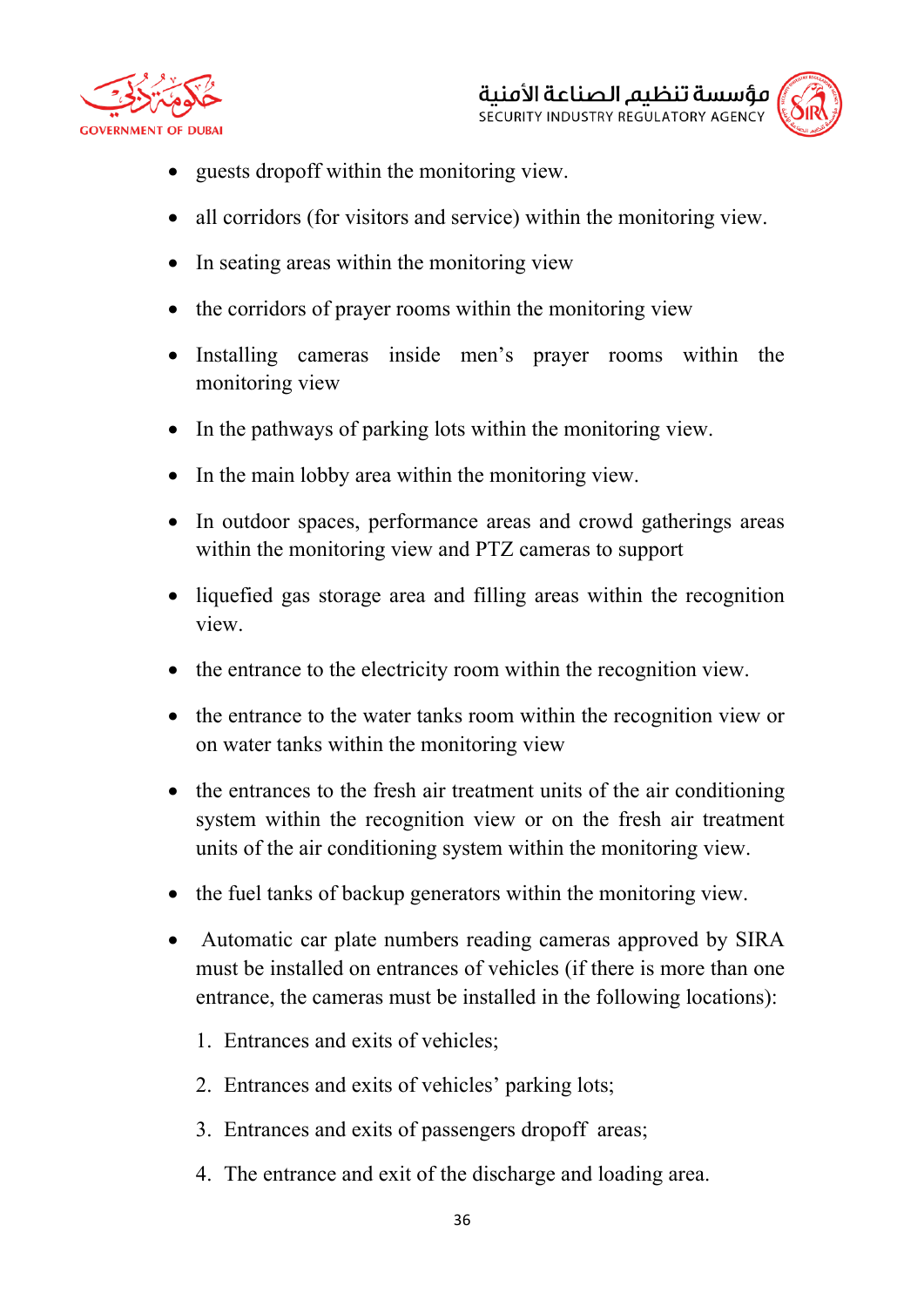- guests dropoff within the monitoring view.
- all corridors (for visitors and service) within the monitoring view.
- In seating areas within the monitoring view
- the corridors of prayer rooms within the monitoring view
- Installing cameras inside men's prayer rooms within the monitoring view
- In the pathways of parking lots within the monitoring view.
- In the main lobby area within the monitoring view.
- In outdoor spaces, performance areas and crowd gatherings areas within the monitoring view and PTZ cameras to support
- liquefied gas storage area and filling areas within the recognition view.
- the entrance to the electricity room within the recognition view.
- the entrance to the water tanks room within the recognition view or on water tanks within the monitoring view
- the entrances to the fresh air treatment units of the air conditioning system within the recognition view or on the fresh air treatment units of the air conditioning system within the monitoring view.
- the fuel tanks of backup generators within the monitoring view.
- Automatic car plate numbers reading cameras approved by SIRA must be installed on entrances of vehicles (if there is more than one entrance, the cameras must be installed in the following locations):
  1. Entrances and exits of vehicles;
  2. Entrances and exits of vehicles' parking lots;
  3. Entrances and exits of passengers dropoff areas;
  4. The entrance and exit of the discharge and loading area.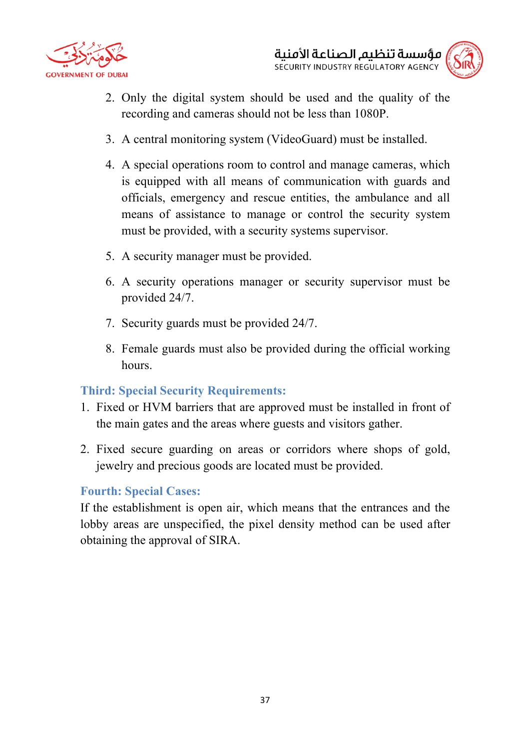2. Only the digital system should be used and the quality of the recording and cameras should not be less than 1080P.
3. A central monitoring system (VideoGuard) must be installed.
4. A special operations room to control and manage cameras, which is equipped with all means of communication with guards and officials, emergency and rescue entities, the ambulance and all means of assistance to manage or control the security system must be provided, with a security systems supervisor.
5. A security manager must be provided.
6. A security operations manager or security supervisor must be provided 24/7.
7. Security guards must be provided 24/7.
8. Female guards must also be provided during the official working hours.

### Third: Special Security Requirements:

1. Fixed or HVM barriers that are approved must be installed in front of the main gates and the areas where guests and visitors gather.
2. Fixed secure guarding on areas or corridors where shops of gold, jewelry and precious goods are located must be provided.

### Fourth: Special Cases:

If the establishment is open air, which means that the entrances and the lobby areas are unspecified, the pixel density method can be used after obtaining the approval of SIRA.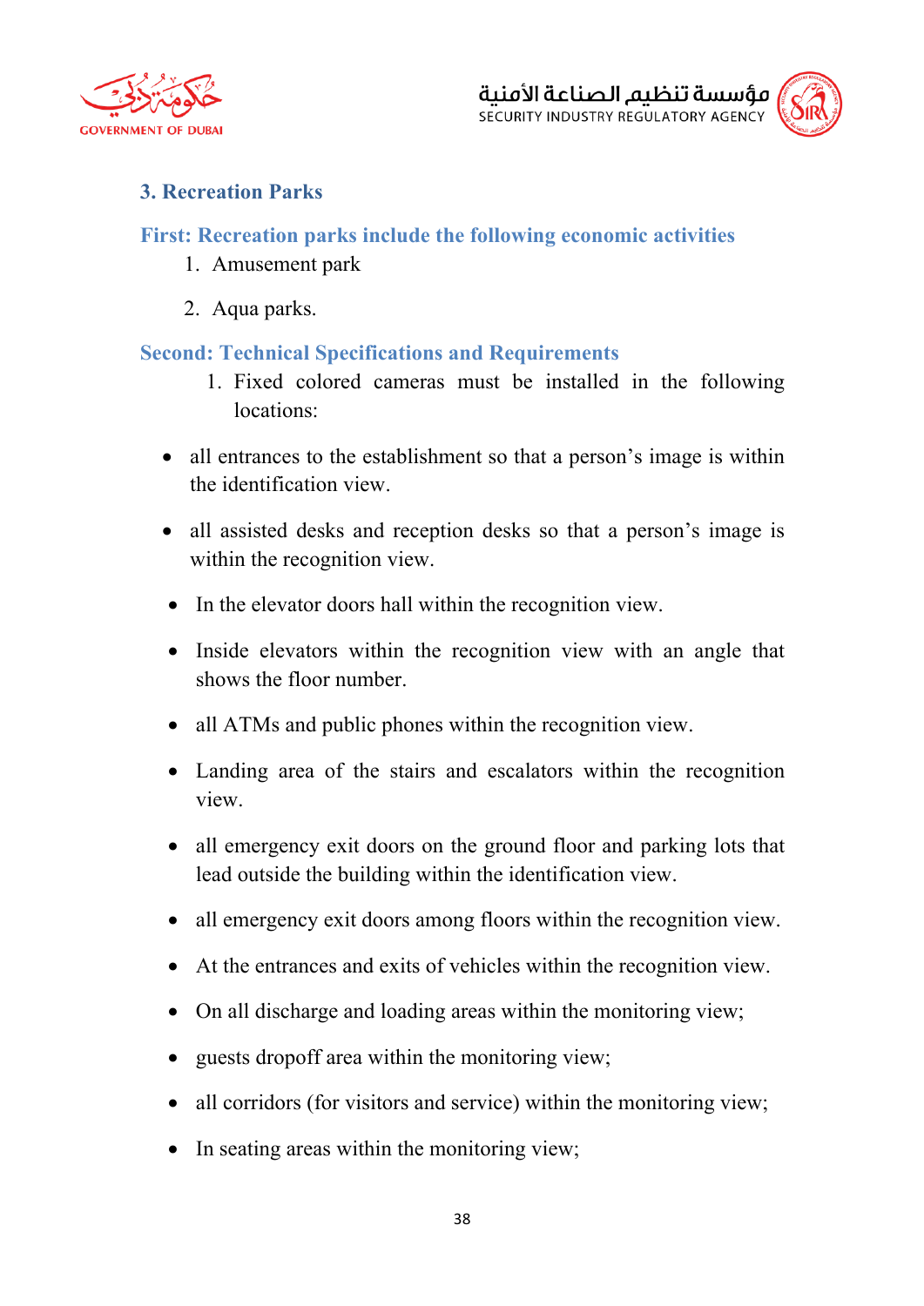### 3. Recreation Parks

**First: Recreation parks include the following economic activities**

1. Amusement park
2. Aqua parks.

**Second: Technical Specifications and Requirements**

1. Fixed colored cameras must be installed in the following locations:

- all entrances to the establishment so that a person's image is within the identification view.
- all assisted desks and reception desks so that a person's image is within the recognition view.
- In the elevator doors hall within the recognition view.
- Inside elevators within the recognition view with an angle that shows the floor number.
- all ATMs and public phones within the recognition view.
- Landing area of the stairs and escalators within the recognition view.
- all emergency exit doors on the ground floor and parking lots that lead outside the building within the identification view.
- all emergency exit doors among floors within the recognition view.
- At the entrances and exits of vehicles within the recognition view.
- On all discharge and loading areas within the monitoring view;
- guests dropoff area within the monitoring view;
- all corridors (for visitors and service) within the monitoring view;
- In seating areas within the monitoring view;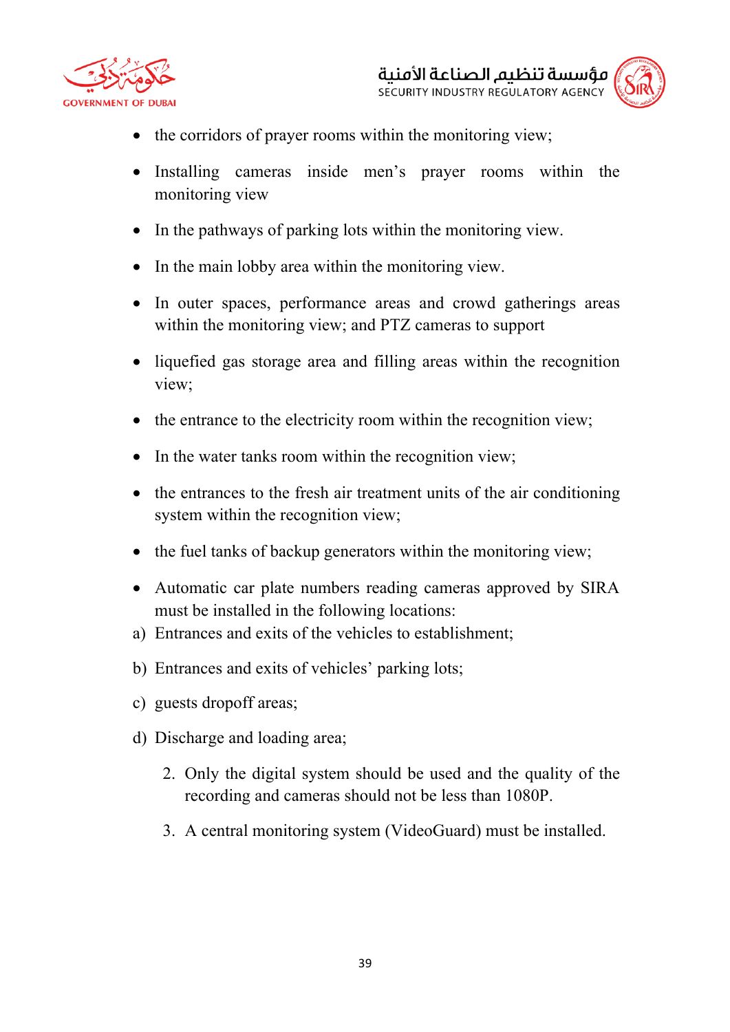- the corridors of prayer rooms within the monitoring view;
- Installing cameras inside men's prayer rooms within the monitoring view
- In the pathways of parking lots within the monitoring view.
- In the main lobby area within the monitoring view.
- In outer spaces, performance areas and crowd gatherings areas within the monitoring view; and PTZ cameras to support
- liquefied gas storage area and filling areas within the recognition view;
- the entrance to the electricity room within the recognition view;
- In the water tanks room within the recognition view;
- the entrances to the fresh air treatment units of the air conditioning system within the recognition view;
- the fuel tanks of backup generators within the monitoring view;
- Automatic car plate numbers reading cameras approved by SIRA must be installed in the following locations:

a) Entrances and exits of the vehicles to establishment;

b) Entrances and exits of vehicles' parking lots;

c) guests dropoff areas;

d) Discharge and loading area;

2. Only the digital system should be used and the quality of the recording and cameras should not be less than 1080P.
3. A central monitoring system (VideoGuard) must be installed.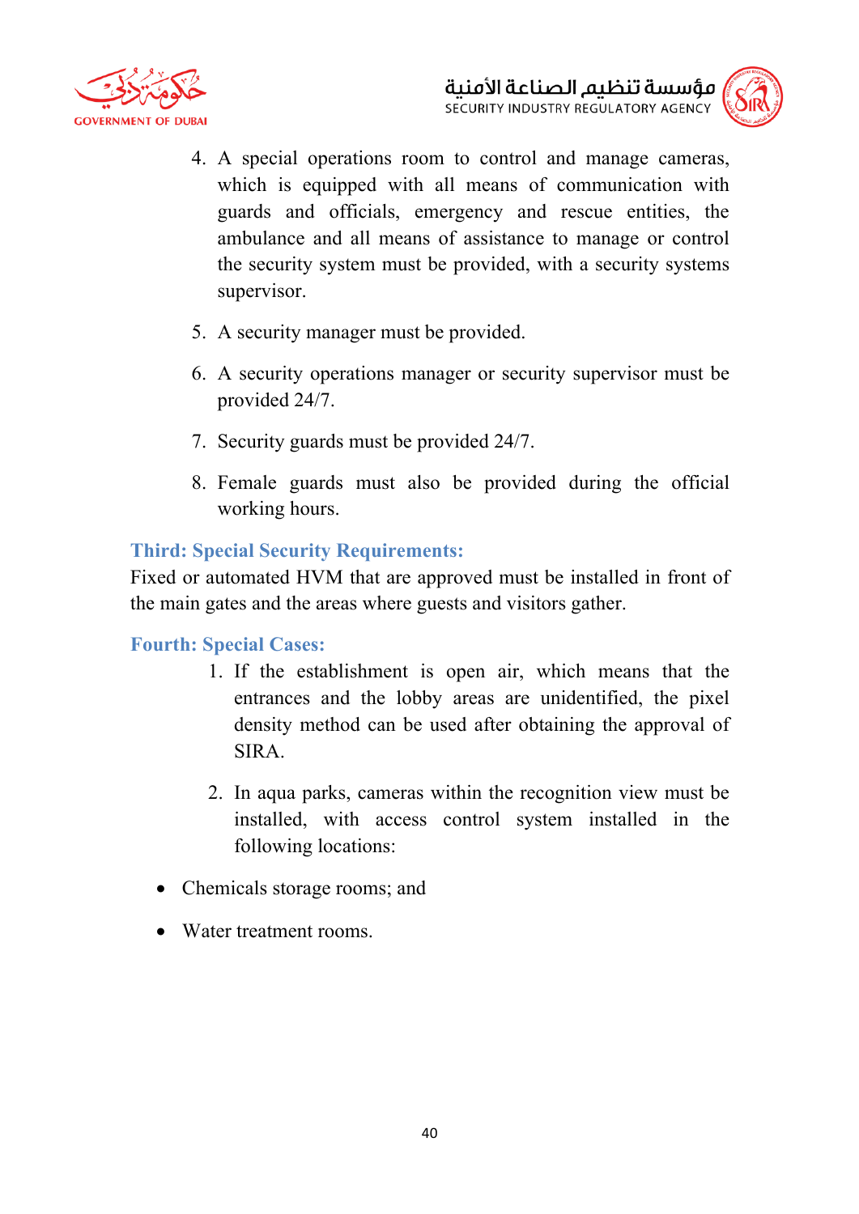4. A special operations room to control and manage cameras, which is equipped with all means of communication with guards and officials, emergency and rescue entities, the ambulance and all means of assistance to manage or control the security system must be provided, with a security systems supervisor.

5. A security manager must be provided.

6. A security operations manager or security supervisor must be provided 24/7.

7. Security guards must be provided 24/7.

8. Female guards must also be provided during the official working hours.

### Third: Special Security Requirements:

Fixed or automated HVM that are approved must be installed in front of the main gates and the areas where guests and visitors gather.

### Fourth: Special Cases:

1. If the establishment is open air, which means that the entrances and the lobby areas are unidentified, the pixel density method can be used after obtaining the approval of SIRA.

2. In aqua parks, cameras within the recognition view must be installed, with access control system installed in the following locations:

- Chemicals storage rooms; and
- Water treatment rooms.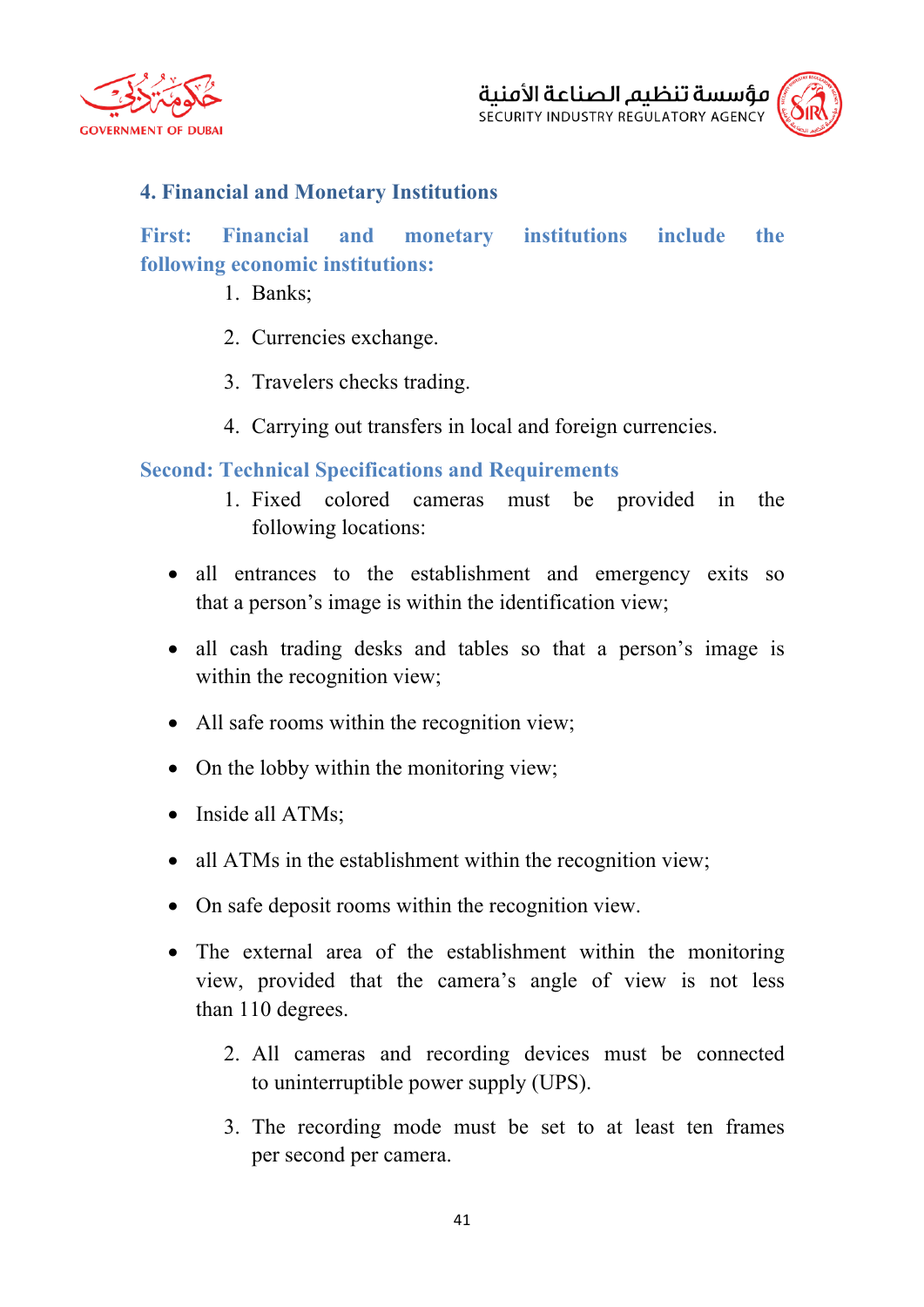## 4. Financial and Monetary Institutions

### First: Financial and monetary institutions include the following economic institutions:

1. Banks;
2. Currencies exchange.
3. Travelers checks trading.
4. Carrying out transfers in local and foreign currencies.

### Second: Technical Specifications and Requirements

1. Fixed colored cameras must be provided in the following locations:

- all entrances to the establishment and emergency exits so that a person's image is within the identification view;
- all cash trading desks and tables so that a person's image is within the recognition view;
- All safe rooms within the recognition view;
- On the lobby within the monitoring view;
- Inside all ATMs;
- all ATMs in the establishment within the recognition view;
- On safe deposit rooms within the recognition view.
- The external area of the establishment within the monitoring view, provided that the camera's angle of view is not less than 110 degrees.

2. All cameras and recording devices must be connected to uninterruptible power supply (UPS).
3. The recording mode must be set to at least ten frames per second per camera.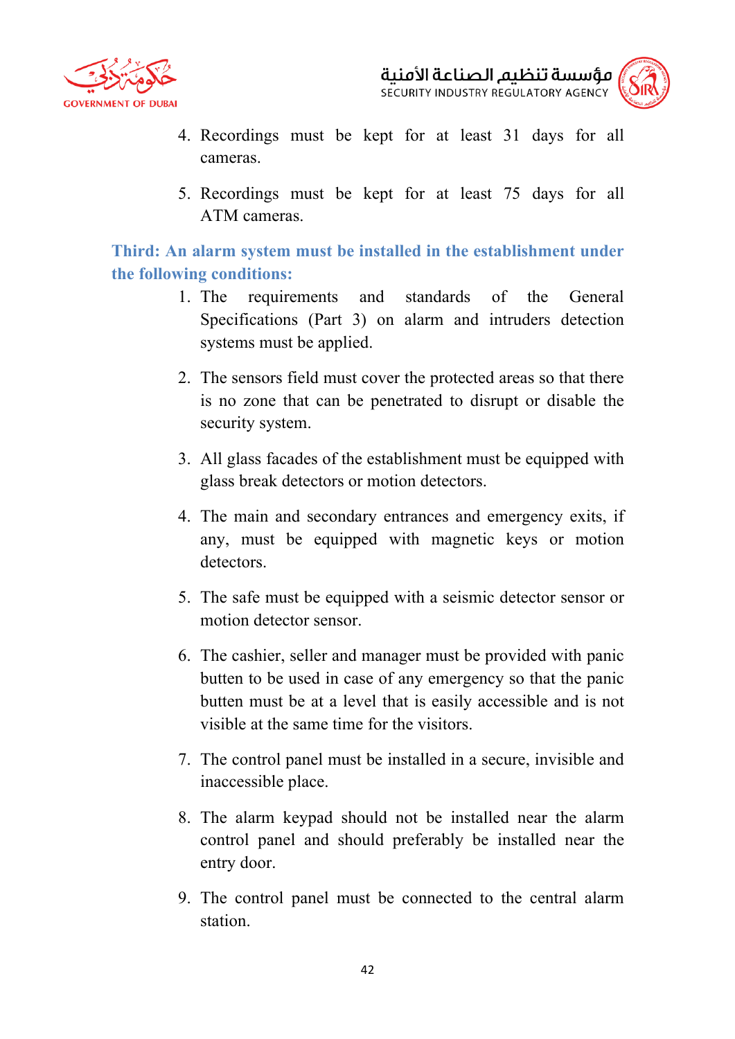4. Recordings must be kept for at least 31 days for all cameras.

5. Recordings must be kept for at least 75 days for all ATM cameras.

### Third: An alarm system must be installed in the establishment under the following conditions:

1. The requirements and standards of the General Specifications (Part 3) on alarm and intruders detection systems must be applied.

2. The sensors field must cover the protected areas so that there is no zone that can be penetrated to disrupt or disable the security system.

3. All glass facades of the establishment must be equipped with glass break detectors or motion detectors.

4. The main and secondary entrances and emergency exits, if any, must be equipped with magnetic keys or motion detectors.

5. The safe must be equipped with a seismic detector sensor or motion detector sensor.

6. The cashier, seller and manager must be provided with panic butten to be used in case of any emergency so that the panic butten must be at a level that is easily accessible and is not visible at the same time for the visitors.

7. The control panel must be installed in a secure, invisible and inaccessible place.

8. The alarm keypad should not be installed near the alarm control panel and should preferably be installed near the entry door.

9. The control panel must be connected to the central alarm station.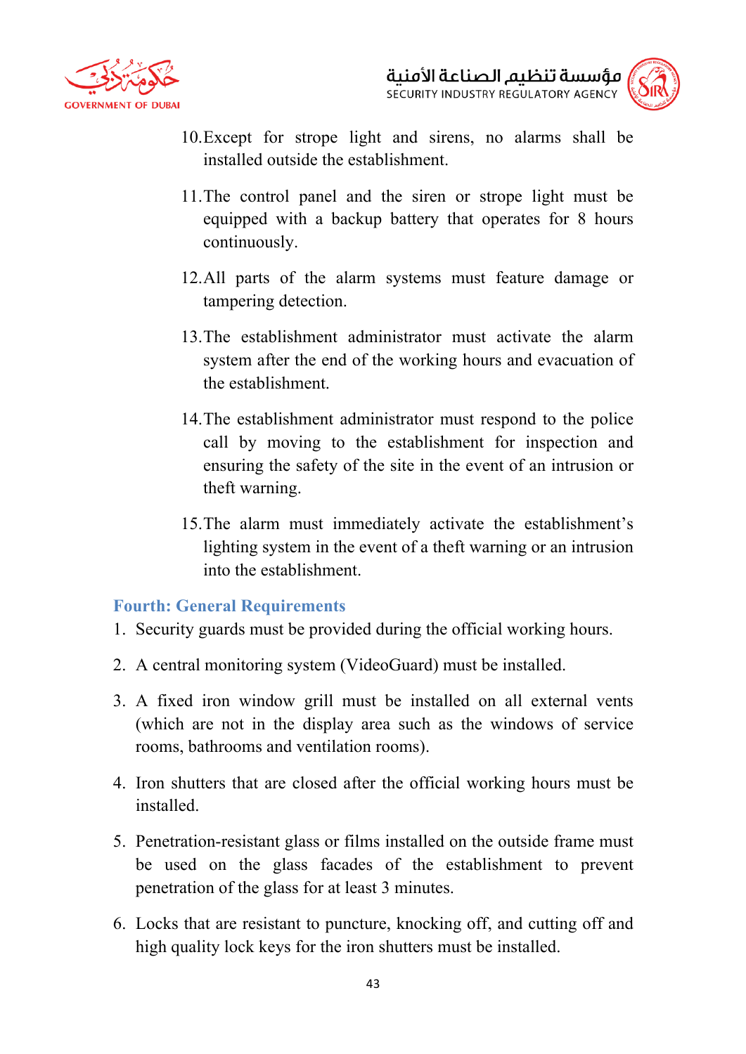10. Except for strope light and sirens, no alarms shall be installed outside the establishment.

11. The control panel and the siren or strope light must be equipped with a backup battery that operates for 8 hours continuously.

12. All parts of the alarm systems must feature damage or tampering detection.

13. The establishment administrator must activate the alarm system after the end of the working hours and evacuation of the establishment.

14. The establishment administrator must respond to the police call by moving to the establishment for inspection and ensuring the safety of the site in the event of an intrusion or theft warning.

15. The alarm must immediately activate the establishment's lighting system in the event of a theft warning or an intrusion into the establishment.

## Fourth: General Requirements

1. Security guards must be provided during the official working hours.
2. A central monitoring system (VideoGuard) must be installed.
3. A fixed iron window grill must be installed on all external vents (which are not in the display area such as the windows of service rooms, bathrooms and ventilation rooms).
4. Iron shutters that are closed after the official working hours must be installed.
5. Penetration-resistant glass or films installed on the outside frame must be used on the glass facades of the establishment to prevent penetration of the glass for at least 3 minutes.
6. Locks that are resistant to puncture, knocking off, and cutting off and high quality lock keys for the iron shutters must be installed.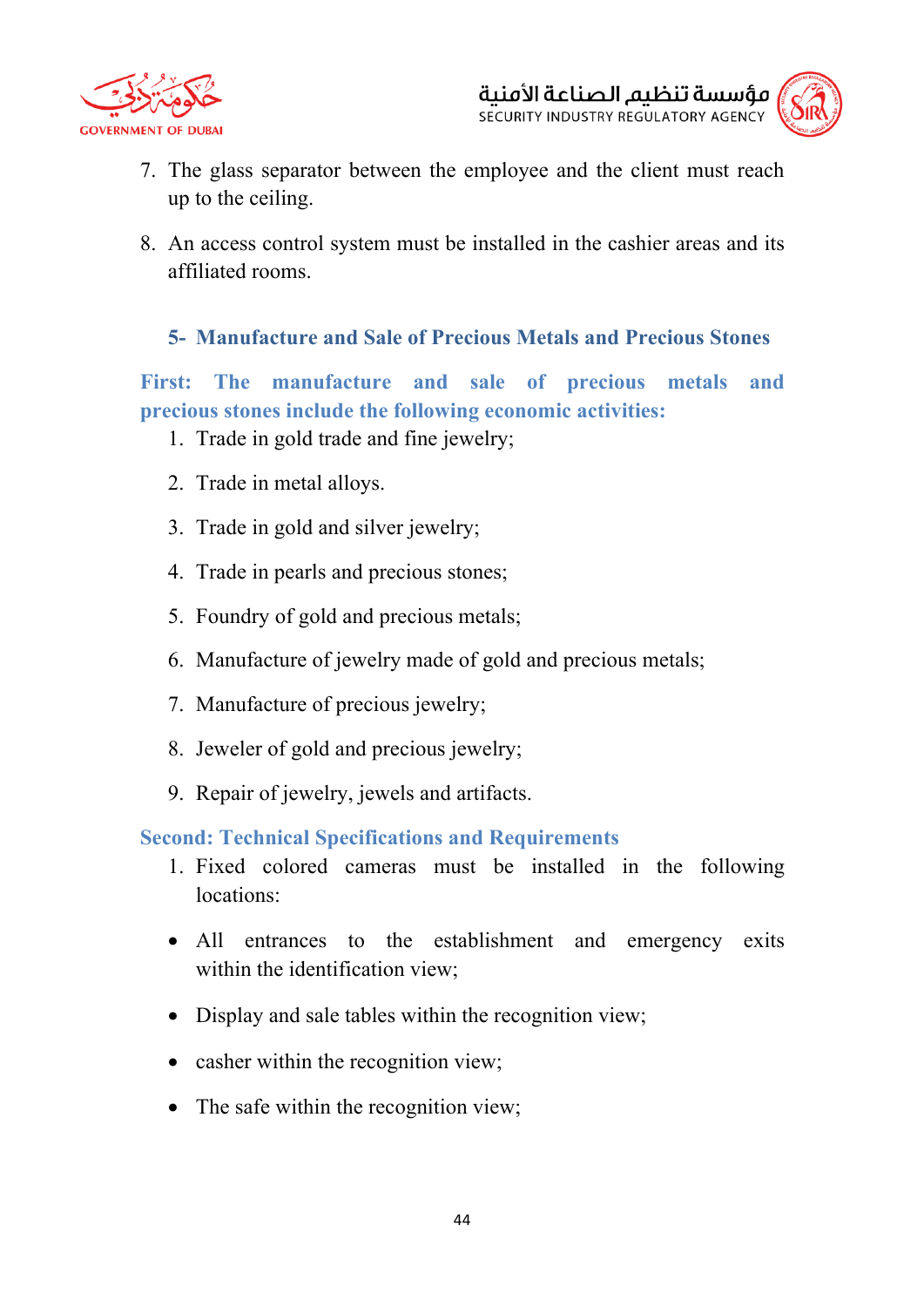7. The glass separator between the employee and the client must reach up to the ceiling.

8. An access control system must be installed in the cashier areas and its affiliated rooms.

## 5- Manufacture and Sale of Precious Metals and Precious Stones

### First: The manufacture and sale of precious metals and precious stones include the following economic activities:

1. Trade in gold trade and fine jewelry;
2. Trade in metal alloys.
3. Trade in gold and silver jewelry;
4. Trade in pearls and precious stones;
5. Foundry of gold and precious metals;
6. Manufacture of jewelry made of gold and precious metals;
7. Manufacture of precious jewelry;
8. Jeweler of gold and precious jewelry;
9. Repair of jewelry, jewels and artifacts.

### Second: Technical Specifications and Requirements

1. Fixed colored cameras must be installed in the following locations:

- All entrances to the establishment and emergency exits within the identification view;
- Display and sale tables within the recognition view;
- casher within the recognition view;
- The safe within the recognition view;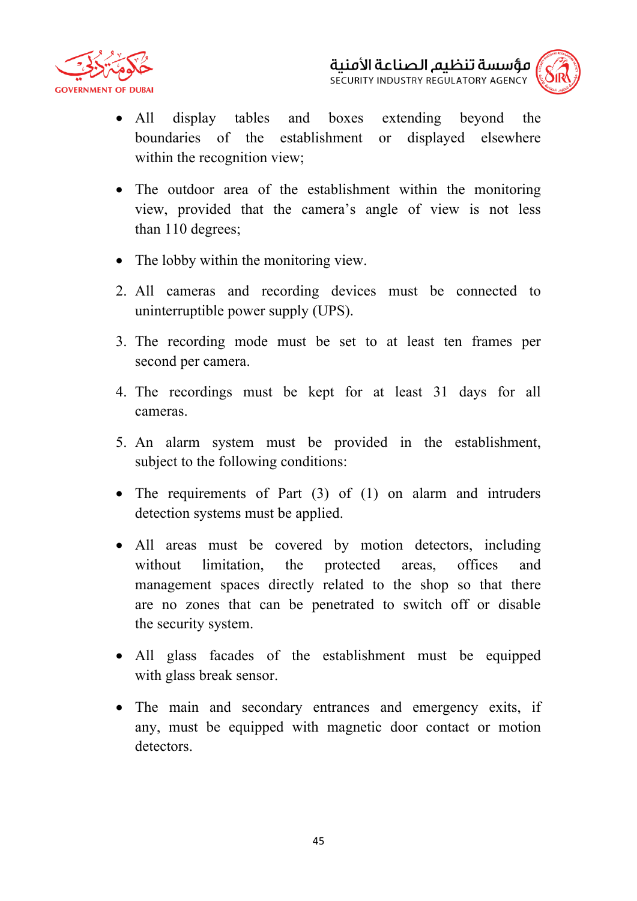- All display tables and boxes extending beyond the boundaries of the establishment or displayed elsewhere within the recognition view;

- The outdoor area of the establishment within the monitoring view, provided that the camera's angle of view is not less than 110 degrees;

- The lobby within the monitoring view.

2. All cameras and recording devices must be connected to uninterruptible power supply (UPS).

3. The recording mode must be set to at least ten frames per second per camera.

4. The recordings must be kept for at least 31 days for all cameras.

5. An alarm system must be provided in the establishment, subject to the following conditions:

- The requirements of Part (3) of (1) on alarm and intruders detection systems must be applied.

- All areas must be covered by motion detectors, including without limitation, the protected areas, offices and management spaces directly related to the shop so that there are no zones that can be penetrated to switch off or disable the security system.

- All glass facades of the establishment must be equipped with glass break sensor.

- The main and secondary entrances and emergency exits, if any, must be equipped with magnetic door contact or motion detectors.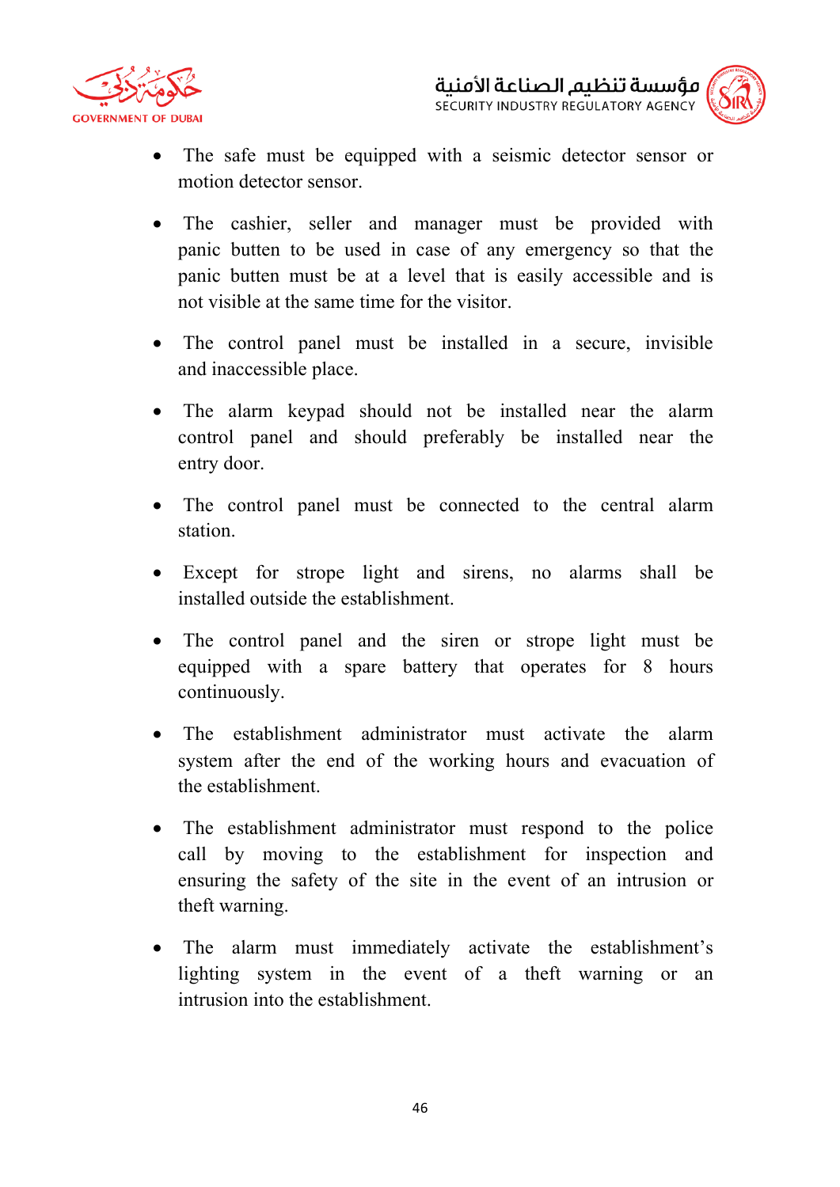- The safe must be equipped with a seismic detector sensor or motion detector sensor.

- The cashier, seller and manager must be provided with panic butten to be used in case of any emergency so that the panic butten must be at a level that is easily accessible and is not visible at the same time for the visitor.

- The control panel must be installed in a secure, invisible and inaccessible place.

- The alarm keypad should not be installed near the alarm control panel and should preferably be installed near the entry door.

- The control panel must be connected to the central alarm station.

- Except for strope light and sirens, no alarms shall be installed outside the establishment.

- The control panel and the siren or strope light must be equipped with a spare battery that operates for 8 hours continuously.

- The establishment administrator must activate the alarm system after the end of the working hours and evacuation of the establishment.

- The establishment administrator must respond to the police call by moving to the establishment for inspection and ensuring the safety of the site in the event of an intrusion or theft warning.

- The alarm must immediately activate the establishment's lighting system in the event of a theft warning or an intrusion into the establishment.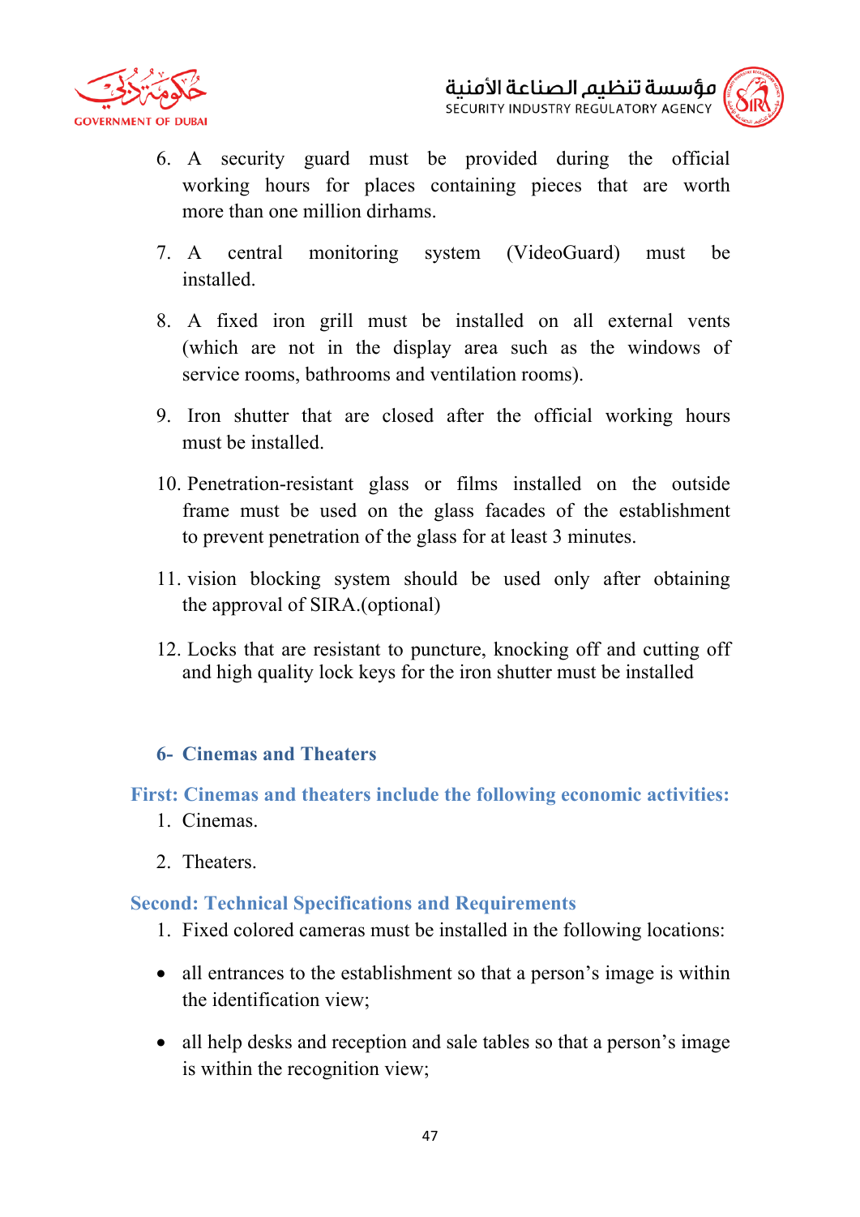6. A security guard must be provided during the official working hours for places containing pieces that are worth more than one million dirhams.

7. A central monitoring system (VideoGuard) must be installed.

8. A fixed iron grill must be installed on all external vents (which are not in the display area such as the windows of service rooms, bathrooms and ventilation rooms).

9. Iron shutter that are closed after the official working hours must be installed.

10. Penetration-resistant glass or films installed on the outside frame must be used on the glass facades of the establishment to prevent penetration of the glass for at least 3 minutes.

11. vision blocking system should be used only after obtaining the approval of SIRA.(optional)

12. Locks that are resistant to puncture, knocking off and cutting off and high quality lock keys for the iron shutter must be installed

## 6- Cinemas and Theaters

### First: Cinemas and theaters include the following economic activities:

1. Cinemas.

2. Theaters.

### Second: Technical Specifications and Requirements

1. Fixed colored cameras must be installed in the following locations:

- all entrances to the establishment so that a person's image is within the identification view;

- all help desks and reception and sale tables so that a person's image is within the recognition view;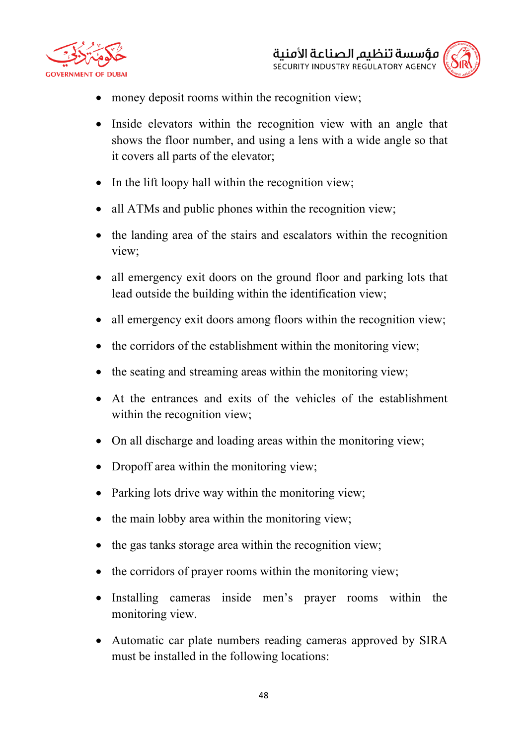- money deposit rooms within the recognition view;
- Inside elevators within the recognition view with an angle that shows the floor number, and using a lens with a wide angle so that it covers all parts of the elevator;
- In the lift loopy hall within the recognition view;
- all ATMs and public phones within the recognition view;
- the landing area of the stairs and escalators within the recognition view;
- all emergency exit doors on the ground floor and parking lots that lead outside the building within the identification view;
- all emergency exit doors among floors within the recognition view;
- the corridors of the establishment within the monitoring view;
- the seating and streaming areas within the monitoring view;
- At the entrances and exits of the vehicles of the establishment within the recognition view;
- On all discharge and loading areas within the monitoring view;
- Dropoff area within the monitoring view;
- Parking lots drive way within the monitoring view;
- the main lobby area within the monitoring view;
- the gas tanks storage area within the recognition view;
- the corridors of prayer rooms within the monitoring view;
- Installing cameras inside men's prayer rooms within the monitoring view.
- Automatic car plate numbers reading cameras approved by SIRA must be installed in the following locations: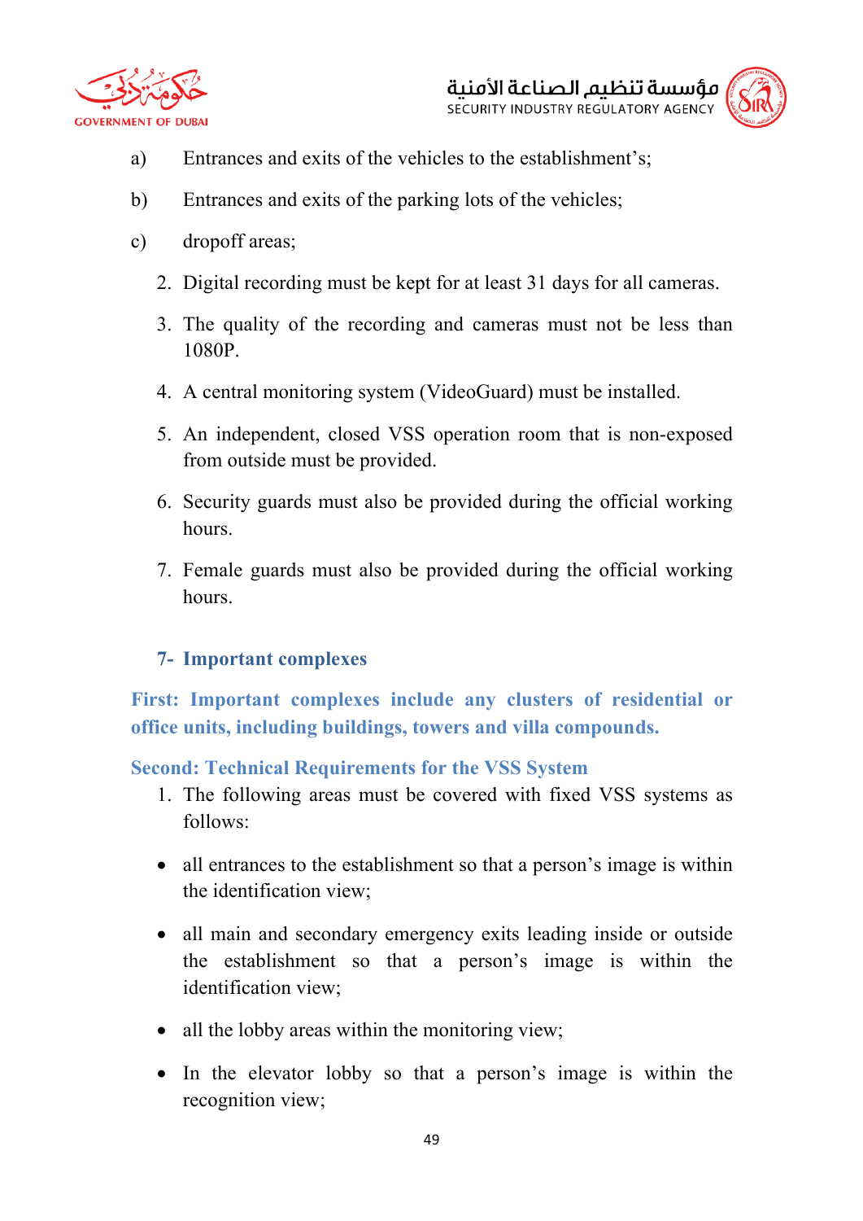a) Entrances and exits of the vehicles to the establishment's;

b) Entrances and exits of the parking lots of the vehicles;

c) dropoff areas;

2. Digital recording must be kept for at least 31 days for all cameras.
3. The quality of the recording and cameras must not be less than 1080P.
4. A central monitoring system (VideoGuard) must be installed.
5. An independent, closed VSS operation room that is non-exposed from outside must be provided.
6. Security guards must also be provided during the official working hours.
7. Female guards must also be provided during the official working hours.

### 7- Important complexes

**First: Important complexes include any clusters of residential or office units, including buildings, towers and villa compounds.**

**Second: Technical Requirements for the VSS System**

1. The following areas must be covered with fixed VSS systems as follows:

- all entrances to the establishment so that a person's image is within the identification view;
- all main and secondary emergency exits leading inside or outside the establishment so that a person's image is within the identification view;
- all the lobby areas within the monitoring view;
- In the elevator lobby so that a person's image is within the recognition view;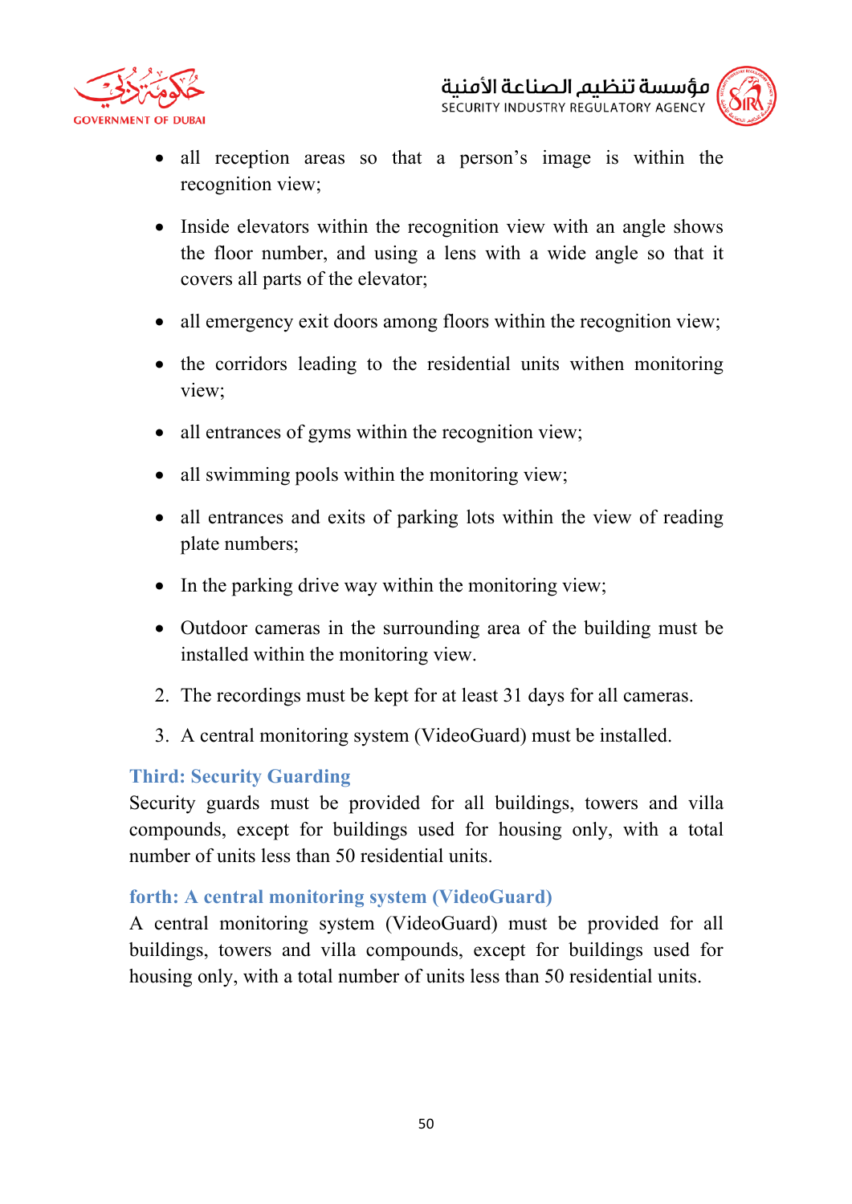- all reception areas so that a person's image is within the recognition view;
- Inside elevators within the recognition view with an angle shows the floor number, and using a lens with a wide angle so that it covers all parts of the elevator;
- all emergency exit doors among floors within the recognition view;
- the corridors leading to the residential units withen monitoring view;
- all entrances of gyms within the recognition view;
- all swimming pools within the monitoring view;
- all entrances and exits of parking lots within the view of reading plate numbers;
- In the parking drive way within the monitoring view;
- Outdoor cameras in the surrounding area of the building must be installed within the monitoring view.

2. The recordings must be kept for at least 31 days for all cameras.
3. A central monitoring system (VideoGuard) must be installed.

### Third: Security Guarding

Security guards must be provided for all buildings, towers and villa compounds, except for buildings used for housing only, with a total number of units less than 50 residential units.

### forth: A central monitoring system (VideoGuard)

A central monitoring system (VideoGuard) must be provided for all buildings, towers and villa compounds, except for buildings used for housing only, with a total number of units less than 50 residential units.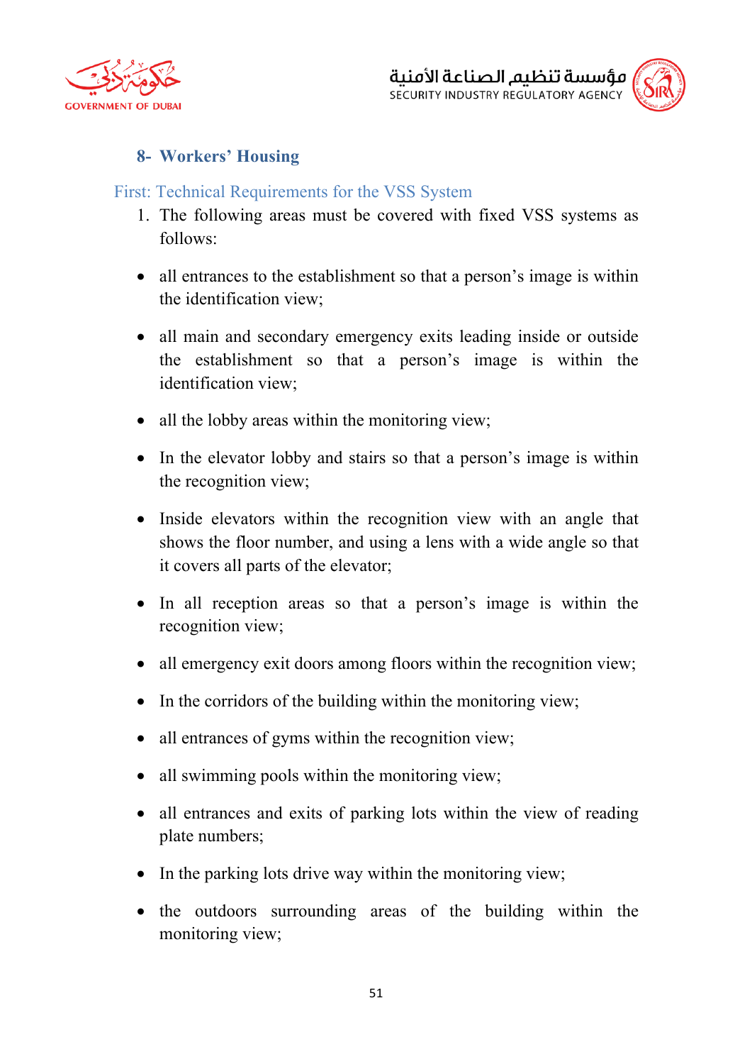## 8- Workers' Housing

### First: Technical Requirements for the VSS System

1. The following areas must be covered with fixed VSS systems as follows:

- all entrances to the establishment so that a person's image is within the identification view;
- all main and secondary emergency exits leading inside or outside the establishment so that a person's image is within the identification view;
- all the lobby areas within the monitoring view;
- In the elevator lobby and stairs so that a person's image is within the recognition view;
- Inside elevators within the recognition view with an angle that shows the floor number, and using a lens with a wide angle so that it covers all parts of the elevator;
- In all reception areas so that a person's image is within the recognition view;
- all emergency exit doors among floors within the recognition view;
- In the corridors of the building within the monitoring view;
- all entrances of gyms within the recognition view;
- all swimming pools within the monitoring view;
- all entrances and exits of parking lots within the view of reading plate numbers;
- In the parking lots drive way within the monitoring view;
- the outdoors surrounding areas of the building within the monitoring view;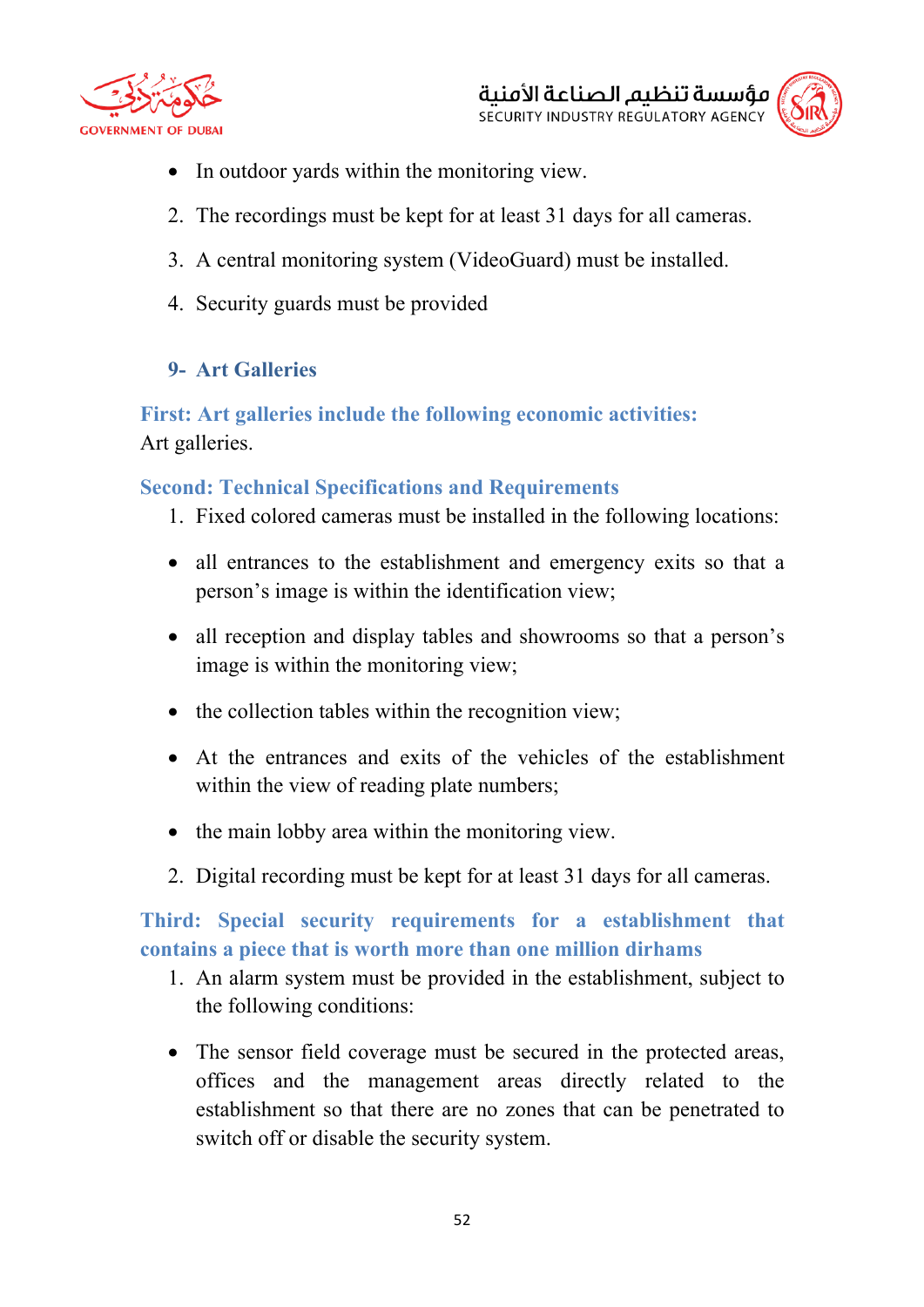- In outdoor yards within the monitoring view.

2. The recordings must be kept for at least 31 days for all cameras.
3. A central monitoring system (VideoGuard) must be installed.
4. Security guards must be provided

### 9- Art Galleries

**First: Art galleries include the following economic activities:**
Art galleries.

**Second: Technical Specifications and Requirements**

1. Fixed colored cameras must be installed in the following locations:

- all entrances to the establishment and emergency exits so that a person's image is within the identification view;
- all reception and display tables and showrooms so that a person's image is within the monitoring view;
- the collection tables within the recognition view;
- At the entrances and exits of the vehicles of the establishment within the view of reading plate numbers;
- the main lobby area within the monitoring view.

2. Digital recording must be kept for at least 31 days for all cameras.

**Third: Special security requirements for a establishment that contains a piece that is worth more than one million dirhams**

1. An alarm system must be provided in the establishment, subject to the following conditions:

- The sensor field coverage must be secured in the protected areas, offices and the management areas directly related to the establishment so that there are no zones that can be penetrated to switch off or disable the security system.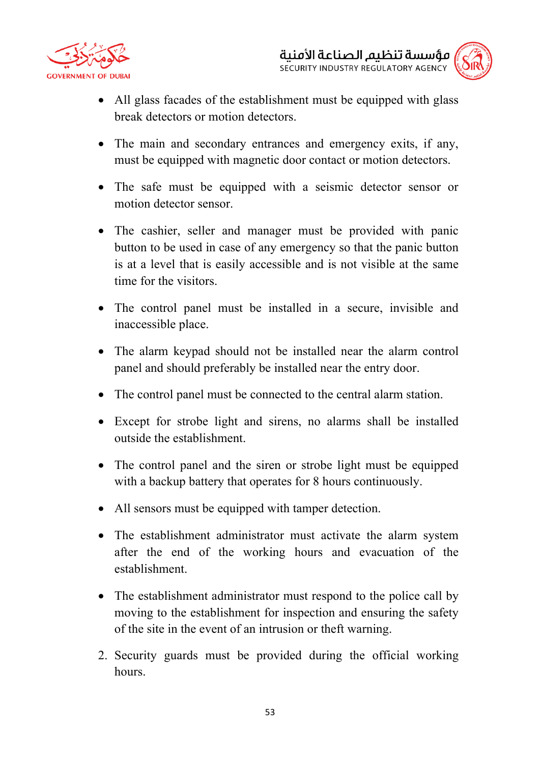- All glass facades of the establishment must be equipped with glass break detectors or motion detectors.
- The main and secondary entrances and emergency exits, if any, must be equipped with magnetic door contact or motion detectors.
- The safe must be equipped with a seismic detector sensor or motion detector sensor.
- The cashier, seller and manager must be provided with panic button to be used in case of any emergency so that the panic button is at a level that is easily accessible and is not visible at the same time for the visitors.
- The control panel must be installed in a secure, invisible and inaccessible place.
- The alarm keypad should not be installed near the alarm control panel and should preferably be installed near the entry door.
- The control panel must be connected to the central alarm station.
- Except for strobe light and sirens, no alarms shall be installed outside the establishment.
- The control panel and the siren or strobe light must be equipped with a backup battery that operates for 8 hours continuously.
- All sensors must be equipped with tamper detection.
- The establishment administrator must activate the alarm system after the end of the working hours and evacuation of the establishment.
- The establishment administrator must respond to the police call by moving to the establishment for inspection and ensuring the safety of the site in the event of an intrusion or theft warning.

2. Security guards must be provided during the official working hours.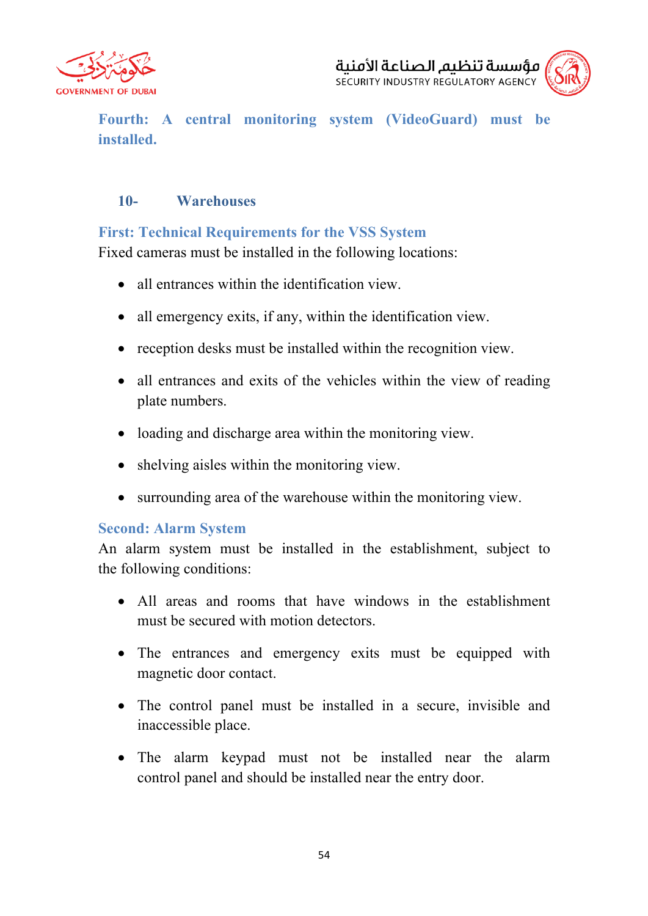**Fourth: A central monitoring system (VideoGuard) must be installed.**

## 10- Warehouses

### First: Technical Requirements for the VSS System

Fixed cameras must be installed in the following locations:

- all entrances within the identification view.
- all emergency exits, if any, within the identification view.
- reception desks must be installed within the recognition view.
- all entrances and exits of the vehicles within the view of reading plate numbers.
- loading and discharge area within the monitoring view.
- shelving aisles within the monitoring view.
- surrounding area of the warehouse within the monitoring view.

### Second: Alarm System

An alarm system must be installed in the establishment, subject to the following conditions:

- All areas and rooms that have windows in the establishment must be secured with motion detectors.
- The entrances and emergency exits must be equipped with magnetic door contact.
- The control panel must be installed in a secure, invisible and inaccessible place.
- The alarm keypad must not be installed near the alarm control panel and should be installed near the entry door.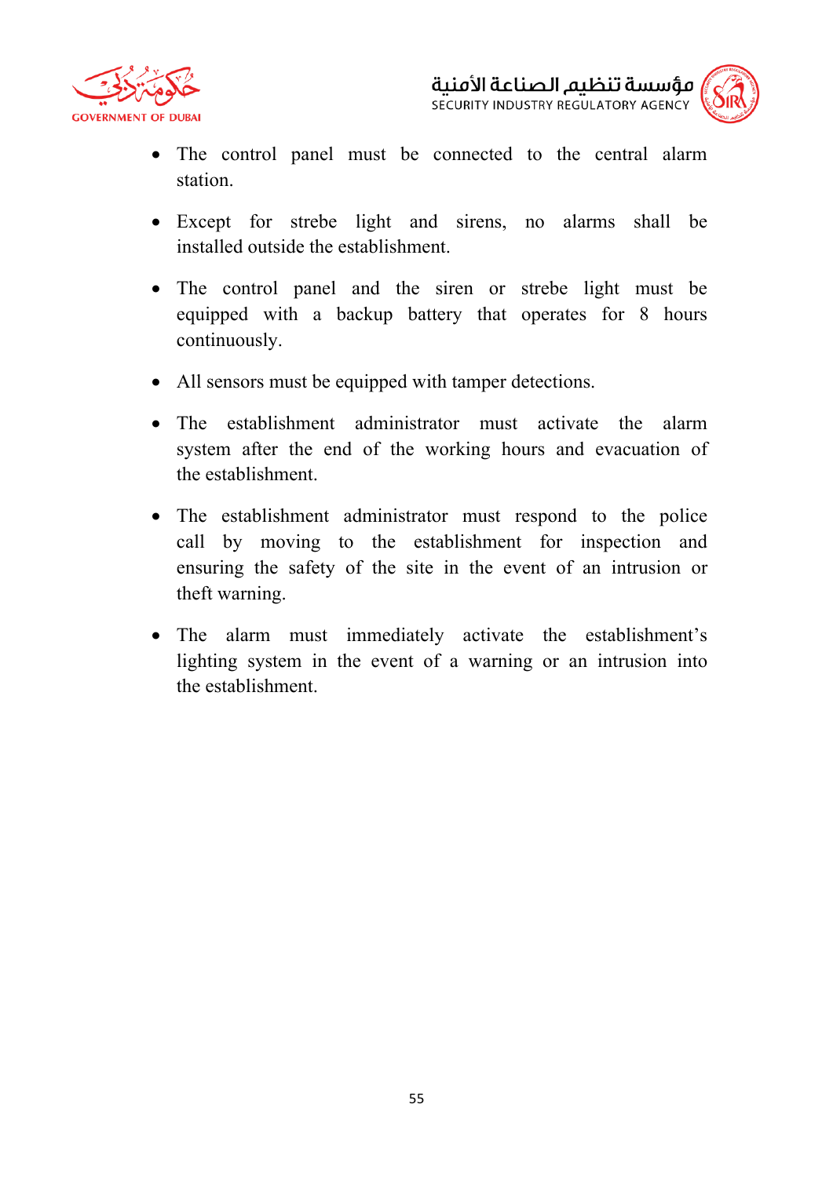- The control panel must be connected to the central alarm station.
- Except for strebe light and sirens, no alarms shall be installed outside the establishment.
- The control panel and the siren or strebe light must be equipped with a backup battery that operates for 8 hours continuously.
- All sensors must be equipped with tamper detections.
- The establishment administrator must activate the alarm system after the end of the working hours and evacuation of the establishment.
- The establishment administrator must respond to the police call by moving to the establishment for inspection and ensuring the safety of the site in the event of an intrusion or theft warning.
- The alarm must immediately activate the establishment's lighting system in the event of a warning or an intrusion into the establishment.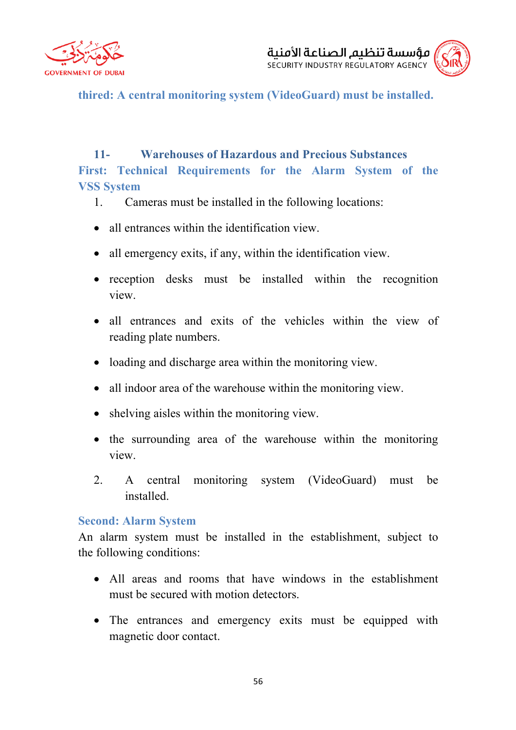**thired: A central monitoring system (VideoGuard) must be installed.**

## 11- Warehouses of Hazardous and Precious Substances

### First: Technical Requirements for the Alarm System of the VSS System

1. Cameras must be installed in the following locations:

- all entrances within the identification view.
- all emergency exits, if any, within the identification view.
- reception desks must be installed within the recognition view.
- all entrances and exits of the vehicles within the view of reading plate numbers.
- loading and discharge area within the monitoring view.
- all indoor area of the warehouse within the monitoring view.
- shelving aisles within the monitoring view.
- the surrounding area of the warehouse within the monitoring view.

2. A central monitoring system (VideoGuard) must be installed.

### Second: Alarm System

An alarm system must be installed in the establishment, subject to the following conditions:

- All areas and rooms that have windows in the establishment must be secured with motion detectors.
- The entrances and emergency exits must be equipped with magnetic door contact.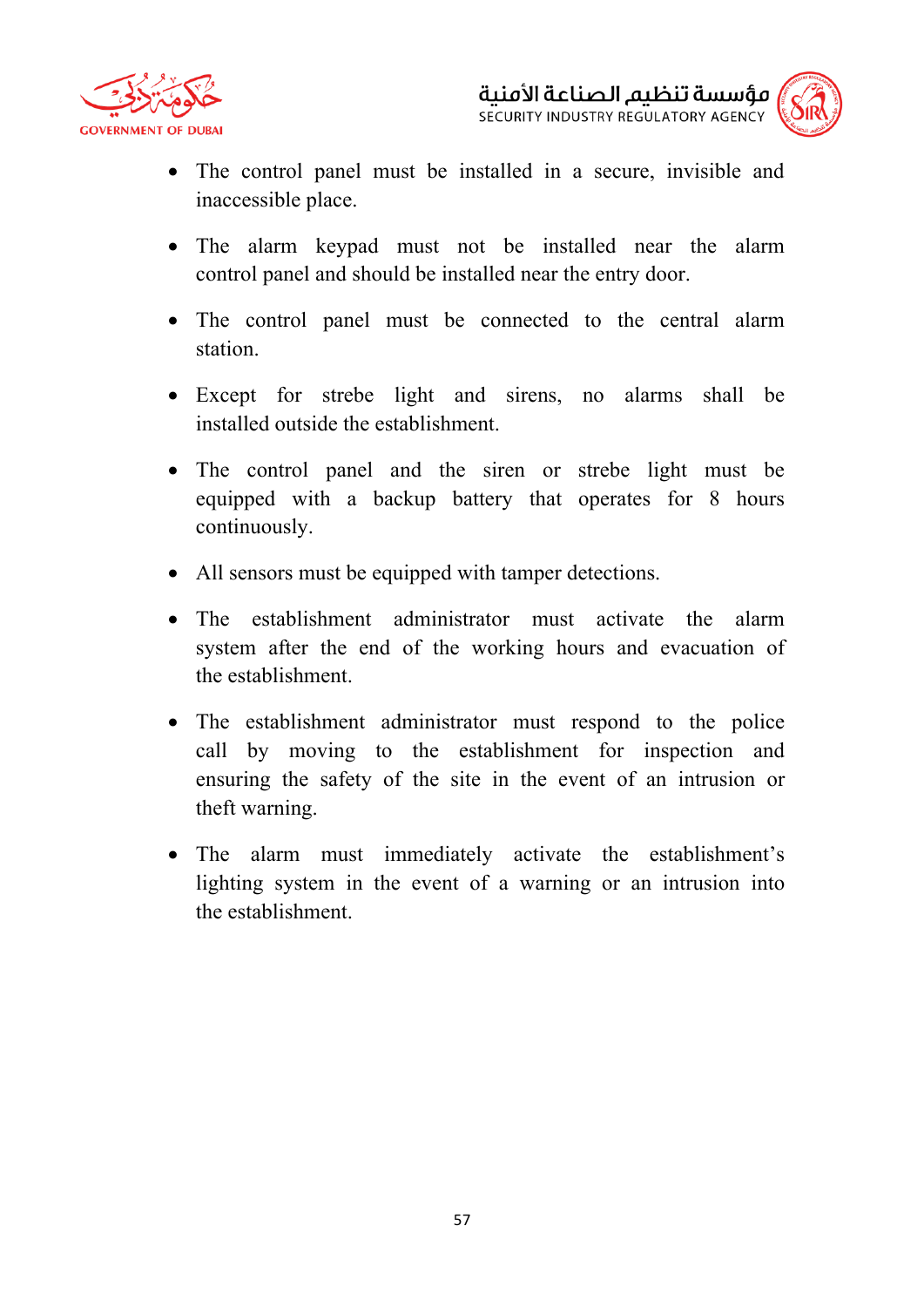- The control panel must be installed in a secure, invisible and inaccessible place.
- The alarm keypad must not be installed near the alarm control panel and should be installed near the entry door.
- The control panel must be connected to the central alarm station.
- Except for strebe light and sirens, no alarms shall be installed outside the establishment.
- The control panel and the siren or strebe light must be equipped with a backup battery that operates for 8 hours continuously.
- All sensors must be equipped with tamper detections.
- The establishment administrator must activate the alarm system after the end of the working hours and evacuation of the establishment.
- The establishment administrator must respond to the police call by moving to the establishment for inspection and ensuring the safety of the site in the event of an intrusion or theft warning.
- The alarm must immediately activate the establishment's lighting system in the event of a warning or an intrusion into the establishment.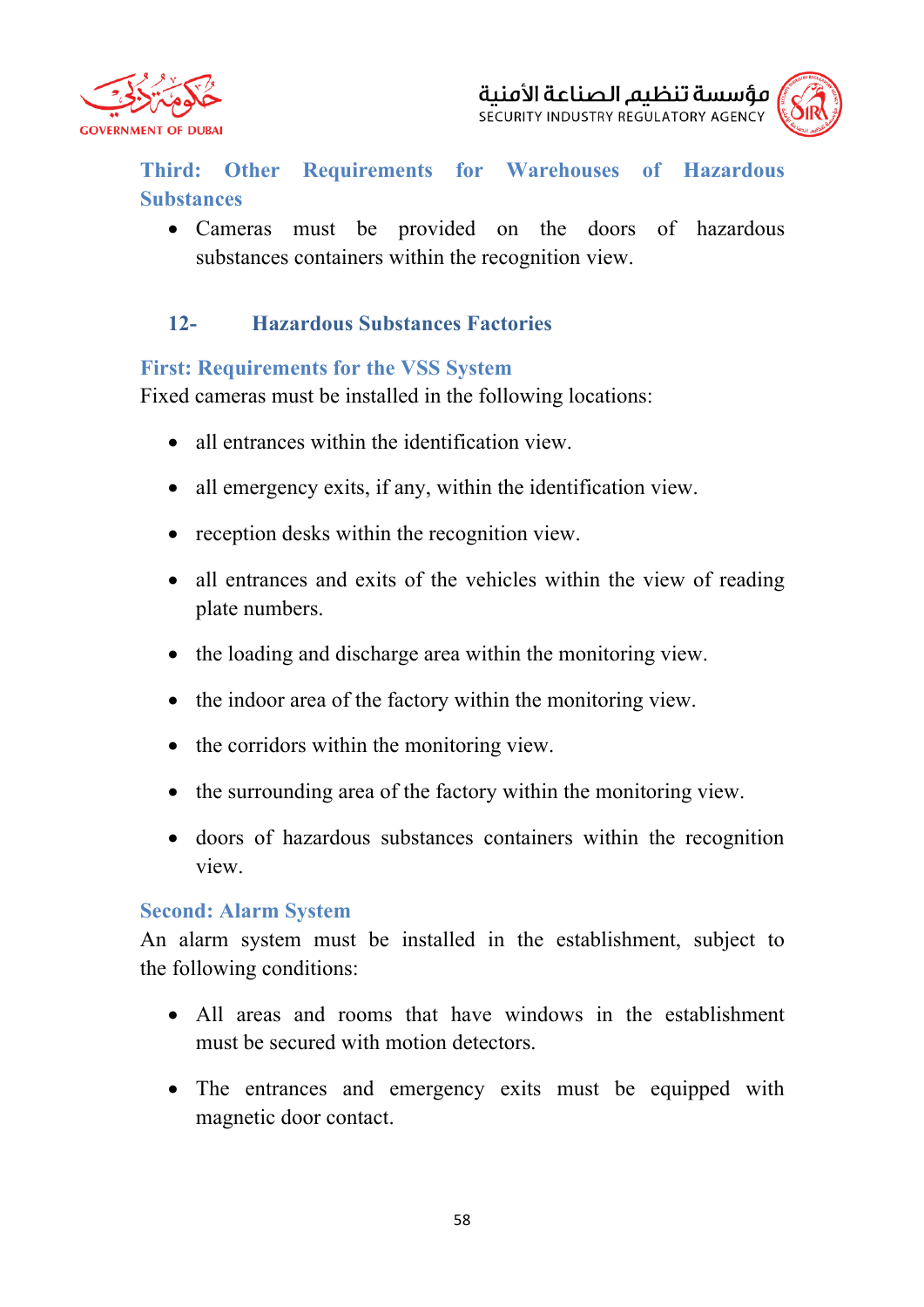### Third: Other Requirements for Warehouses of Hazardous Substances

- Cameras must be provided on the doors of hazardous substances containers within the recognition view.

## 12- Hazardous Substances Factories

### First: Requirements for the VSS System

Fixed cameras must be installed in the following locations:

- all entrances within the identification view.
- all emergency exits, if any, within the identification view.
- reception desks within the recognition view.
- all entrances and exits of the vehicles within the view of reading plate numbers.
- the loading and discharge area within the monitoring view.
- the indoor area of the factory within the monitoring view.
- the corridors within the monitoring view.
- the surrounding area of the factory within the monitoring view.
- doors of hazardous substances containers within the recognition view.

### Second: Alarm System

An alarm system must be installed in the establishment, subject to the following conditions:

- All areas and rooms that have windows in the establishment must be secured with motion detectors.
- The entrances and emergency exits must be equipped with magnetic door contact.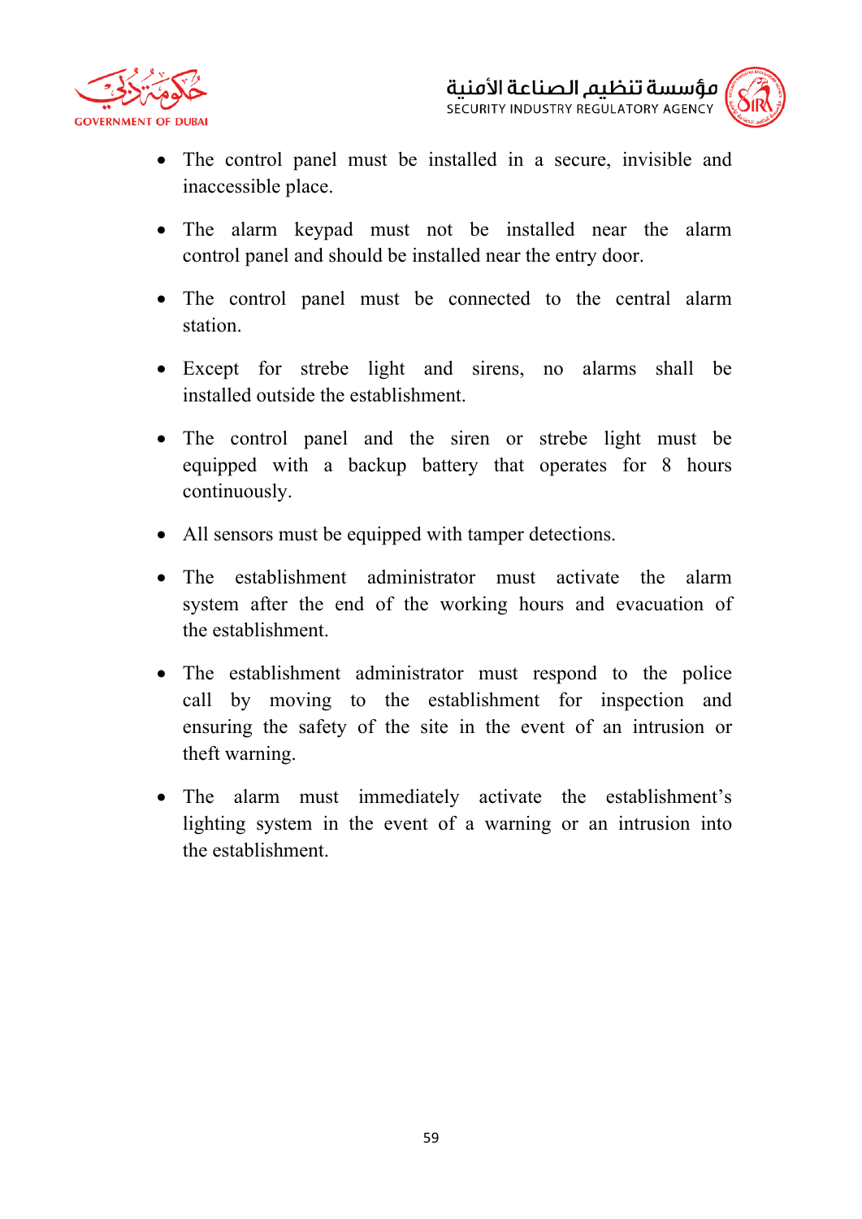- The control panel must be installed in a secure, invisible and inaccessible place.
- The alarm keypad must not be installed near the alarm control panel and should be installed near the entry door.
- The control panel must be connected to the central alarm station.
- Except for strebe light and sirens, no alarms shall be installed outside the establishment.
- The control panel and the siren or strebe light must be equipped with a backup battery that operates for 8 hours continuously.
- All sensors must be equipped with tamper detections.
- The establishment administrator must activate the alarm system after the end of the working hours and evacuation of the establishment.
- The establishment administrator must respond to the police call by moving to the establishment for inspection and ensuring the safety of the site in the event of an intrusion or theft warning.
- The alarm must immediately activate the establishment's lighting system in the event of a warning or an intrusion into the establishment.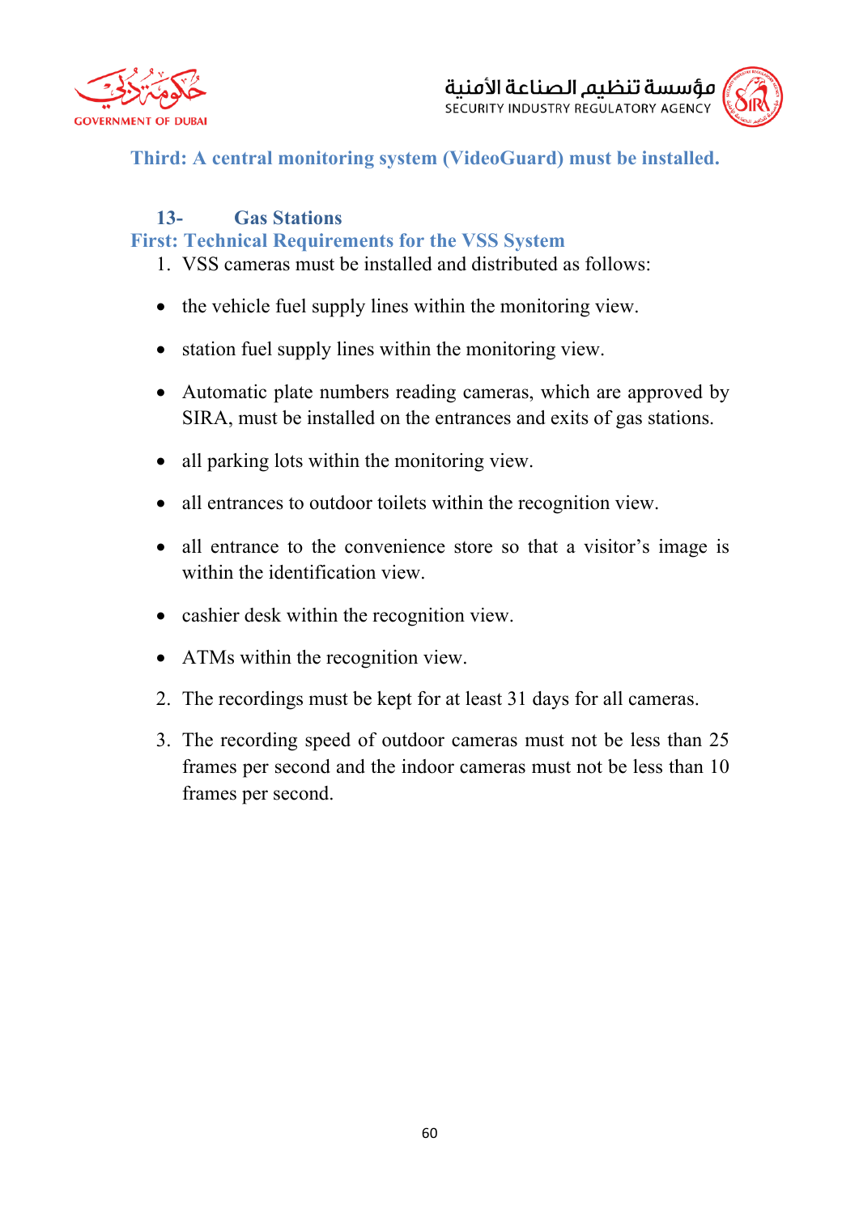### Third: A central monitoring system (VideoGuard) must be installed.

## 13- Gas Stations

### First: Technical Requirements for the VSS System

1. VSS cameras must be installed and distributed as follows:

- the vehicle fuel supply lines within the monitoring view.
- station fuel supply lines within the monitoring view.
- Automatic plate numbers reading cameras, which are approved by SIRA, must be installed on the entrances and exits of gas stations.
- all parking lots within the monitoring view.
- all entrances to outdoor toilets within the recognition view.
- all entrance to the convenience store so that a visitor's image is within the identification view.
- cashier desk within the recognition view.
- ATMs within the recognition view.

2. The recordings must be kept for at least 31 days for all cameras.
3. The recording speed of outdoor cameras must not be less than 25 frames per second and the indoor cameras must not be less than 10 frames per second.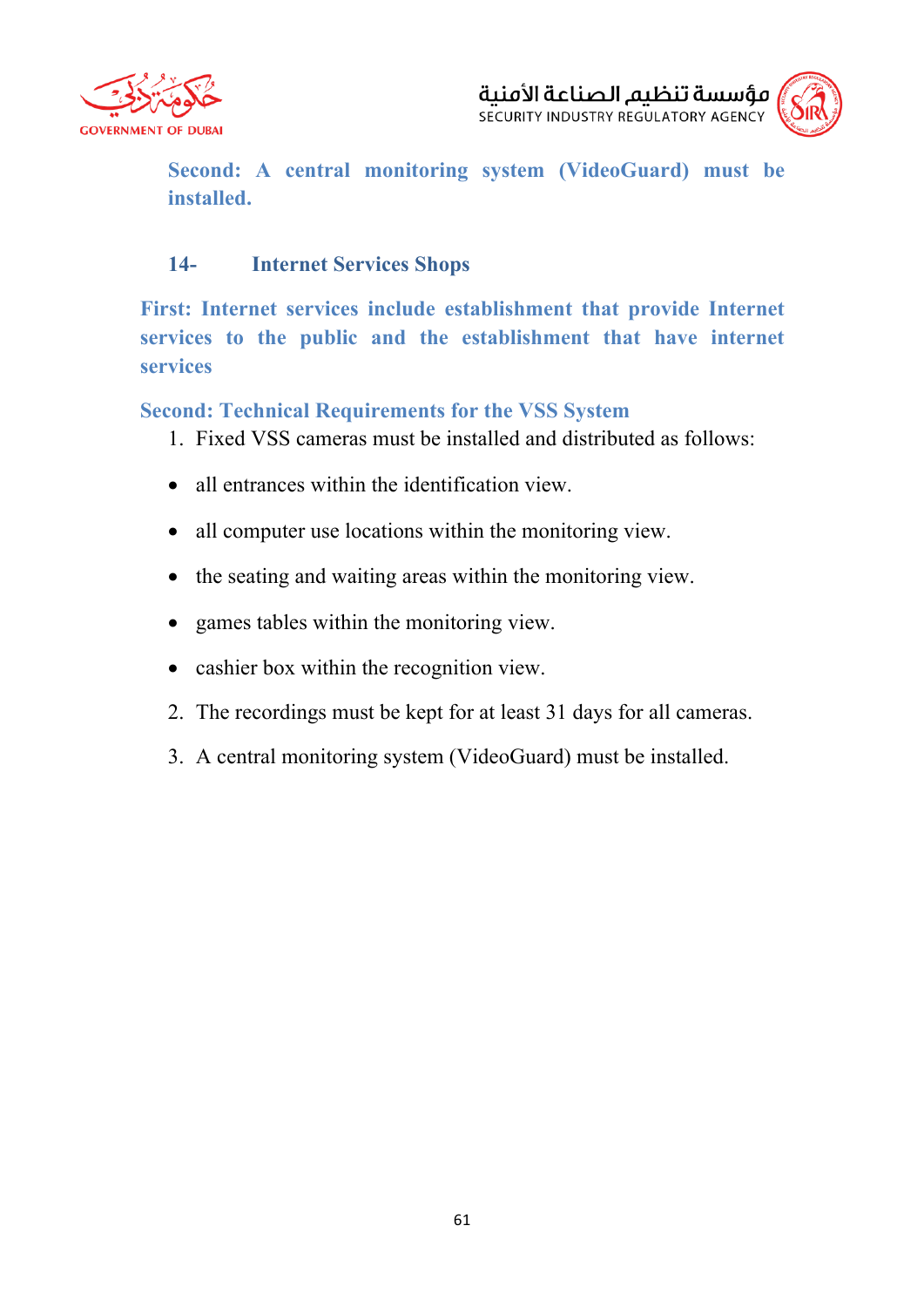**Second: A central monitoring system (VideoGuard) must be installed.**

### 14- Internet Services Shops

**First: Internet services include establishment that provide Internet services to the public and the establishment that have internet services**

**Second: Technical Requirements for the VSS System**

1. Fixed VSS cameras must be installed and distributed as follows:

- all entrances within the identification view.
- all computer use locations within the monitoring view.
- the seating and waiting areas within the monitoring view.
- games tables within the monitoring view.
- cashier box within the recognition view.

2. The recordings must be kept for at least 31 days for all cameras.
3. A central monitoring system (VideoGuard) must be installed.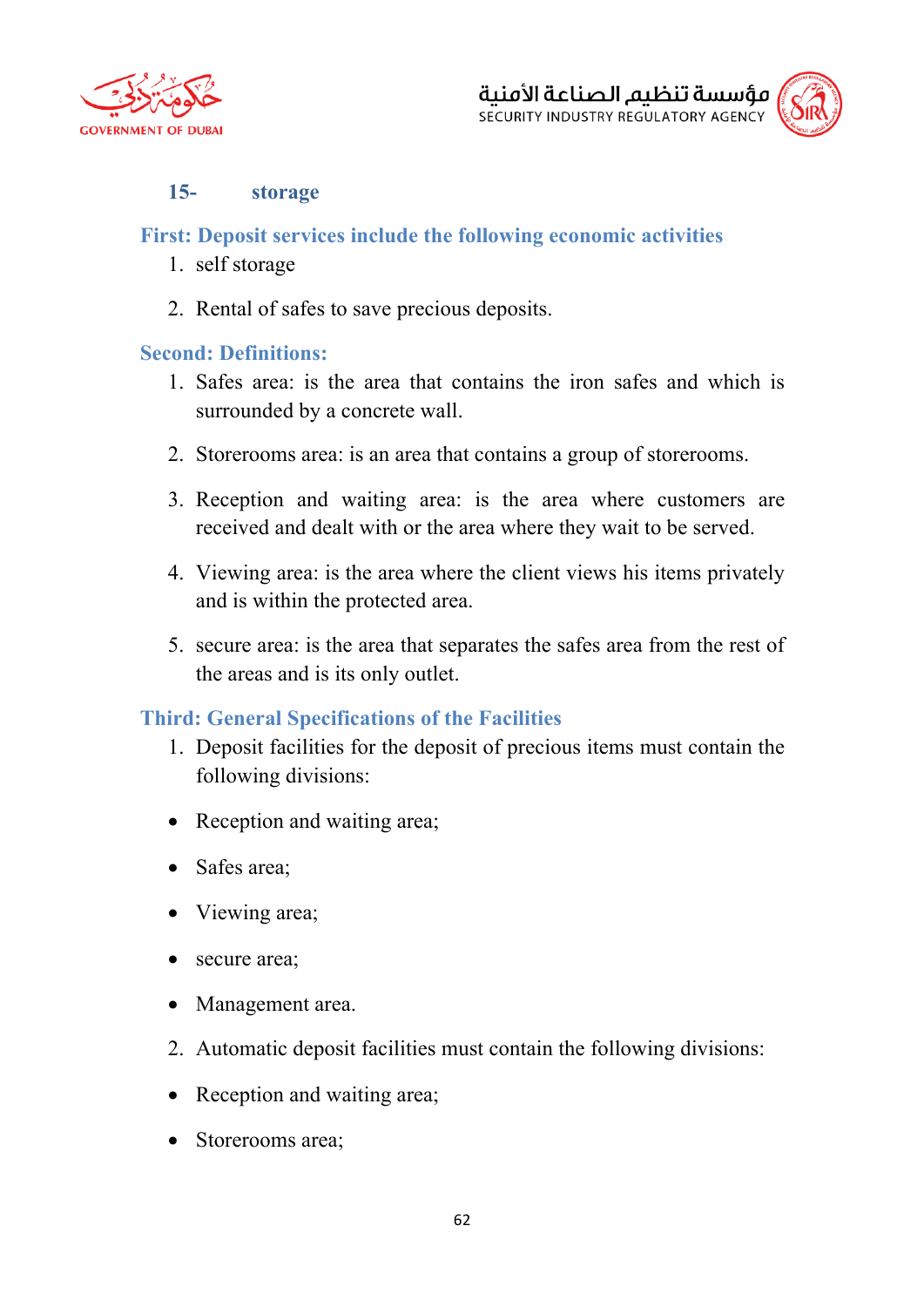## 15- storage

### First: Deposit services include the following economic activities

1. self storage
2. Rental of safes to save precious deposits.

### Second: Definitions:

1. Safes area: is the area that contains the iron safes and which is surrounded by a concrete wall.
2. Storerooms area: is an area that contains a group of storerooms.
3. Reception and waiting area: is the area where customers are received and dealt with or the area where they wait to be served.
4. Viewing area: is the area where the client views his items privately and is within the protected area.
5. secure area: is the area that separates the safes area from the rest of the areas and is its only outlet.

### Third: General Specifications of the Facilities

1. Deposit facilities for the deposit of precious items must contain the following divisions:

- Reception and waiting area;
- Safes area;
- Viewing area;
- secure area;
- Management area.

2. Automatic deposit facilities must contain the following divisions:

- Reception and waiting area;
- Storerooms area;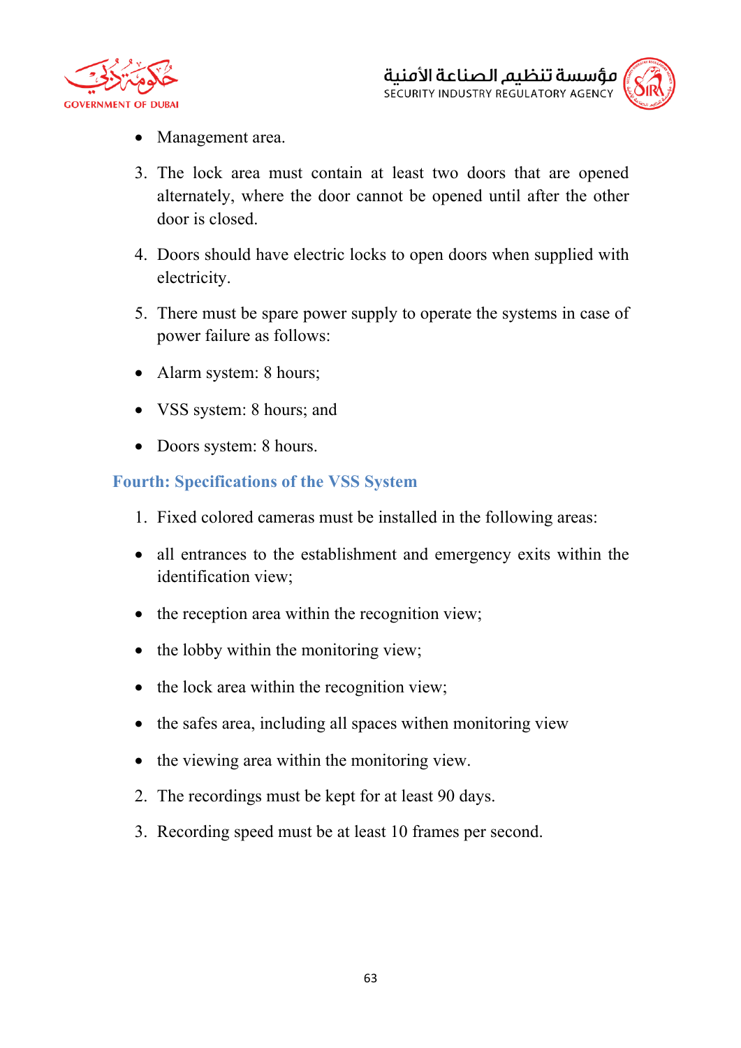- Management area.

3. The lock area must contain at least two doors that are opened alternately, where the door cannot be opened until after the other door is closed.

4. Doors should have electric locks to open doors when supplied with electricity.

5. There must be spare power supply to operate the systems in case of power failure as follows:

- Alarm system: 8 hours;
- VSS system: 8 hours; and
- Doors system: 8 hours.

### Fourth: Specifications of the VSS System

1. Fixed colored cameras must be installed in the following areas:

- all entrances to the establishment and emergency exits within the identification view;
- the reception area within the recognition view;
- the lobby within the monitoring view;
- the lock area within the recognition view;
- the safes area, including all spaces withen monitoring view
- the viewing area within the monitoring view.

2. The recordings must be kept for at least 90 days.

3. Recording speed must be at least 10 frames per second.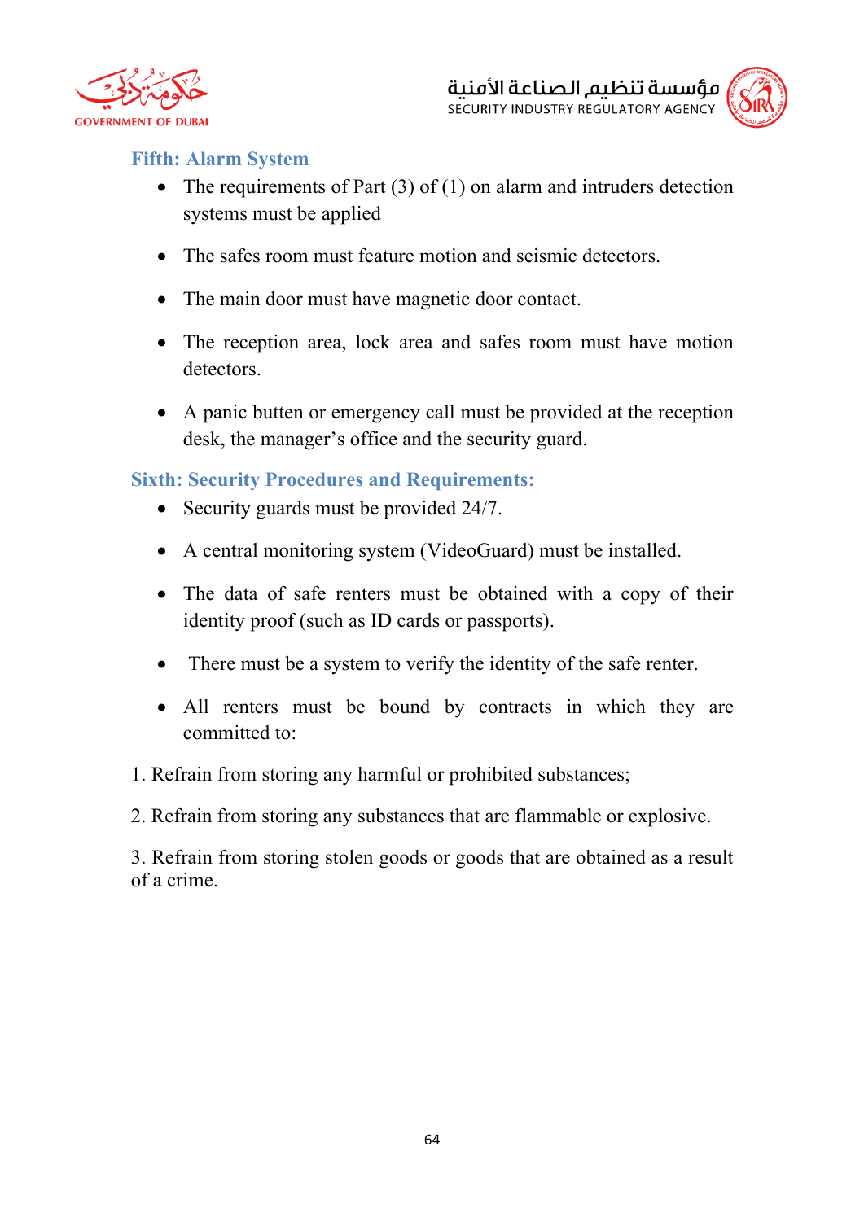### Fifth: Alarm System

- The requirements of Part (3) of (1) on alarm and intruders detection systems must be applied
- The safes room must feature motion and seismic detectors.
- The main door must have magnetic door contact.
- The reception area, lock area and safes room must have motion detectors.
- A panic butten or emergency call must be provided at the reception desk, the manager's office and the security guard.

### Sixth: Security Procedures and Requirements:

- Security guards must be provided 24/7.
- A central monitoring system (VideoGuard) must be installed.
- The data of safe renters must be obtained with a copy of their identity proof (such as ID cards or passports).
- There must be a system to verify the identity of the safe renter.
- All renters must be bound by contracts in which they are committed to:

1. Refrain from storing any harmful or prohibited substances;

2. Refrain from storing any substances that are flammable or explosive.

3. Refrain from storing stolen goods or goods that are obtained as a result of a crime.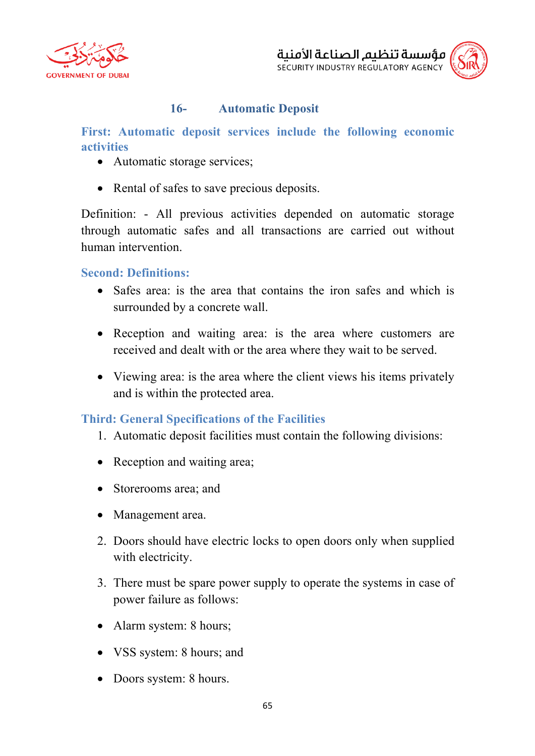## 16- Automatic Deposit

### First: Automatic deposit services include the following economic activities

- Automatic storage services;
- Rental of safes to save precious deposits.

Definition: - All previous activities depended on automatic storage through automatic safes and all transactions are carried out without human intervention.

### Second: Definitions:

- Safes area: is the area that contains the iron safes and which is surrounded by a concrete wall.
- Reception and waiting area: is the area where customers are received and dealt with or the area where they wait to be served.
- Viewing area: is the area where the client views his items privately and is within the protected area.

### Third: General Specifications of the Facilities

1. Automatic deposit facilities must contain the following divisions:

- Reception and waiting area;
- Storerooms area; and
- Management area.

2. Doors should have electric locks to open doors only when supplied with electricity.
3. There must be spare power supply to operate the systems in case of power failure as follows:

- Alarm system: 8 hours;
- VSS system: 8 hours; and
- Doors system: 8 hours.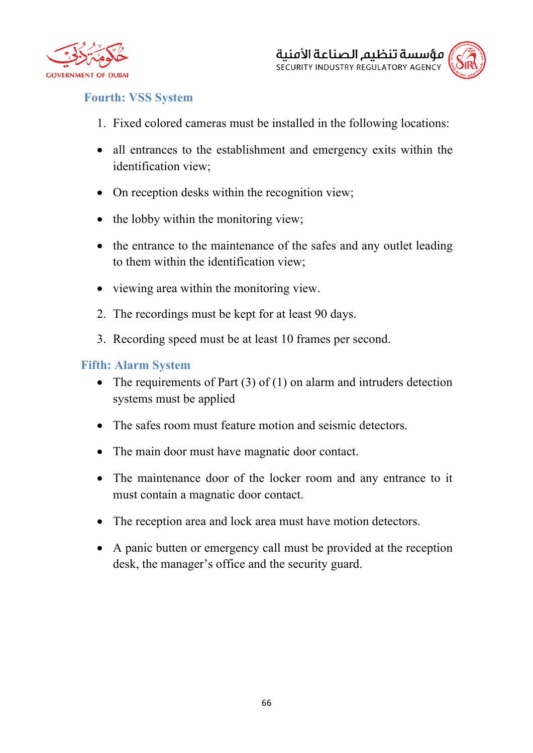### Fourth: VSS System

1. Fixed colored cameras must be installed in the following locations:

- all entrances to the establishment and emergency exits within the identification view;
- On reception desks within the recognition view;
- the lobby within the monitoring view;
- the entrance to the maintenance of the safes and any outlet leading to them within the identification view;
- viewing area within the monitoring view.

2. The recordings must be kept for at least 90 days.
3. Recording speed must be at least 10 frames per second.

### Fifth: Alarm System

- The requirements of Part (3) of (1) on alarm and intruders detection systems must be applied
- The safes room must feature motion and seismic detectors.
- The main door must have magnatic door contact.
- The maintenance door of the locker room and any entrance to it must contain a magnatic door contact.
- The reception area and lock area must have motion detectors.
- A panic butten or emergency call must be provided at the reception desk, the manager’s office and the security guard.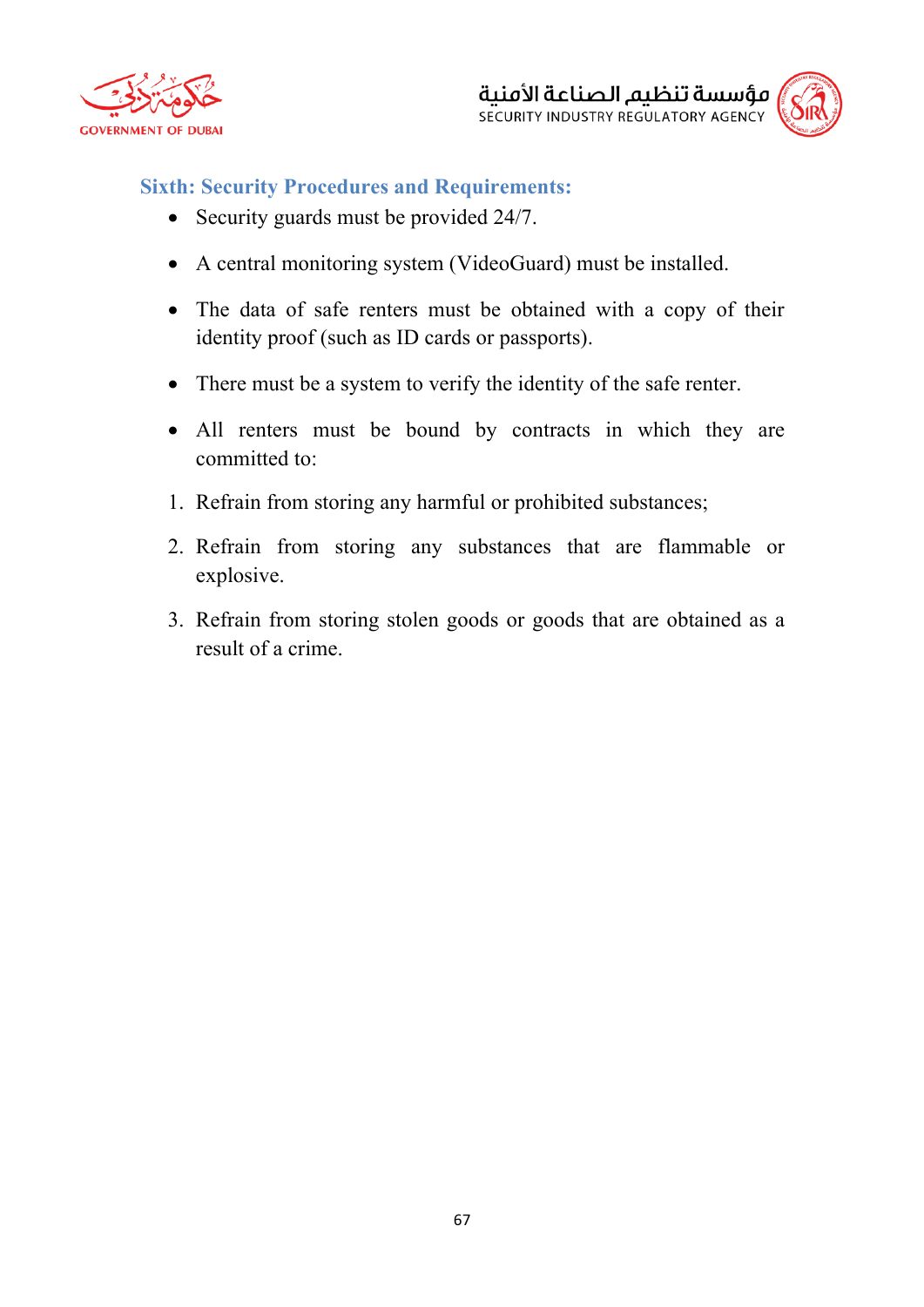### Sixth: Security Procedures and Requirements:

- Security guards must be provided 24/7.
- A central monitoring system (VideoGuard) must be installed.
- The data of safe renters must be obtained with a copy of their identity proof (such as ID cards or passports).
- There must be a system to verify the identity of the safe renter.
- All renters must be bound by contracts in which they are committed to:

1. Refrain from storing any harmful or prohibited substances;
2. Refrain from storing any substances that are flammable or explosive.
3. Refrain from storing stolen goods or goods that are obtained as a result of a crime.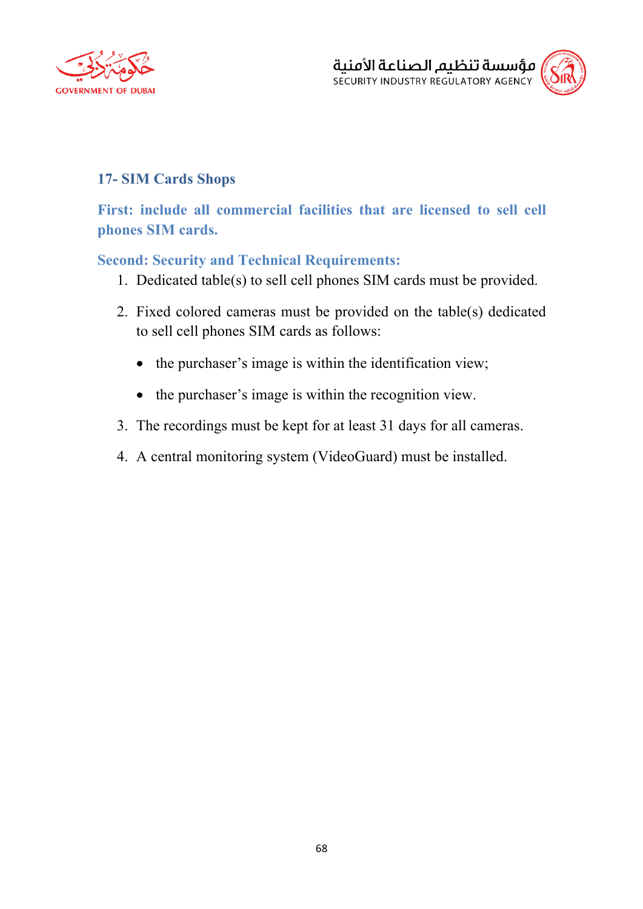## 17- SIM Cards Shops

**First: include all commercial facilities that are licensed to sell cell phones SIM cards.**

**Second: Security and Technical Requirements:**

1. Dedicated table(s) to sell cell phones SIM cards must be provided.
2. Fixed colored cameras must be provided on the table(s) dedicated to sell cell phones SIM cards as follows:
   - the purchaser's image is within the identification view;
   - the purchaser's image is within the recognition view.
3. The recordings must be kept for at least 31 days for all cameras.
4. A central monitoring system (VideoGuard) must be installed.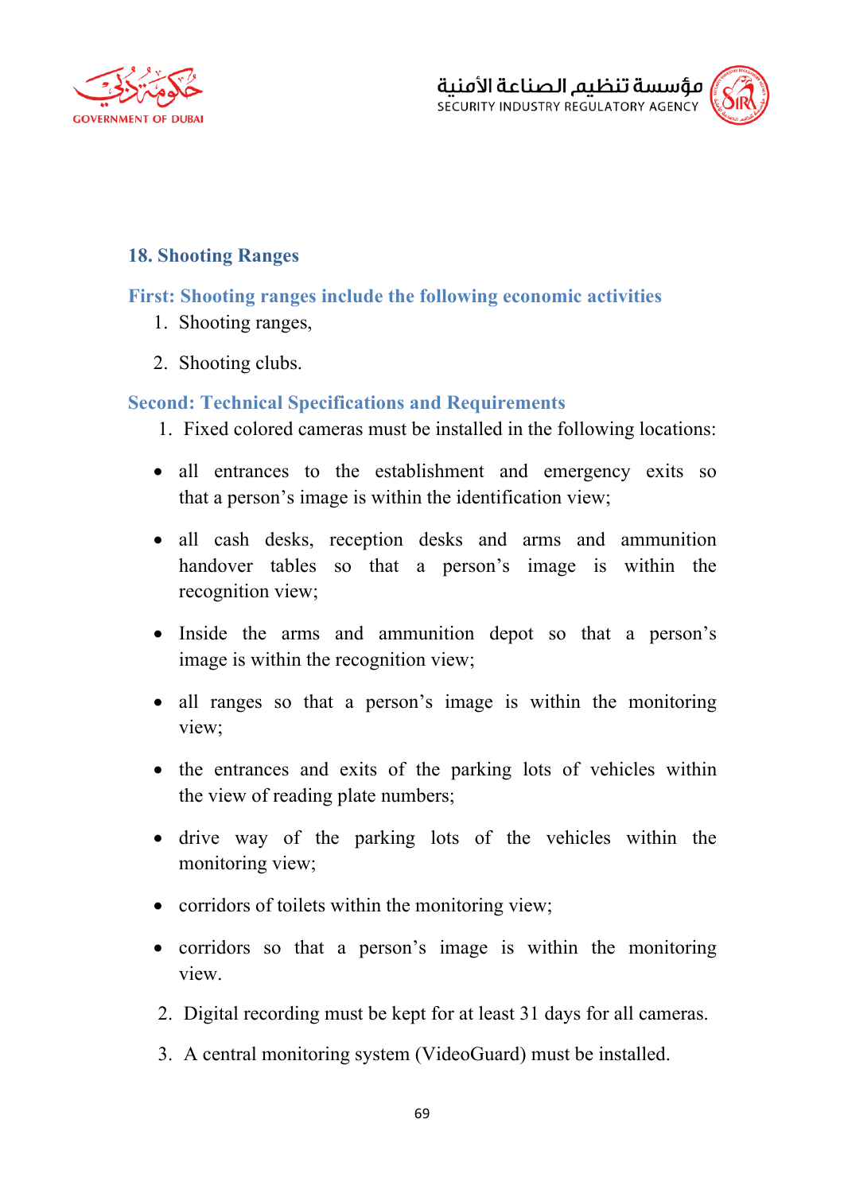## 18. Shooting Ranges

### First: Shooting ranges include the following economic activities

1. Shooting ranges,
2. Shooting clubs.

### Second: Technical Specifications and Requirements

1. Fixed colored cameras must be installed in the following locations:

- all entrances to the establishment and emergency exits so that a person's image is within the identification view;
- all cash desks, reception desks and arms and ammunition handover tables so that a person's image is within the recognition view;
- Inside the arms and ammunition depot so that a person's image is within the recognition view;
- all ranges so that a person's image is within the monitoring view;
- the entrances and exits of the parking lots of vehicles within the view of reading plate numbers;
- drive way of the parking lots of the vehicles within the monitoring view;
- corridors of toilets within the monitoring view;
- corridors so that a person's image is within the monitoring view.

2. Digital recording must be kept for at least 31 days for all cameras.
3. A central monitoring system (VideoGuard) must be installed.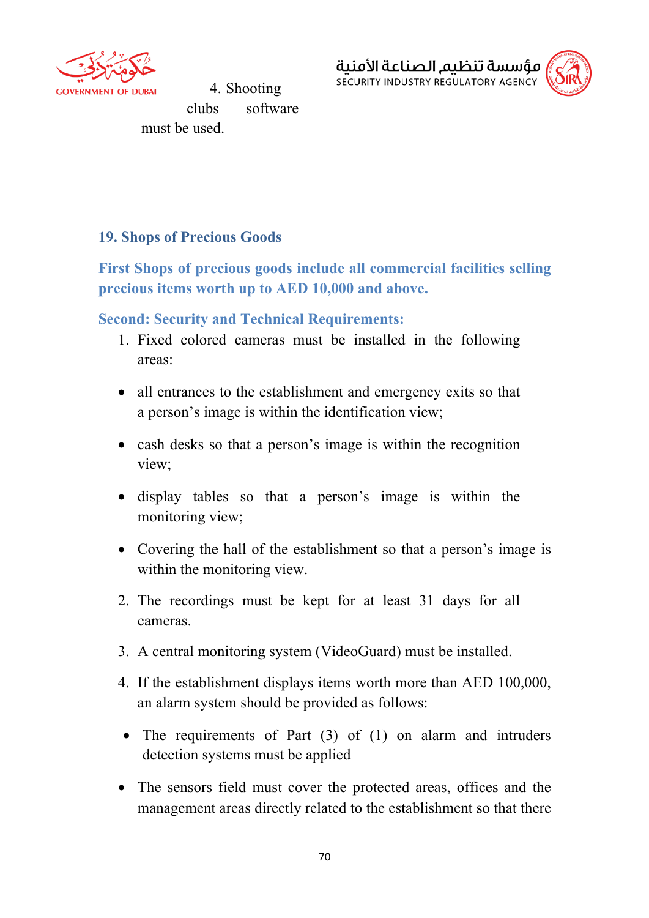4. Shooting clubs software must be used.

## 19. Shops of Precious Goods

**First Shops of precious goods include all commercial facilities selling precious items worth up to AED 10,000 and above.**

**Second: Security and Technical Requirements:**

1. Fixed colored cameras must be installed in the following areas:

- all entrances to the establishment and emergency exits so that a person's image is within the identification view;
- cash desks so that a person's image is within the recognition view;
- display tables so that a person's image is within the monitoring view;
- Covering the hall of the establishment so that a person's image is within the monitoring view.

2. The recordings must be kept for at least 31 days for all cameras.
3. A central monitoring system (VideoGuard) must be installed.
4. If the establishment displays items worth more than AED 100,000, an alarm system should be provided as follows:

- The requirements of Part (3) of (1) on alarm and intruders detection systems must be applied
- The sensors field must cover the protected areas, offices and the management areas directly related to the establishment so that there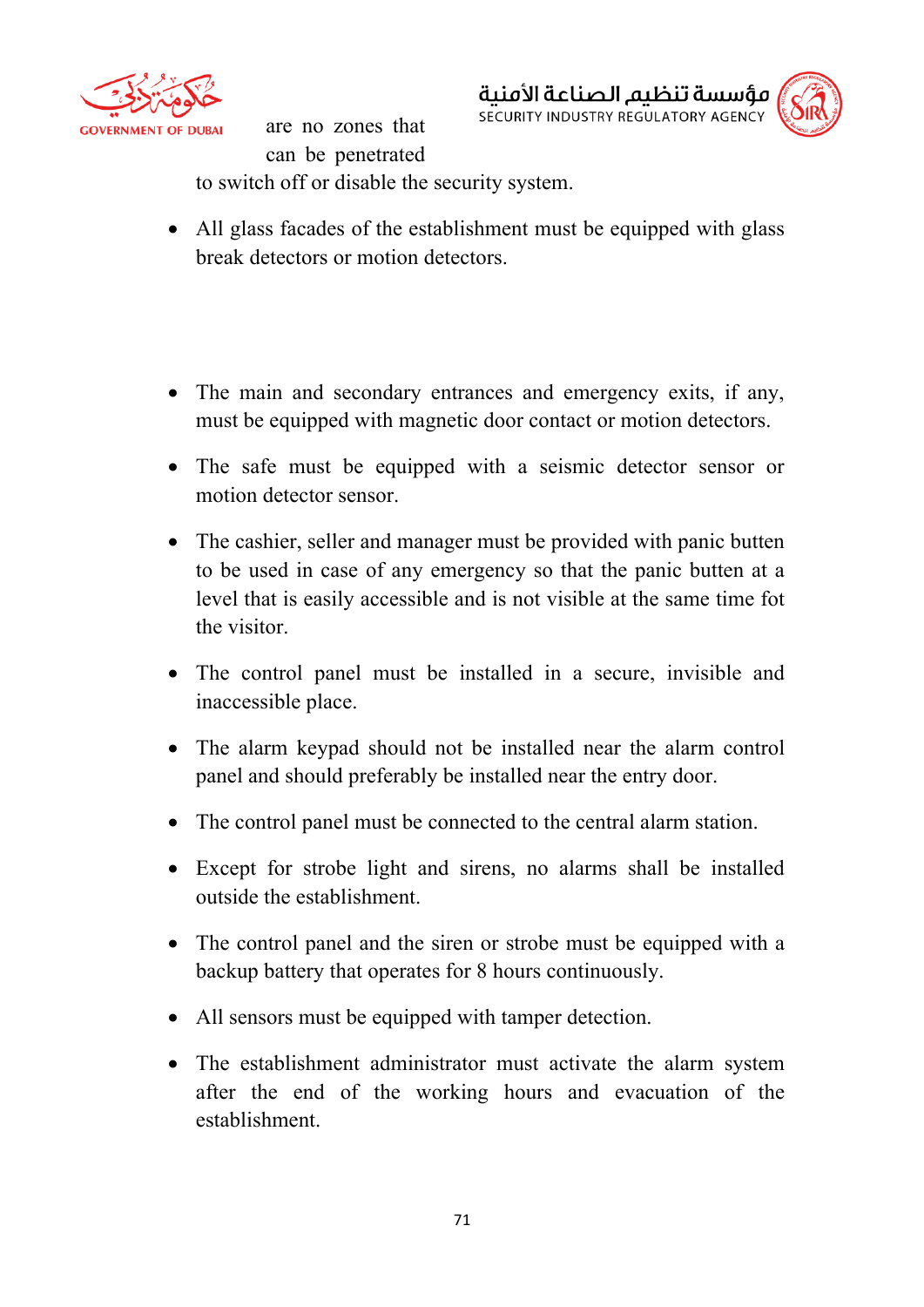are no zones that can be penetrated to switch off or disable the security system.

- All glass facades of the establishment must be equipped with glass break detectors or motion detectors.

- The main and secondary entrances and emergency exits, if any, must be equipped with magnetic door contact or motion detectors.
- The safe must be equipped with a seismic detector sensor or motion detector sensor.
- The cashier, seller and manager must be provided with panic butten to be used in case of any emergency so that the panic butten at a level that is easily accessible and is not visible at the same time fot the visitor.
- The control panel must be installed in a secure, invisible and inaccessible place.
- The alarm keypad should not be installed near the alarm control panel and should preferably be installed near the entry door.
- The control panel must be connected to the central alarm station.
- Except for strobe light and sirens, no alarms shall be installed outside the establishment.
- The control panel and the siren or strobe must be equipped with a backup battery that operates for 8 hours continuously.
- All sensors must be equipped with tamper detection.
- The establishment administrator must activate the alarm system after the end of the working hours and evacuation of the establishment.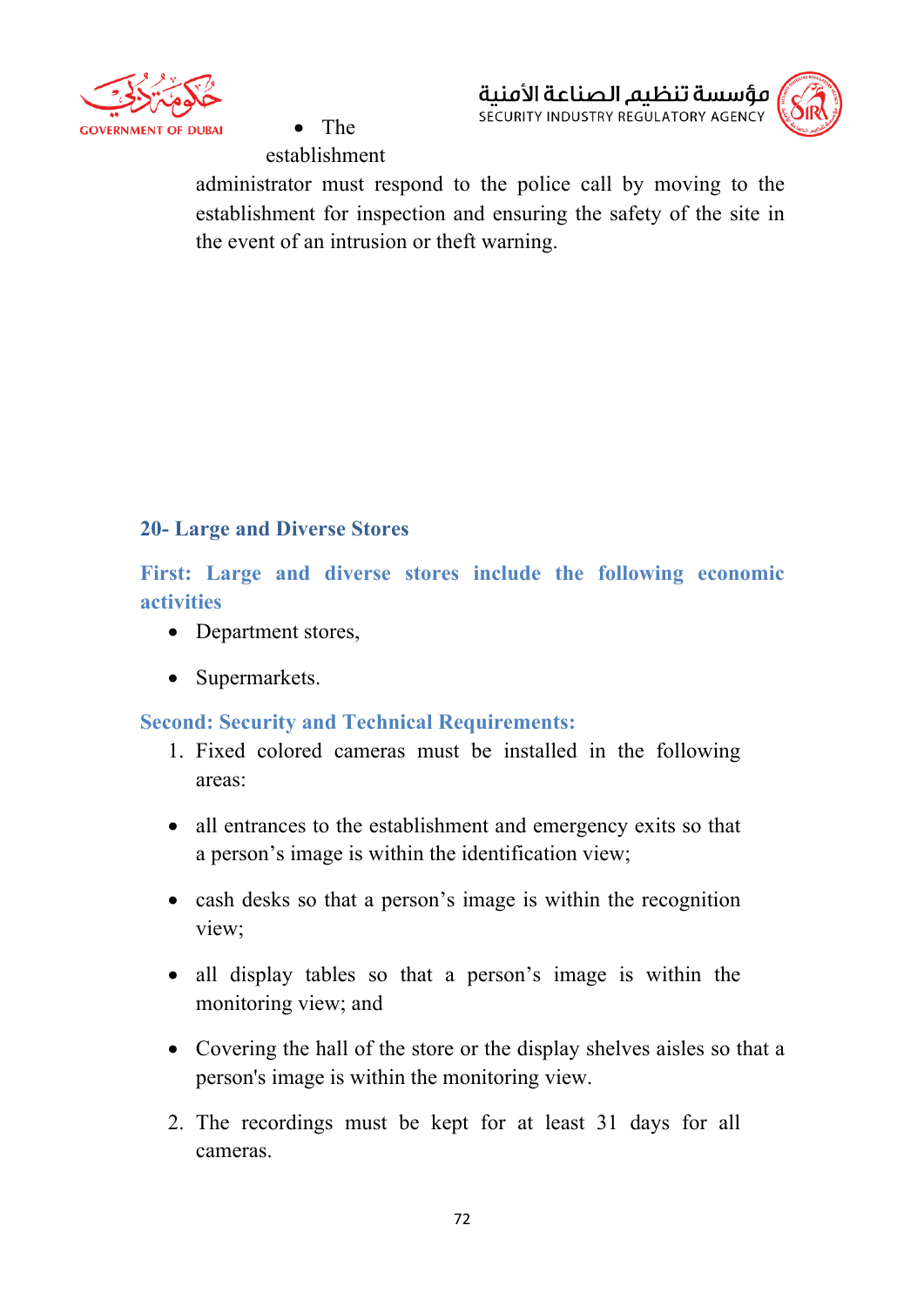- The establishment administrator must respond to the police call by moving to the establishment for inspection and ensuring the safety of the site in the event of an intrusion or theft warning.

## 20- Large and Diverse Stores

### First: Large and diverse stores include the following economic activities

- Department stores,
- Supermarkets.

### Second: Security and Technical Requirements:

1. Fixed colored cameras must be installed in the following areas:

- all entrances to the establishment and emergency exits so that a person's image is within the identification view;
- cash desks so that a person's image is within the recognition view;
- all display tables so that a person's image is within the monitoring view; and
- Covering the hall of the store or the display shelves aisles so that a person's image is within the monitoring view.

2. The recordings must be kept for at least 31 days for all cameras.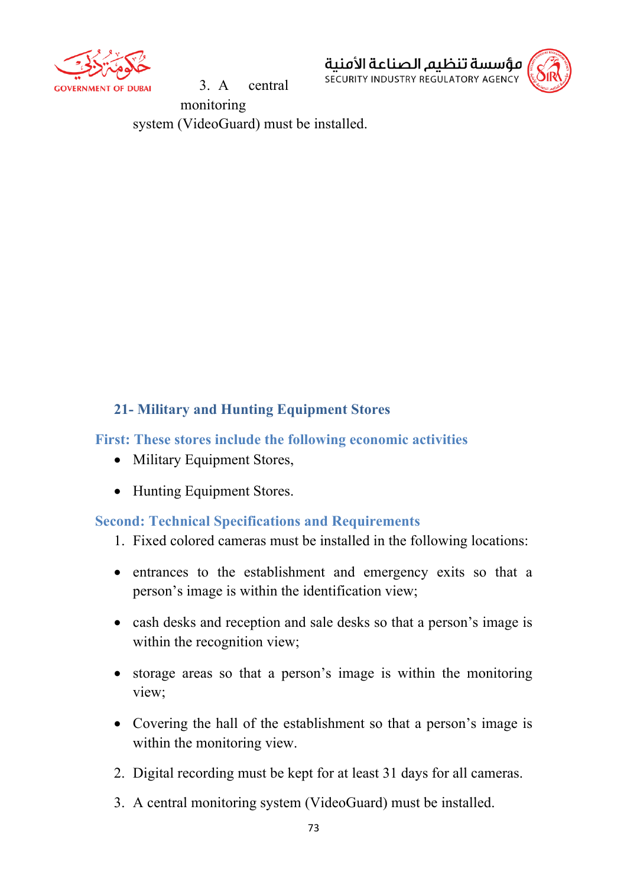3. A central monitoring system (VideoGuard) must be installed.

## 21- Military and Hunting Equipment Stores

### First: These stores include the following economic activities

- Military Equipment Stores,
- Hunting Equipment Stores.

### Second: Technical Specifications and Requirements

1. Fixed colored cameras must be installed in the following locations:

- entrances to the establishment and emergency exits so that a person's image is within the identification view;
- cash desks and reception and sale desks so that a person's image is within the recognition view;
- storage areas so that a person's image is within the monitoring view;
- Covering the hall of the establishment so that a person's image is within the monitoring view.

2. Digital recording must be kept for at least 31 days for all cameras.
3. A central monitoring system (VideoGuard) must be installed.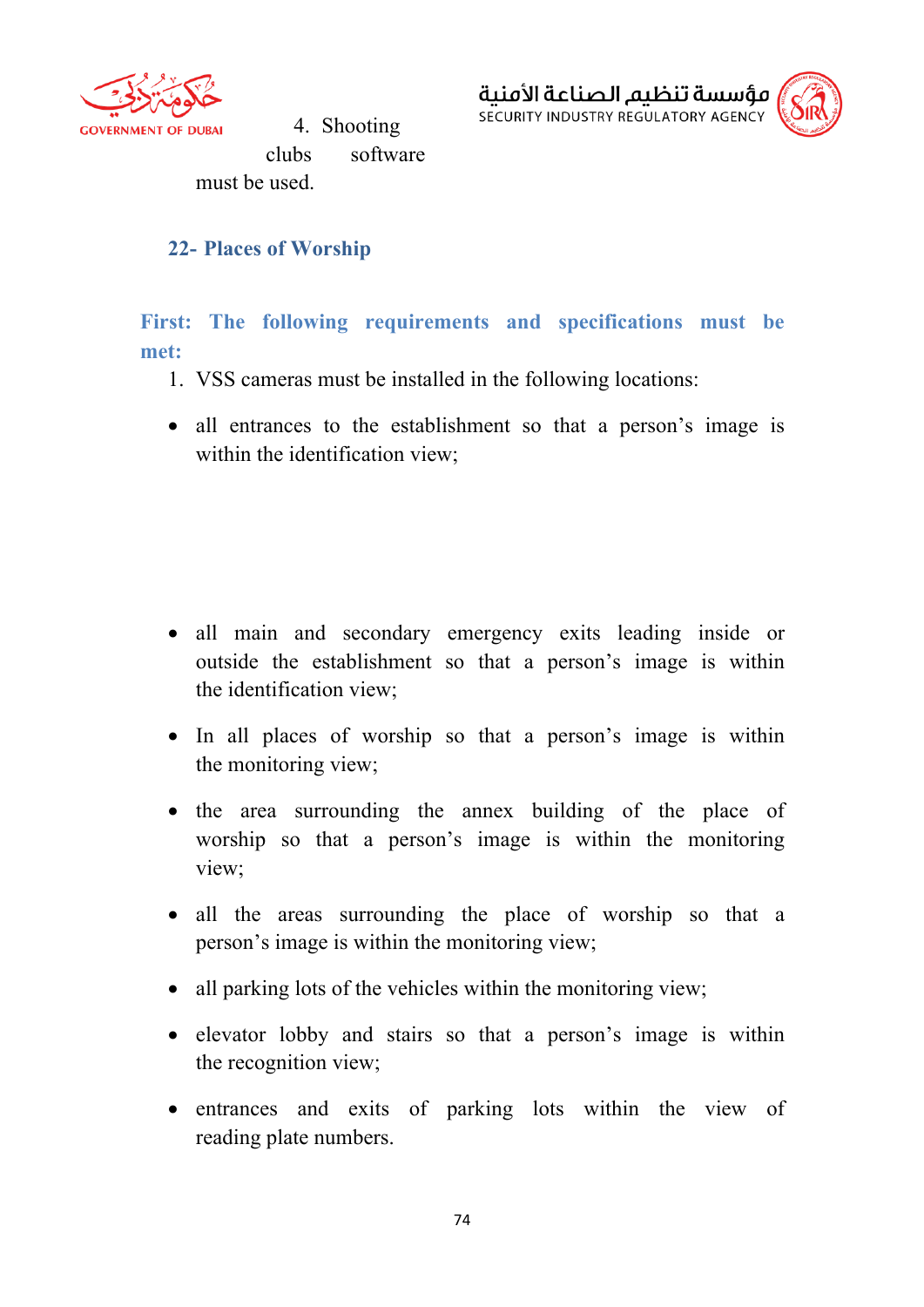4. Shooting clubs software must be used.

## 22- Places of Worship

**First: The following requirements and specifications must be met:**

1. VSS cameras must be installed in the following locations:

- all entrances to the establishment so that a person's image is within the identification view;
- all main and secondary emergency exits leading inside or outside the establishment so that a person's image is within the identification view;
- In all places of worship so that a person's image is within the monitoring view;
- the area surrounding the annex building of the place of worship so that a person's image is within the monitoring view;
- all the areas surrounding the place of worship so that a person's image is within the monitoring view;
- all parking lots of the vehicles within the monitoring view;
- elevator lobby and stairs so that a person's image is within the recognition view;
- entrances and exits of parking lots within the view of reading plate numbers.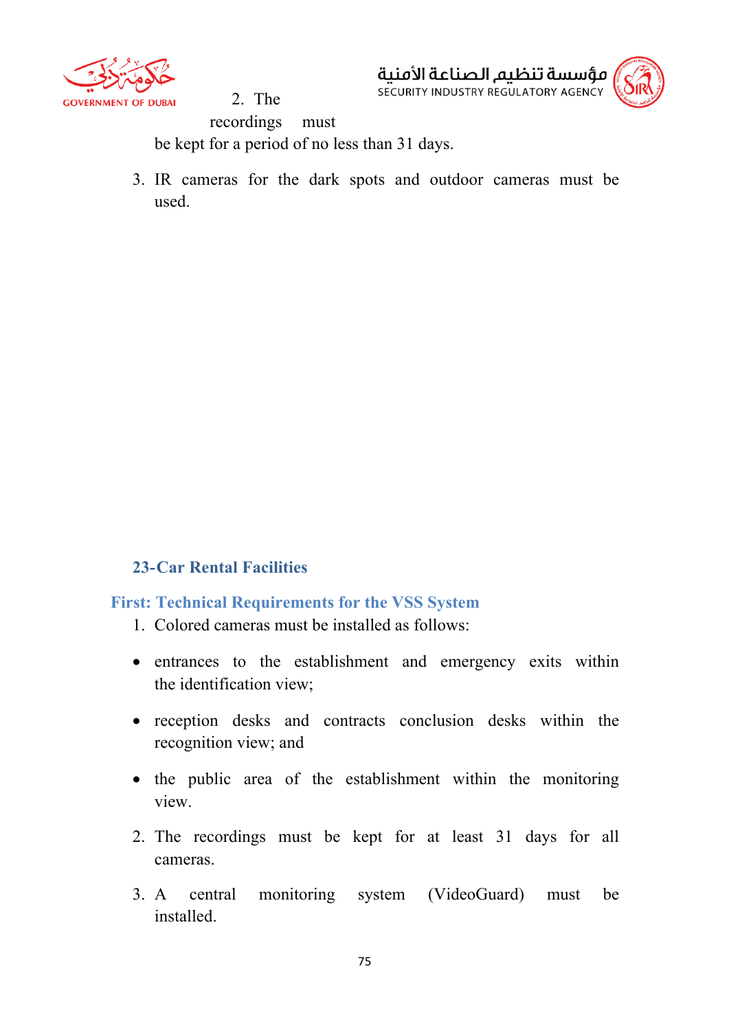2. The recordings must be kept for a period of no less than 31 days.

3. IR cameras for the dark spots and outdoor cameras must be used.

## 23-Car Rental Facilities

### First: Technical Requirements for the VSS System

1. Colored cameras must be installed as follows:

- entrances to the establishment and emergency exits within the identification view;
- reception desks and contracts conclusion desks within the recognition view; and
- the public area of the establishment within the monitoring view.

2. The recordings must be kept for at least 31 days for all cameras.

3. A central monitoring system (VideoGuard) must be installed.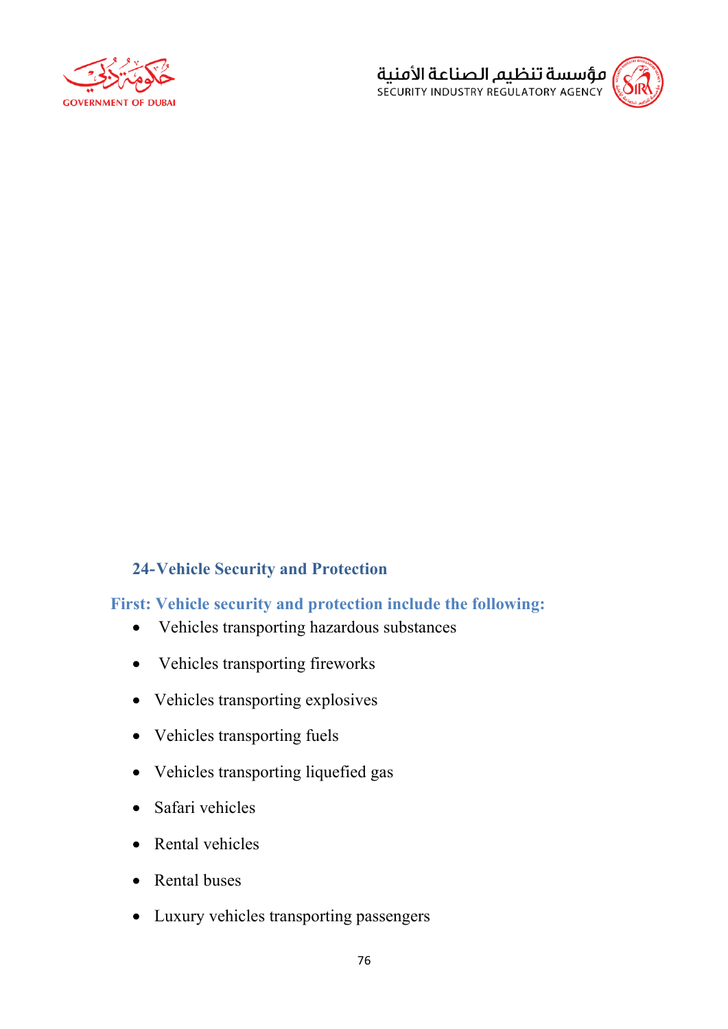## 24-Vehicle Security and Protection

### First: Vehicle security and protection include the following:

- Vehicles transporting hazardous substances
- Vehicles transporting fireworks
- Vehicles transporting explosives
- Vehicles transporting fuels
- Vehicles transporting liquefied gas
- Safari vehicles
- Rental vehicles
- Rental buses
- Luxury vehicles transporting passengers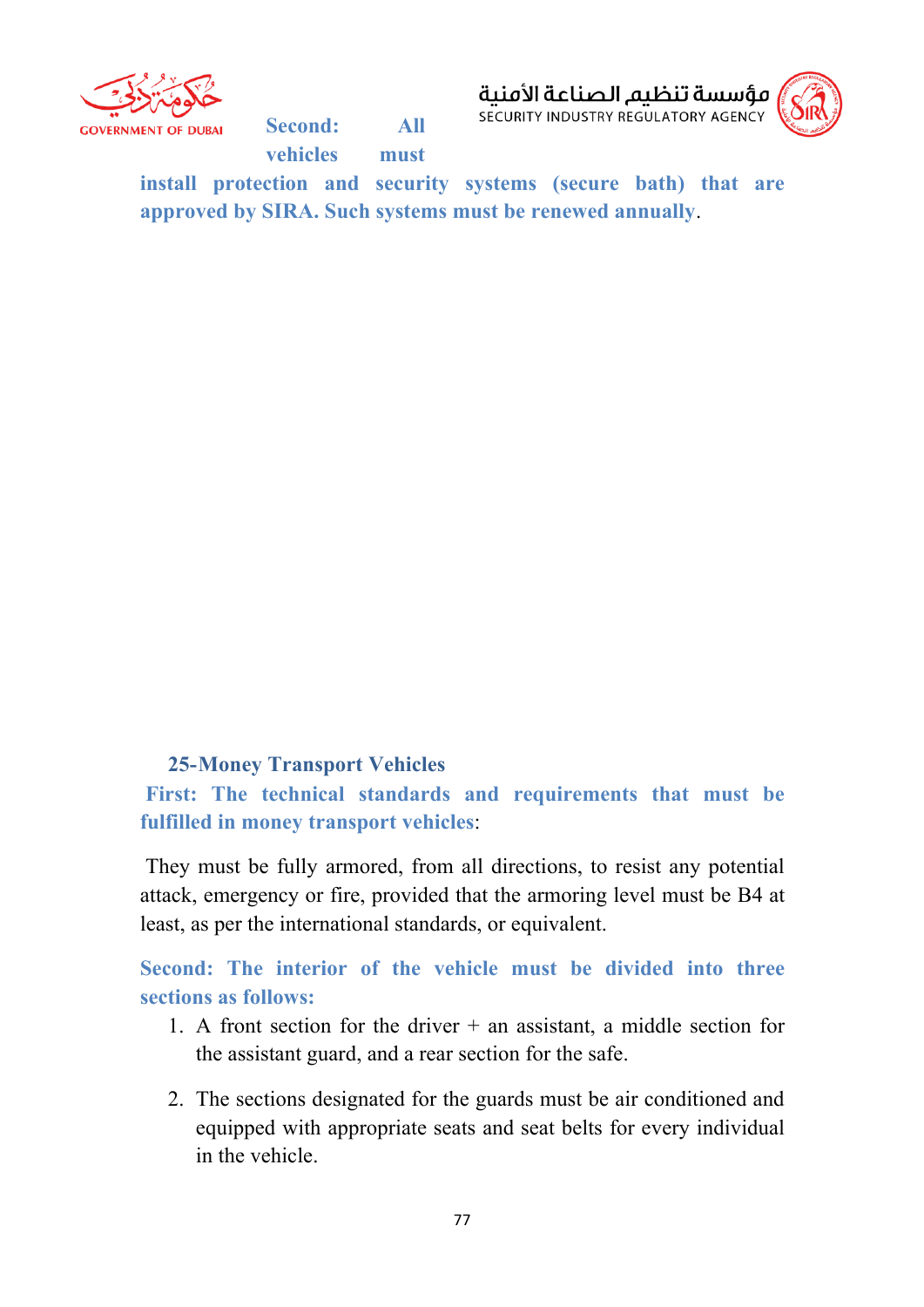**Second: All vehicles must install protection and security systems (secure bath) that are approved by SIRA. Such systems must be renewed annually**.

## 25-Money Transport Vehicles

**First: The technical standards and requirements that must be fulfilled in money transport vehicles**:

They must be fully armored, from all directions, to resist any potential attack, emergency or fire, provided that the armoring level must be B4 at least, as per the international standards, or equivalent.

**Second: The interior of the vehicle must be divided into three sections as follows:**

1. A front section for the driver + an assistant, a middle section for the assistant guard, and a rear section for the safe.
2. The sections designated for the guards must be air conditioned and equipped with appropriate seats and seat belts for every individual in the vehicle.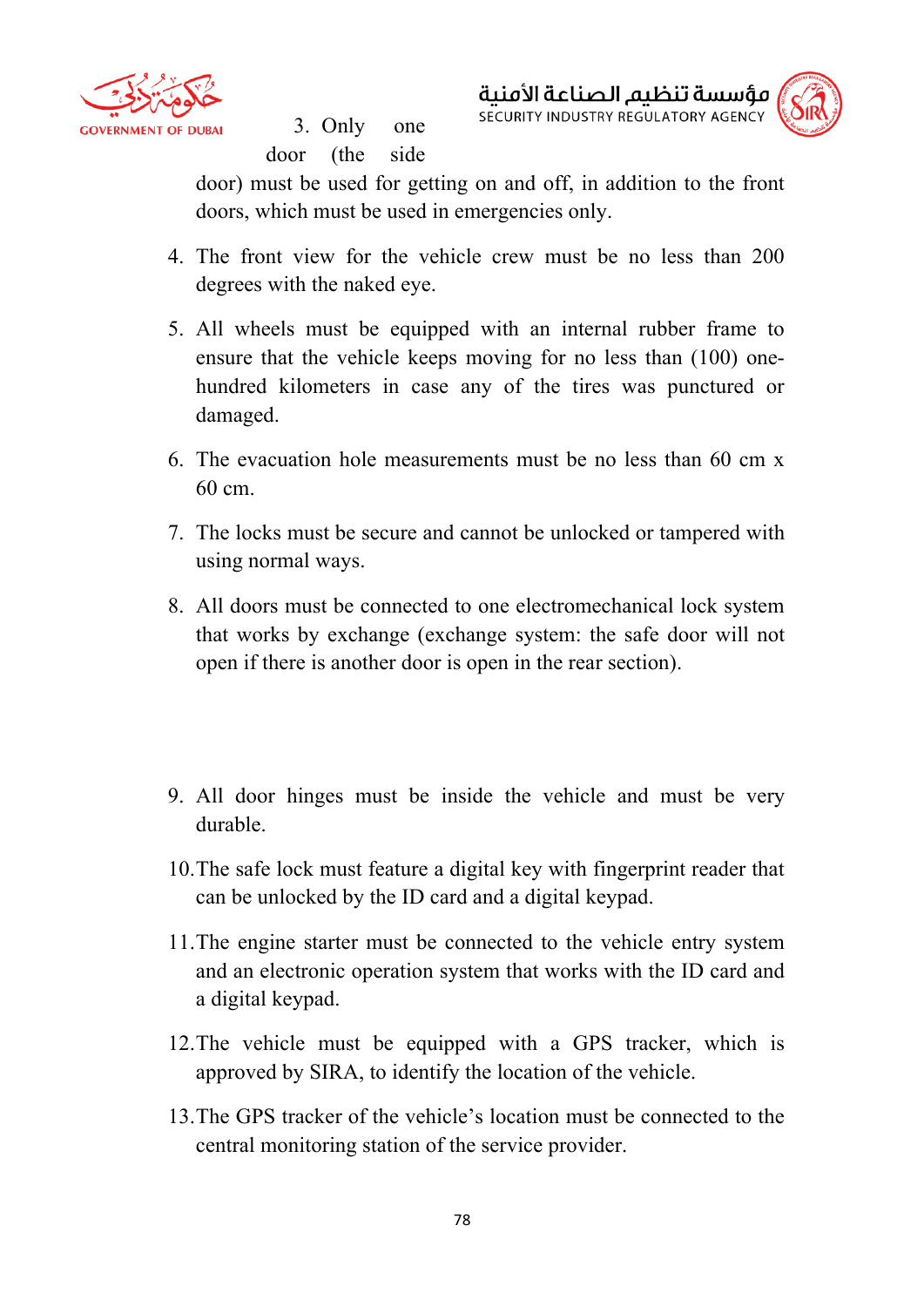3. Only one side door (the side door) must be used for getting on and off, in addition to the front doors, which must be used in emergencies only.
4. The front view for the vehicle crew must be no less than 200 degrees with the naked eye.
5. All wheels must be equipped with an internal rubber frame to ensure that the vehicle keeps moving for no less than (100) one-hundred kilometers in case any of the tires was punctured or damaged.
6. The evacuation hole measurements must be no less than 60 cm x 60 cm.
7. The locks must be secure and cannot be unlocked or tampered with using normal ways.
8. All doors must be connected to one electromechanical lock system that works by exchange (exchange system: the safe door will not open if there is another door is open in the rear section).
9. All door hinges must be inside the vehicle and must be very durable.
10. The safe lock must feature a digital key with fingerprint reader that can be unlocked by the ID card and a digital keypad.
11. The engine starter must be connected to the vehicle entry system and an electronic operation system that works with the ID card and a digital keypad.
12. The vehicle must be equipped with a GPS tracker, which is approved by SIRA, to identify the location of the vehicle.
13. The GPS tracker of the vehicle's location must be connected to the central monitoring station of the service provider.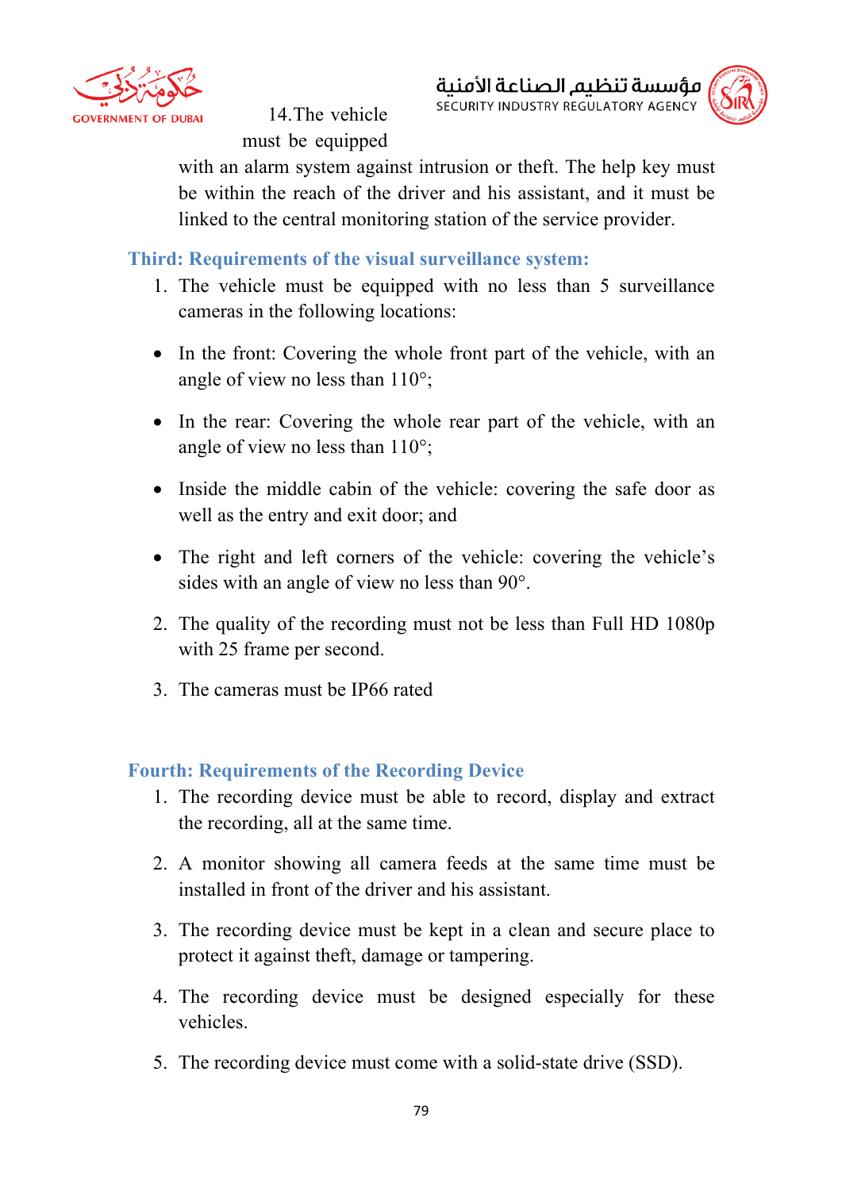14. The vehicle must be equipped with an alarm system against intrusion or theft. The help key must be within the reach of the driver and his assistant, and it must be linked to the central monitoring station of the service provider.

### Third: Requirements of the visual surveillance system:

1. The vehicle must be equipped with no less than 5 surveillance cameras in the following locations:

- In the front: Covering the whole front part of the vehicle, with an angle of view no less than 110°;
- In the rear: Covering the whole rear part of the vehicle, with an angle of view no less than 110°;
- Inside the middle cabin of the vehicle: covering the safe door as well as the entry and exit door; and
- The right and left corners of the vehicle: covering the vehicle's sides with an angle of view no less than 90°.

2. The quality of the recording must not be less than Full HD 1080p with 25 frame per second.
3. The cameras must be IP66 rated

### Fourth: Requirements of the Recording Device

1. The recording device must be able to record, display and extract the recording, all at the same time.
2. A monitor showing all camera feeds at the same time must be installed in front of the driver and his assistant.
3. The recording device must be kept in a clean and secure place to protect it against theft, damage or tampering.
4. The recording device must be designed especially for these vehicles.
5. The recording device must come with a solid-state drive (SSD).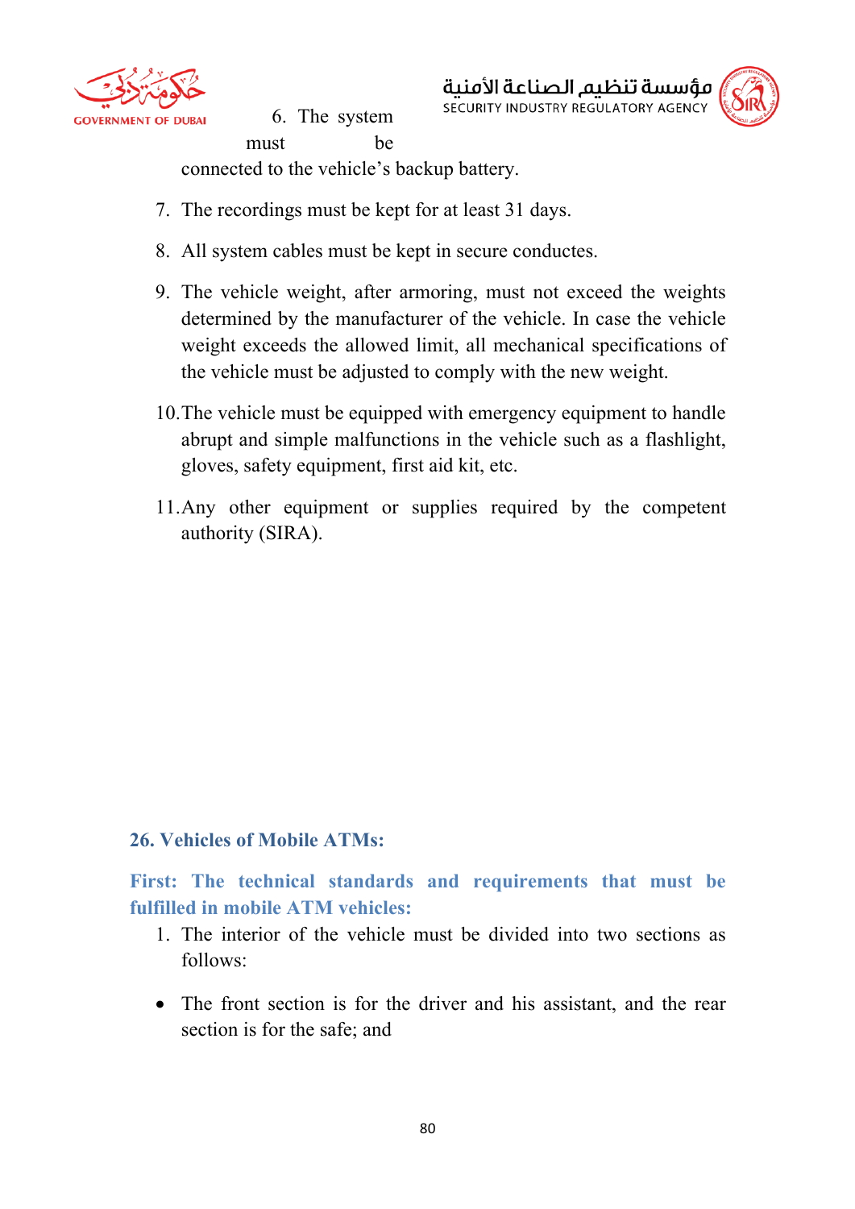6. The system must be connected to the vehicle's backup battery.
7. The recordings must be kept for at least 31 days.
8. All system cables must be kept in secure conductes.
9. The vehicle weight, after armoring, must not exceed the weights determined by the manufacturer of the vehicle. In case the vehicle weight exceeds the allowed limit, all mechanical specifications of the vehicle must be adjusted to comply with the new weight.
10. The vehicle must be equipped with emergency equipment to handle abrupt and simple malfunctions in the vehicle such as a flashlight, gloves, safety equipment, first aid kit, etc.
11. Any other equipment or supplies required by the competent authority (SIRA).

## 26. Vehicles of Mobile ATMs:

### First: The technical standards and requirements that must be fulfilled in mobile ATM vehicles:

1. The interior of the vehicle must be divided into two sections as follows:

- The front section is for the driver and his assistant, and the rear section is for the safe; and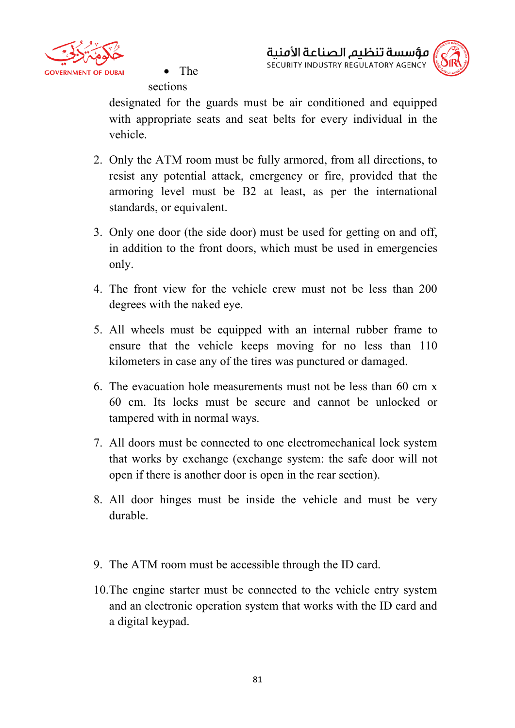- The sections designated for the guards must be air conditioned and equipped with appropriate seats and seat belts for every individual in the vehicle.

2. Only the ATM room must be fully armored, from all directions, to resist any potential attack, emergency or fire, provided that the armoring level must be B2 at least, as per the international standards, or equivalent.

3. Only one door (the side door) must be used for getting on and off, in addition to the front doors, which must be used in emergencies only.

4. The front view for the vehicle crew must not be less than 200 degrees with the naked eye.

5. All wheels must be equipped with an internal rubber frame to ensure that the vehicle keeps moving for no less than 110 kilometers in case any of the tires was punctured or damaged.

6. The evacuation hole measurements must not be less than 60 cm x 60 cm. Its locks must be secure and cannot be unlocked or tampered with in normal ways.

7. All doors must be connected to one electromechanical lock system that works by exchange (exchange system: the safe door will not open if there is another door is open in the rear section).

8. All door hinges must be inside the vehicle and must be very durable.

9. The ATM room must be accessible through the ID card.

10. The engine starter must be connected to the vehicle entry system and an electronic operation system that works with the ID card and a digital keypad.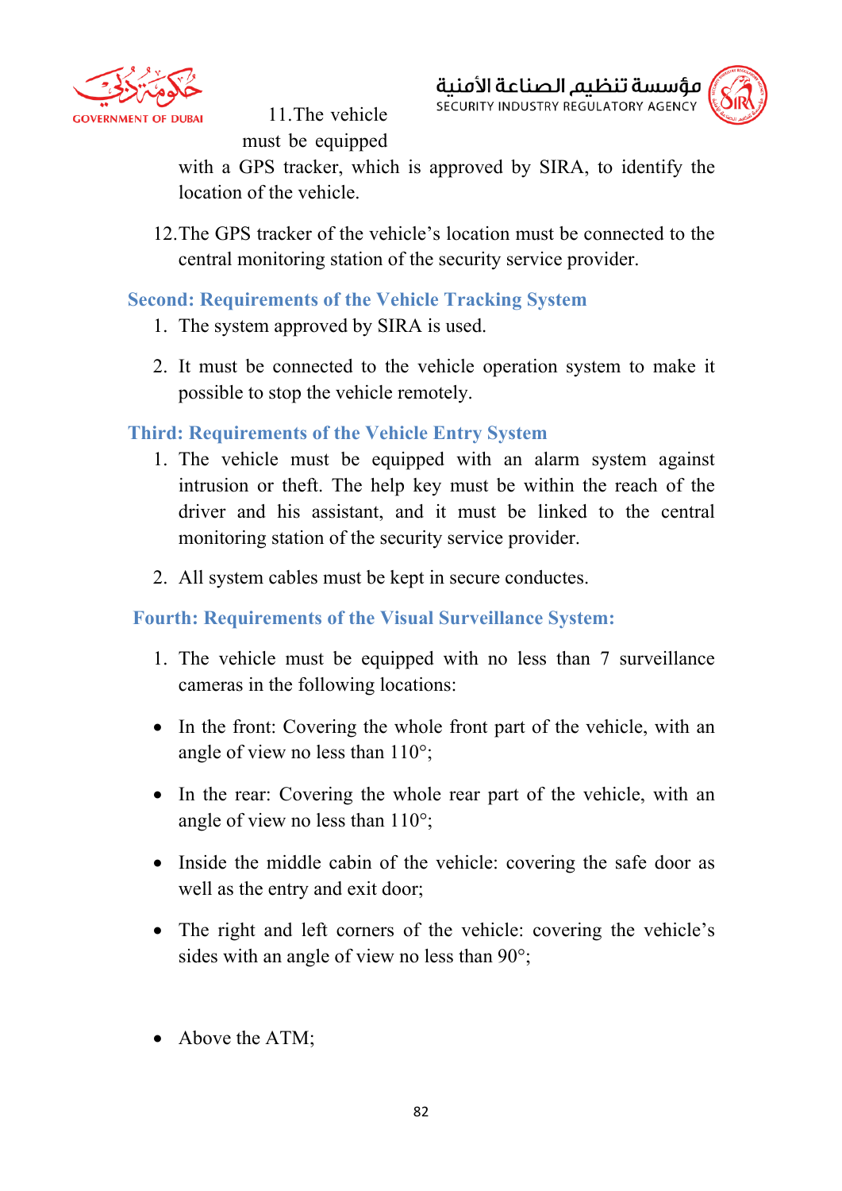11. The vehicle must be equipped with a GPS tracker, which is approved by SIRA, to identify the location of the vehicle.

12. The GPS tracker of the vehicle's location must be connected to the central monitoring station of the security service provider.

## Second: Requirements of the Vehicle Tracking System

1. The system approved by SIRA is used.

2. It must be connected to the vehicle operation system to make it possible to stop the vehicle remotely.

## Third: Requirements of the Vehicle Entry System

1. The vehicle must be equipped with an alarm system against intrusion or theft. The help key must be within the reach of the driver and his assistant, and it must be linked to the central monitoring station of the security service provider.

2. All system cables must be kept in secure conductes.

## Fourth: Requirements of the Visual Surveillance System:

1. The vehicle must be equipped with no less than 7 surveillance cameras in the following locations:

- In the front: Covering the whole front part of the vehicle, with an angle of view no less than 110°;

- In the rear: Covering the whole rear part of the vehicle, with an angle of view no less than 110°;

- Inside the middle cabin of the vehicle: covering the safe door as well as the entry and exit door;

- The right and left corners of the vehicle: covering the vehicle's sides with an angle of view no less than 90°;

- Above the ATM;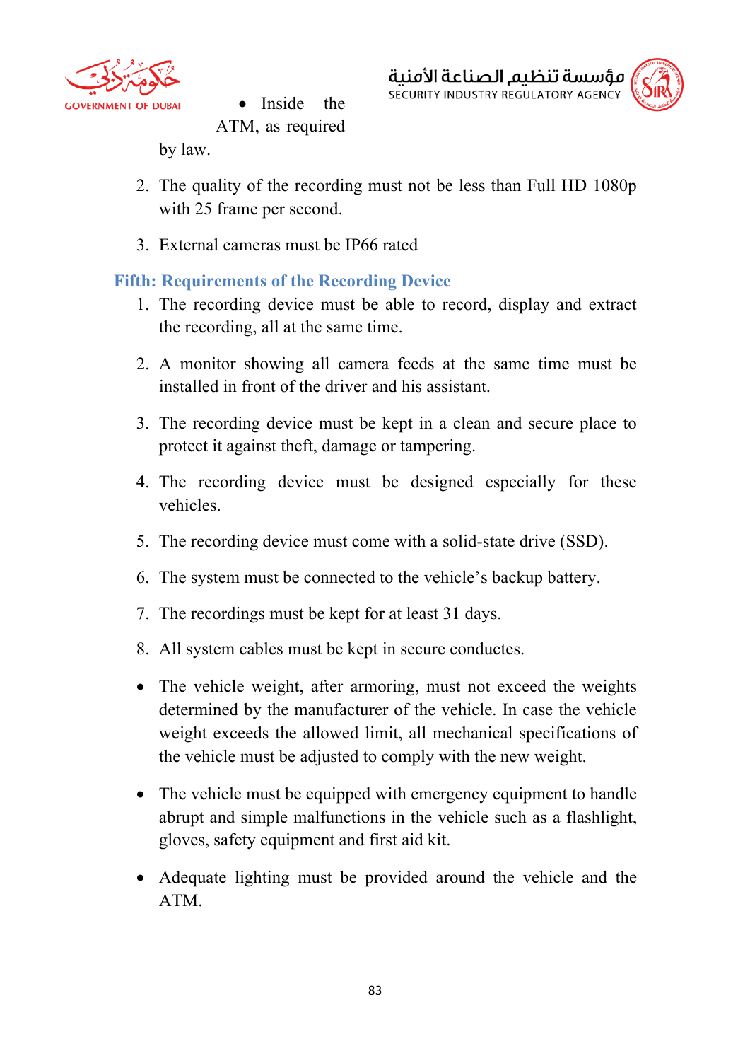- Inside the ATM, as required by law.

2. The quality of the recording must not be less than Full HD 1080p with 25 frame per second.
3. External cameras must be IP66 rated

### Fifth: Requirements of the Recording Device

1. The recording device must be able to record, display and extract the recording, all at the same time.
2. A monitor showing all camera feeds at the same time must be installed in front of the driver and his assistant.
3. The recording device must be kept in a clean and secure place to protect it against theft, damage or tampering.
4. The recording device must be designed especially for these vehicles.
5. The recording device must come with a solid-state drive (SSD).
6. The system must be connected to the vehicle's backup battery.
7. The recordings must be kept for at least 31 days.
8. All system cables must be kept in secure conductes.

- The vehicle weight, after armoring, must not exceed the weights determined by the manufacturer of the vehicle. In case the vehicle weight exceeds the allowed limit, all mechanical specifications of the vehicle must be adjusted to comply with the new weight.
- The vehicle must be equipped with emergency equipment to handle abrupt and simple malfunctions in the vehicle such as a flashlight, gloves, safety equipment and first aid kit.
- Adequate lighting must be provided around the vehicle and the ATM.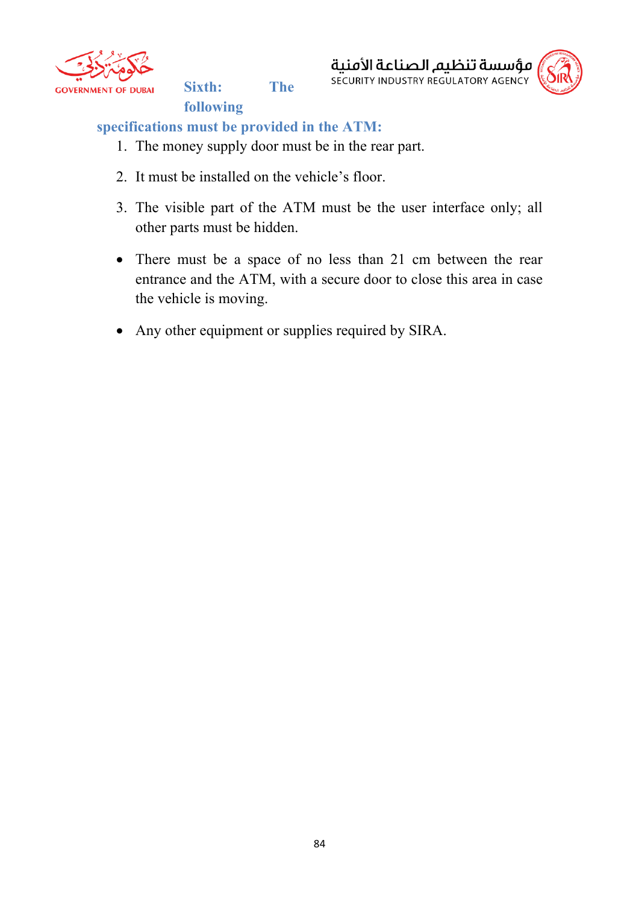**Sixth: The following specifications must be provided in the ATM:**

1. The money supply door must be in the rear part.
2. It must be installed on the vehicle's floor.
3. The visible part of the ATM must be the user interface only; all other parts must be hidden.

- There must be a space of no less than 21 cm between the rear entrance and the ATM, with a secure door to close this area in case the vehicle is moving.
- Any other equipment or supplies required by SIRA.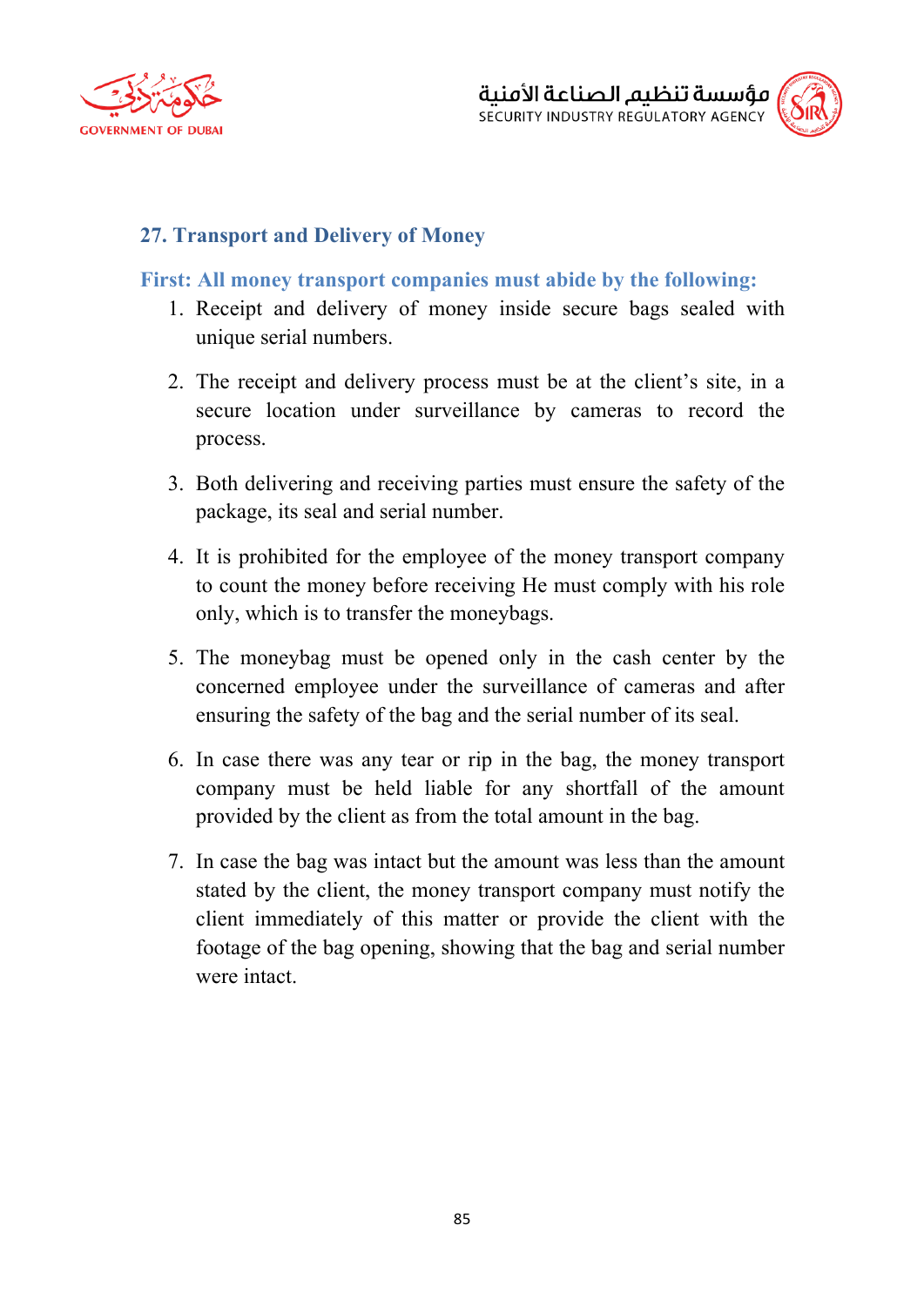## 27. Transport and Delivery of Money

### First: All money transport companies must abide by the following:

1. Receipt and delivery of money inside secure bags sealed with unique serial numbers.
2. The receipt and delivery process must be at the client's site, in a secure location under surveillance by cameras to record the process.
3. Both delivering and receiving parties must ensure the safety of the package, its seal and serial number.
4. It is prohibited for the employee of the money transport company to count the money before receiving He must comply with his role only, which is to transfer the moneybags.
5. The moneybag must be opened only in the cash center by the concerned employee under the surveillance of cameras and after ensuring the safety of the bag and the serial number of its seal.
6. In case there was any tear or rip in the bag, the money transport company must be held liable for any shortfall of the amount provided by the client as from the total amount in the bag.
7. In case the bag was intact but the amount was less than the amount stated by the client, the money transport company must notify the client immediately of this matter or provide the client with the footage of the bag opening, showing that the bag and serial number were intact.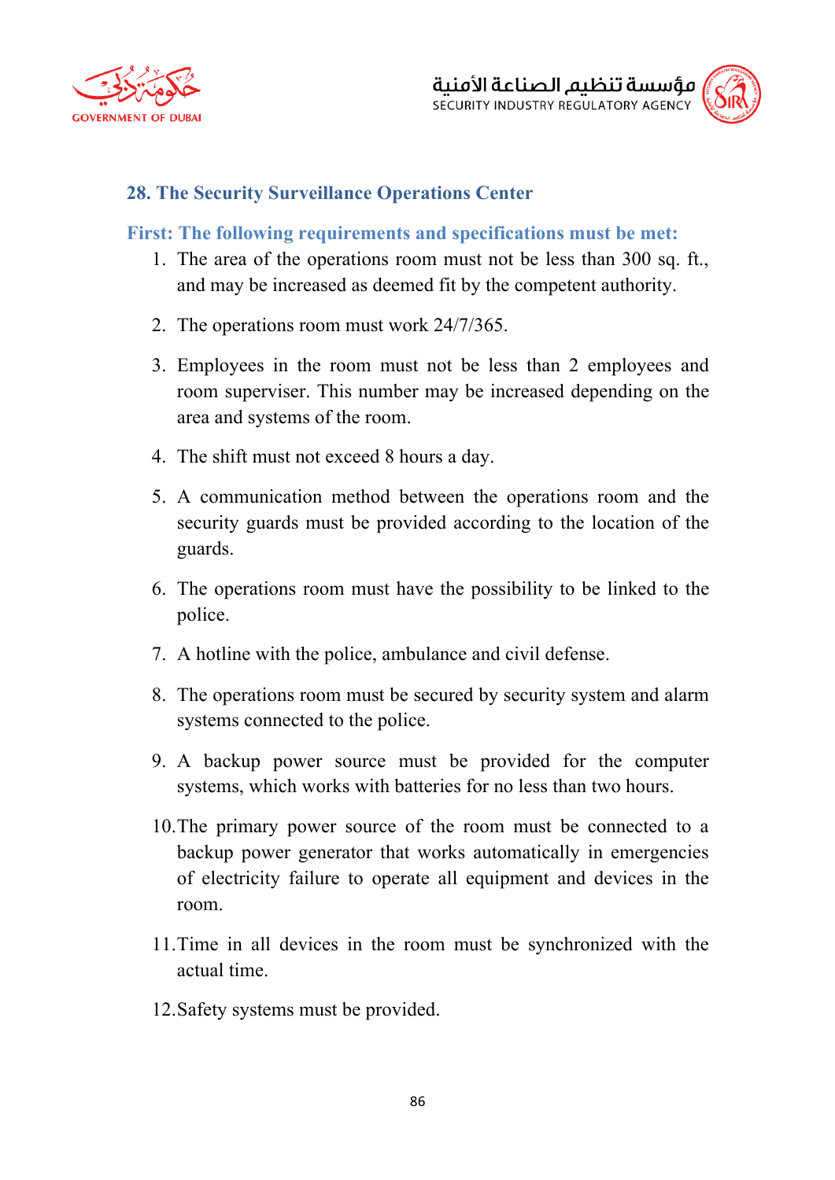## 28. The Security Surveillance Operations Center

### First: The following requirements and specifications must be met:

1. The area of the operations room must not be less than 300 sq. ft., and may be increased as deemed fit by the competent authority.
2. The operations room must work 24/7/365.
3. Employees in the room must not be less than 2 employees and room superviser. This number may be increased depending on the area and systems of the room.
4. The shift must not exceed 8 hours a day.
5. A communication method between the operations room and the security guards must be provided according to the location of the guards.
6. The operations room must have the possibility to be linked to the police.
7. A hotline with the police, ambulance and civil defense.
8. The operations room must be secured by security system and alarm systems connected to the police.
9. A backup power source must be provided for the computer systems, which works with batteries for no less than two hours.
10. The primary power source of the room must be connected to a backup power generator that works automatically in emergencies of electricity failure to operate all equipment and devices in the room.
11. Time in all devices in the room must be synchronized with the actual time.
12. Safety systems must be provided.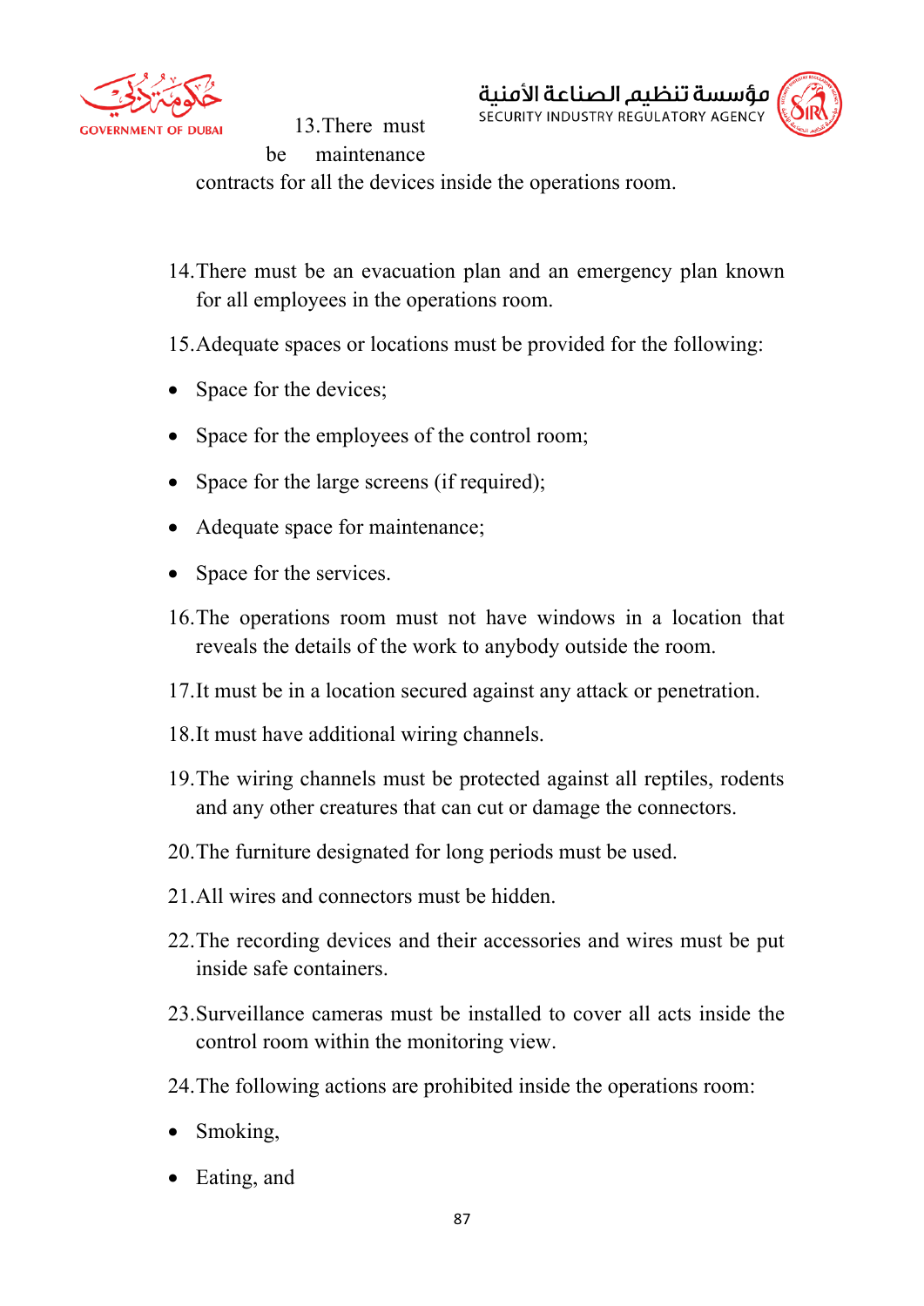13. There must be maintenance contracts for all the devices inside the operations room.

14. There must be an evacuation plan and an emergency plan known for all employees in the operations room.

15. Adequate spaces or locations must be provided for the following:

- Space for the devices;
- Space for the employees of the control room;
- Space for the large screens (if required);
- Adequate space for maintenance;
- Space for the services.

16. The operations room must not have windows in a location that reveals the details of the work to anybody outside the room.

17. It must be in a location secured against any attack or penetration.

18. It must have additional wiring channels.

19. The wiring channels must be protected against all reptiles, rodents and any other creatures that can cut or damage the connectors.

20. The furniture designated for long periods must be used.

21. All wires and connectors must be hidden.

22. The recording devices and their accessories and wires must be put inside safe containers.

23. Surveillance cameras must be installed to cover all acts inside the control room within the monitoring view.

24. The following actions are prohibited inside the operations room:

- Smoking,
- Eating, and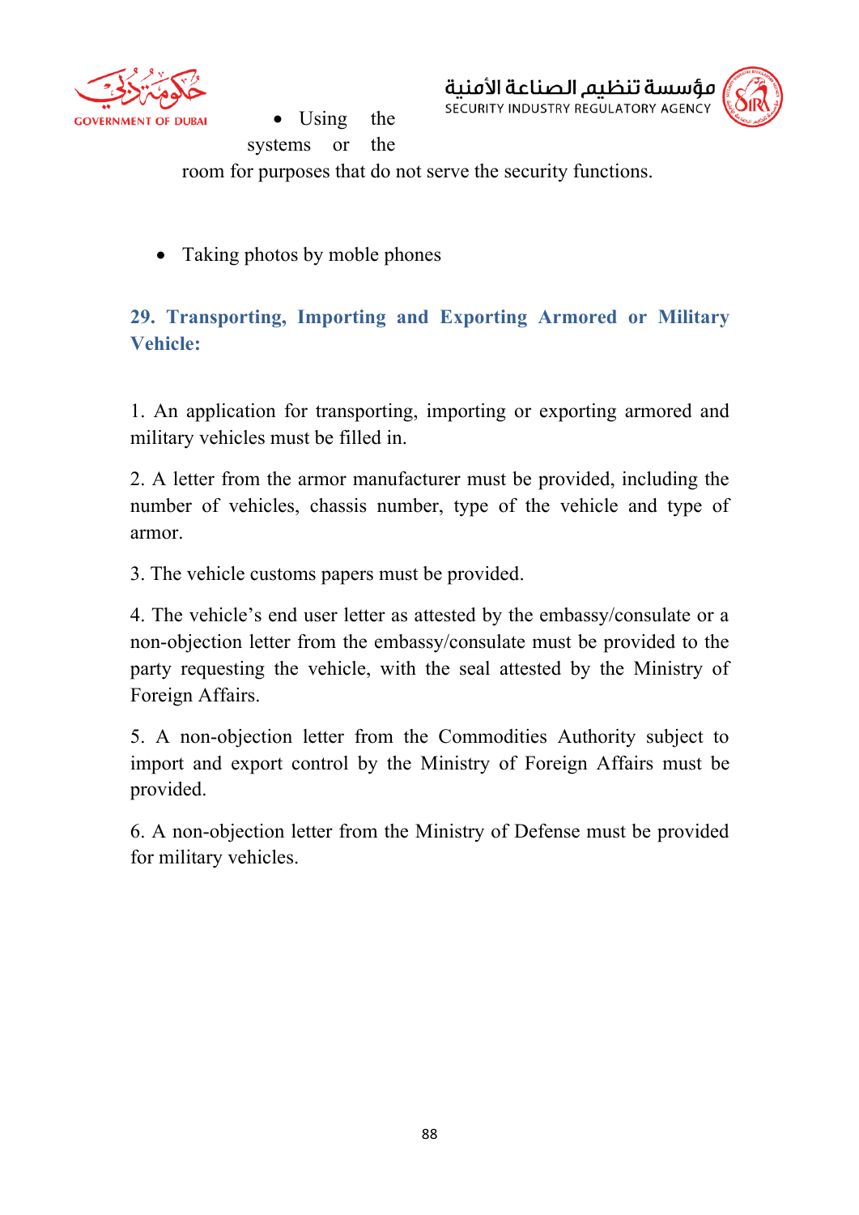- Using the systems or the room for purposes that do not serve the security functions.

- Taking photos by moble phones

## 29. Transporting, Importing and Exporting Armored or Military Vehicle:

1. An application for transporting, importing or exporting armored and military vehicles must be filled in.

2. A letter from the armor manufacturer must be provided, including the number of vehicles, chassis number, type of the vehicle and type of armor.

3. The vehicle customs papers must be provided.

4. The vehicle's end user letter as attested by the embassy/consulate or a non-objection letter from the embassy/consulate must be provided to the party requesting the vehicle, with the seal attested by the Ministry of Foreign Affairs.

5. A non-objection letter from the Commodities Authority subject to import and export control by the Ministry of Foreign Affairs must be provided.

6. A non-objection letter from the Ministry of Defense must be provided for military vehicles.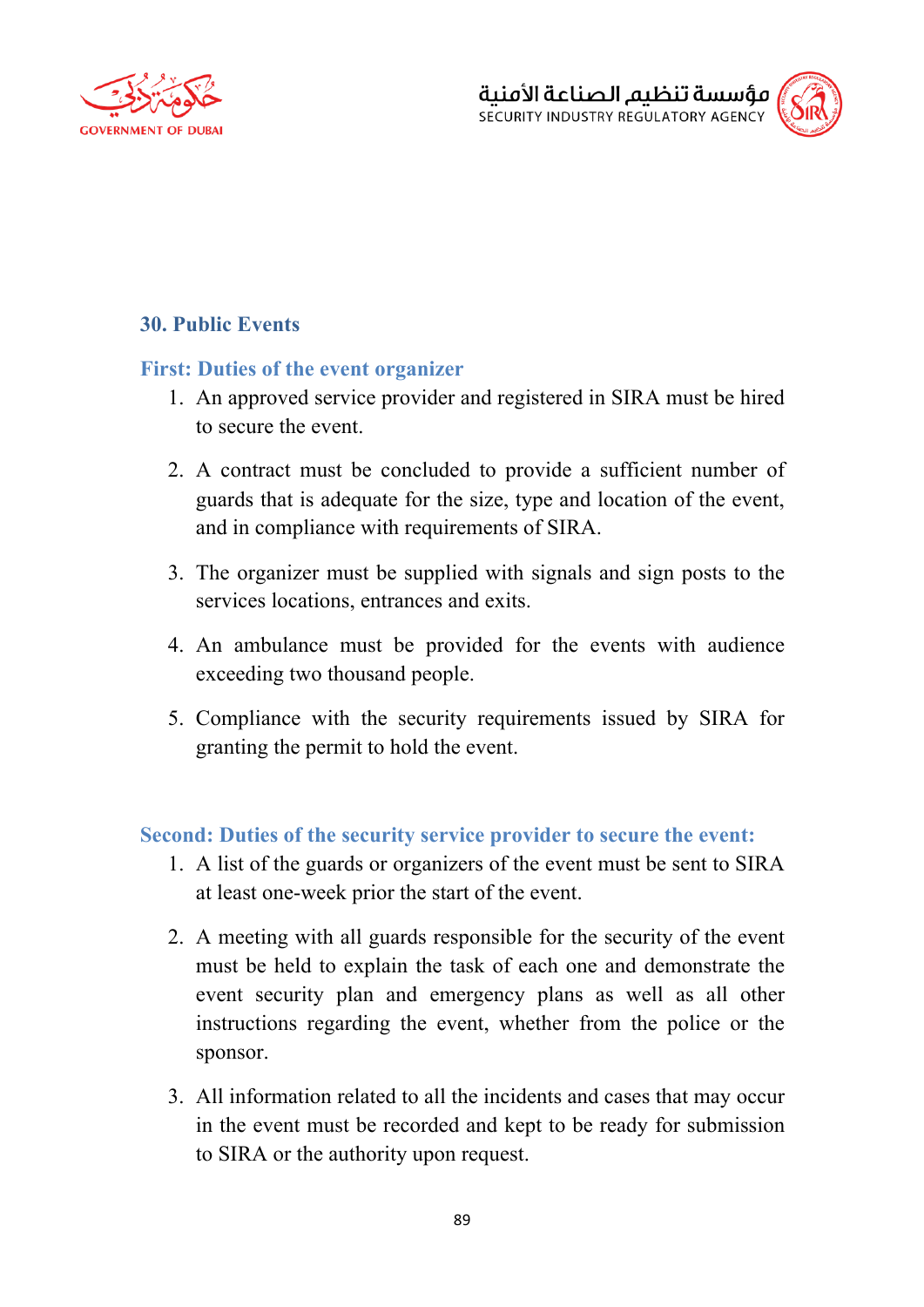## 30. Public Events

### First: Duties of the event organizer

1. An approved service provider and registered in SIRA must be hired to secure the event.

2. A contract must be concluded to provide a sufficient number of guards that is adequate for the size, type and location of the event, and in compliance with requirements of SIRA.

3. The organizer must be supplied with signals and sign posts to the services locations, entrances and exits.

4. An ambulance must be provided for the events with audience exceeding two thousand people.

5. Compliance with the security requirements issued by SIRA for granting the permit to hold the event.

### Second: Duties of the security service provider to secure the event:

1. A list of the guards or organizers of the event must be sent to SIRA at least one-week prior the start of the event.

2. A meeting with all guards responsible for the security of the event must be held to explain the task of each one and demonstrate the event security plan and emergency plans as well as all other instructions regarding the event, whether from the police or the sponsor.

3. All information related to all the incidents and cases that may occur in the event must be recorded and kept to be ready for submission to SIRA or the authority upon request.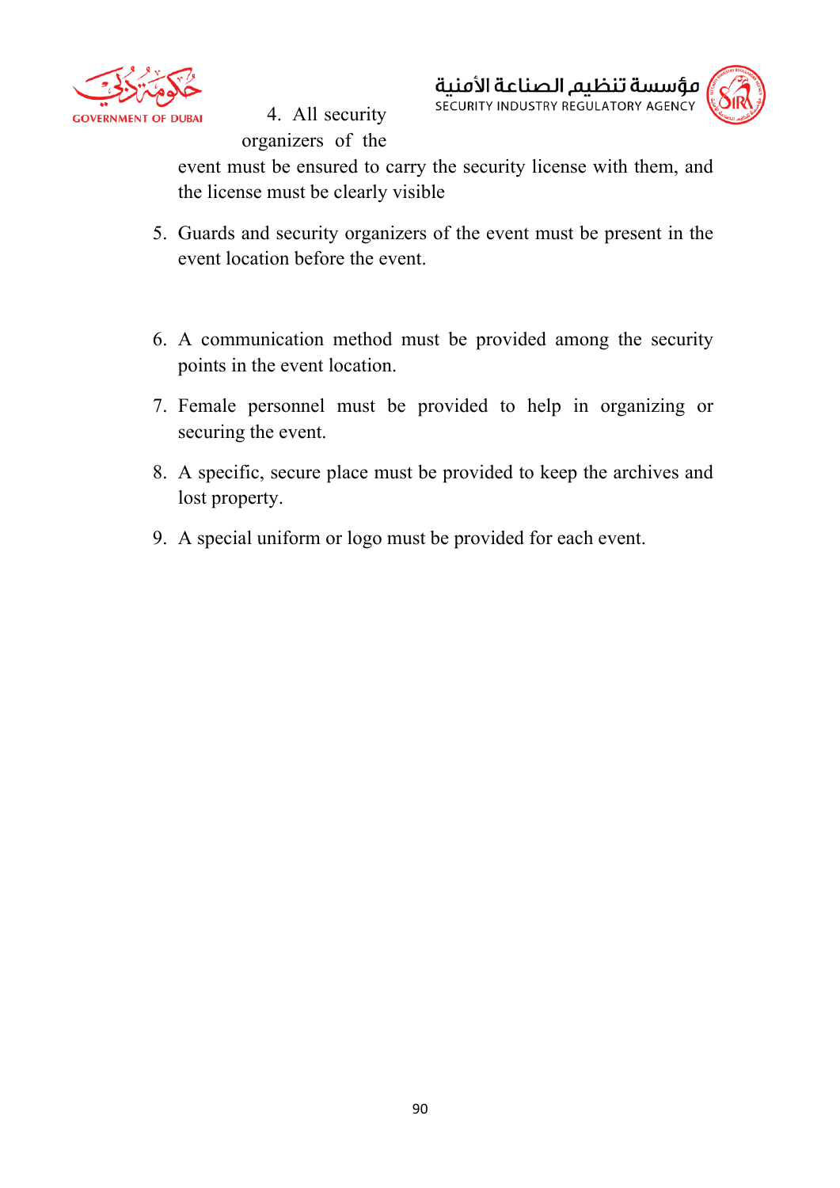4. All security organizers of the event must be ensured to carry the security license with them, and the license must be clearly visible
5. Guards and security organizers of the event must be present in the event location before the event.
6. A communication method must be provided among the security points in the event location.
7. Female personnel must be provided to help in organizing or securing the event.
8. A specific, secure place must be provided to keep the archives and lost property.
9. A special uniform or logo must be provided for each event.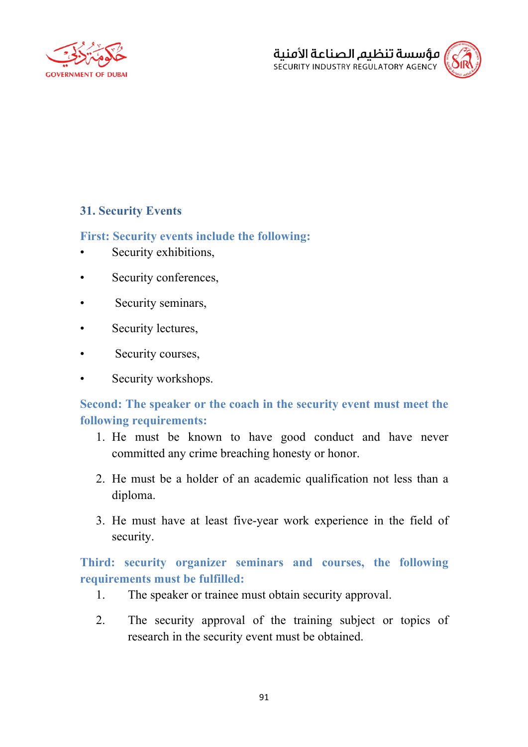## 31. Security Events

### First: Security events include the following:

- Security exhibitions,
- Security conferences,
- Security seminars,
- Security lectures,
- Security courses,
- Security workshops.

### Second: The speaker or the coach in the security event must meet the following requirements:

1. He must be known to have good conduct and have never committed any crime breaching honesty or honor.
2. He must be a holder of an academic qualification not less than a diploma.
3. He must have at least five-year work experience in the field of security.

### Third: security organizer seminars and courses, the following requirements must be fulfilled:

1. The speaker or trainee must obtain security approval.
2. The security approval of the training subject or topics of research in the security event must be obtained.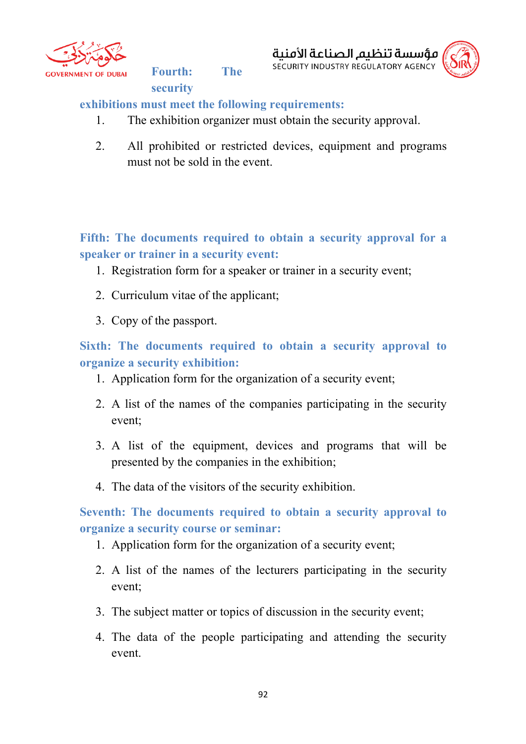**Fourth: The security exhibitions must meet the following requirements:**

1. The exhibition organizer must obtain the security approval.
2. All prohibited or restricted devices, equipment and programs must not be sold in the event.

**Fifth: The documents required to obtain a security approval for a speaker or trainer in a security event:**

1. Registration form for a speaker or trainer in a security event;
2. Curriculum vitae of the applicant;
3. Copy of the passport.

**Sixth: The documents required to obtain a security approval to organize a security exhibition:**

1. Application form for the organization of a security event;
2. A list of the names of the companies participating in the security event;
3. A list of the equipment, devices and programs that will be presented by the companies in the exhibition;
4. The data of the visitors of the security exhibition.

**Seventh: The documents required to obtain a security approval to organize a security course or seminar:**

1. Application form for the organization of a security event;
2. A list of the names of the lecturers participating in the security event;
3. The subject matter or topics of discussion in the security event;
4. The data of the people participating and attending the security event.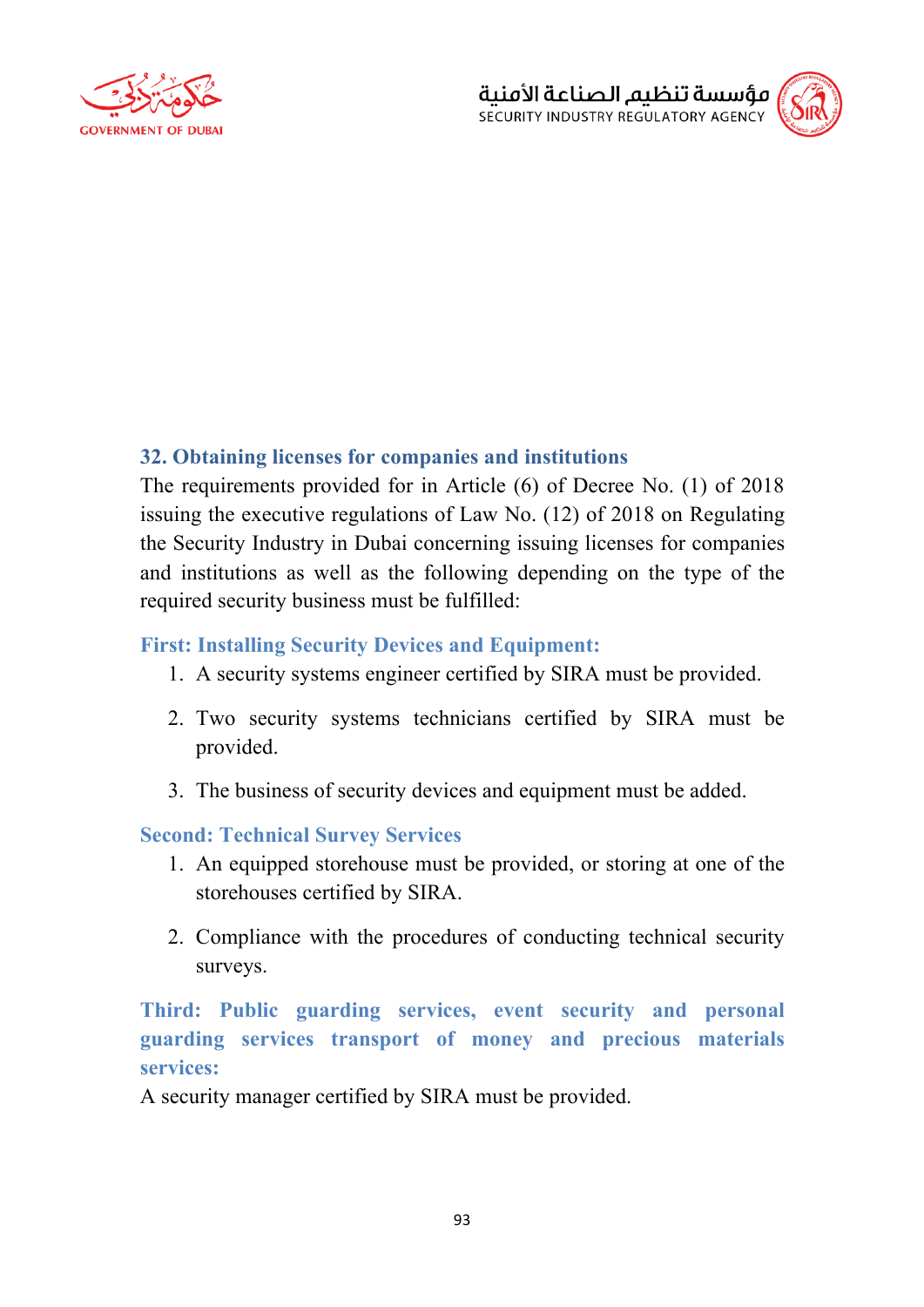## 32. Obtaining licenses for companies and institutions

The requirements provided for in Article (6) of Decree No. (1) of 2018 issuing the executive regulations of Law No. (12) of 2018 on Regulating the Security Industry in Dubai concerning issuing licenses for companies and institutions as well as the following depending on the type of the required security business must be fulfilled:

### First: Installing Security Devices and Equipment:

1. A security systems engineer certified by SIRA must be provided.
2. Two security systems technicians certified by SIRA must be provided.
3. The business of security devices and equipment must be added.

### Second: Technical Survey Services

1. An equipped storehouse must be provided, or storing at one of the storehouses certified by SIRA.
2. Compliance with the procedures of conducting technical security surveys.

### Third: Public guarding services, event security and personal guarding services transport of money and precious materials services:

A security manager certified by SIRA must be provided.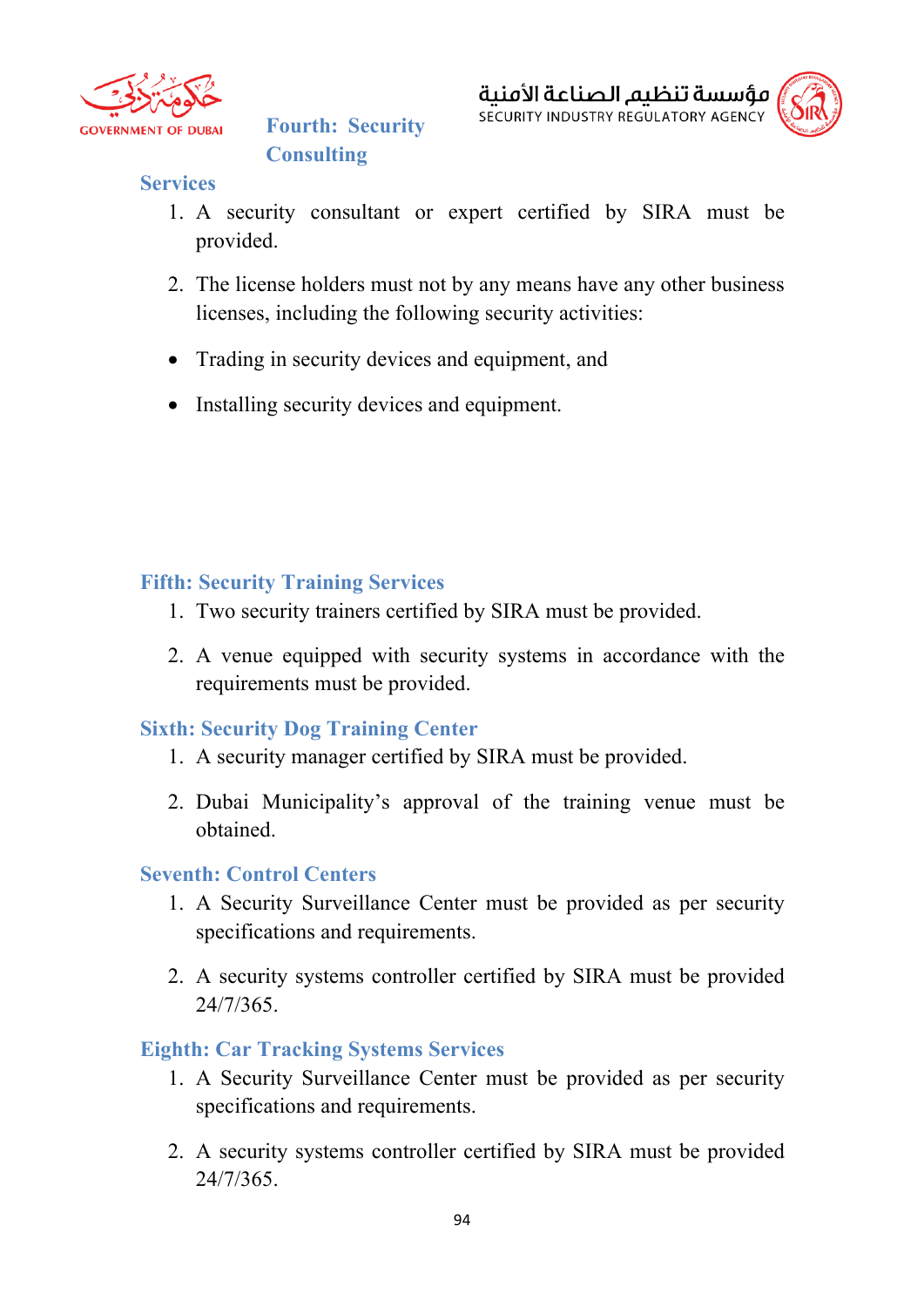### Fourth: Security Consulting Services

1. A security consultant or expert certified by SIRA must be provided.
2. The license holders must not by any means have any other business licenses, including the following security activities:

- Trading in security devices and equipment, and
- Installing security devices and equipment.

### Fifth: Security Training Services

1. Two security trainers certified by SIRA must be provided.
2. A venue equipped with security systems in accordance with the requirements must be provided.

### Sixth: Security Dog Training Center

1. A security manager certified by SIRA must be provided.
2. Dubai Municipality's approval of the training venue must be obtained.

### Seventh: Control Centers

1. A Security Surveillance Center must be provided as per security specifications and requirements.
2. A security systems controller certified by SIRA must be provided 24/7/365.

### Eighth: Car Tracking Systems Services

1. A Security Surveillance Center must be provided as per security specifications and requirements.
2. A security systems controller certified by SIRA must be provided 24/7/365.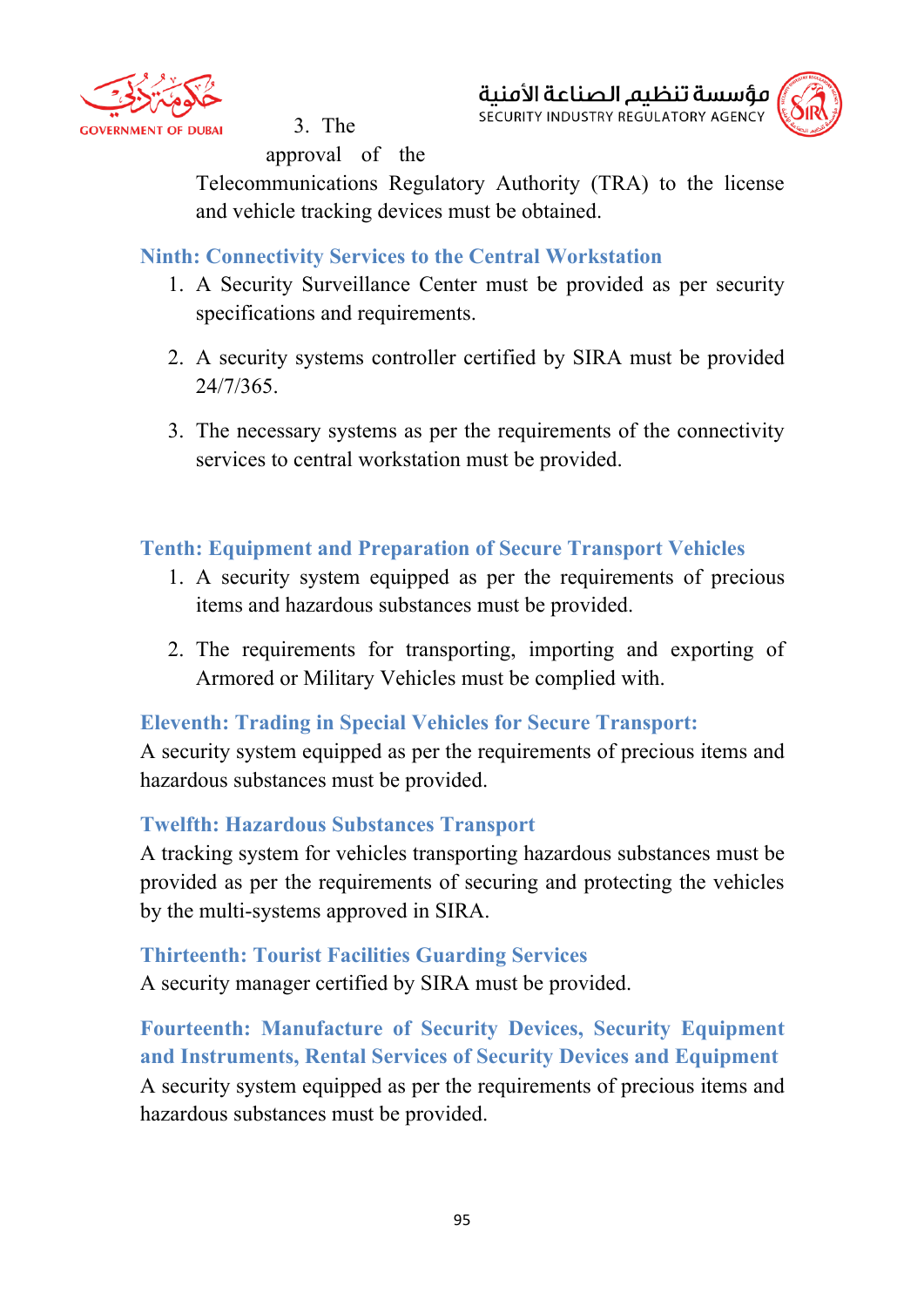3. The approval of the Telecommunications Regulatory Authority (TRA) to the license and vehicle tracking devices must be obtained.

### Ninth: Connectivity Services to the Central Workstation

1. A Security Surveillance Center must be provided as per security specifications and requirements.
2. A security systems controller certified by SIRA must be provided 24/7/365.
3. The necessary systems as per the requirements of the connectivity services to central workstation must be provided.

### Tenth: Equipment and Preparation of Secure Transport Vehicles

1. A security system equipped as per the requirements of precious items and hazardous substances must be provided.
2. The requirements for transporting, importing and exporting of Armored or Military Vehicles must be complied with.

### Eleventh: Trading in Special Vehicles for Secure Transport:

A security system equipped as per the requirements of precious items and hazardous substances must be provided.

### Twelfth: Hazardous Substances Transport

A tracking system for vehicles transporting hazardous substances must be provided as per the requirements of securing and protecting the vehicles by the multi-systems approved in SIRA.

### Thirteenth: Tourist Facilities Guarding Services

A security manager certified by SIRA must be provided.

### Fourteenth: Manufacture of Security Devices, Security Equipment and Instruments, Rental Services of Security Devices and Equipment

A security system equipped as per the requirements of precious items and hazardous substances must be provided.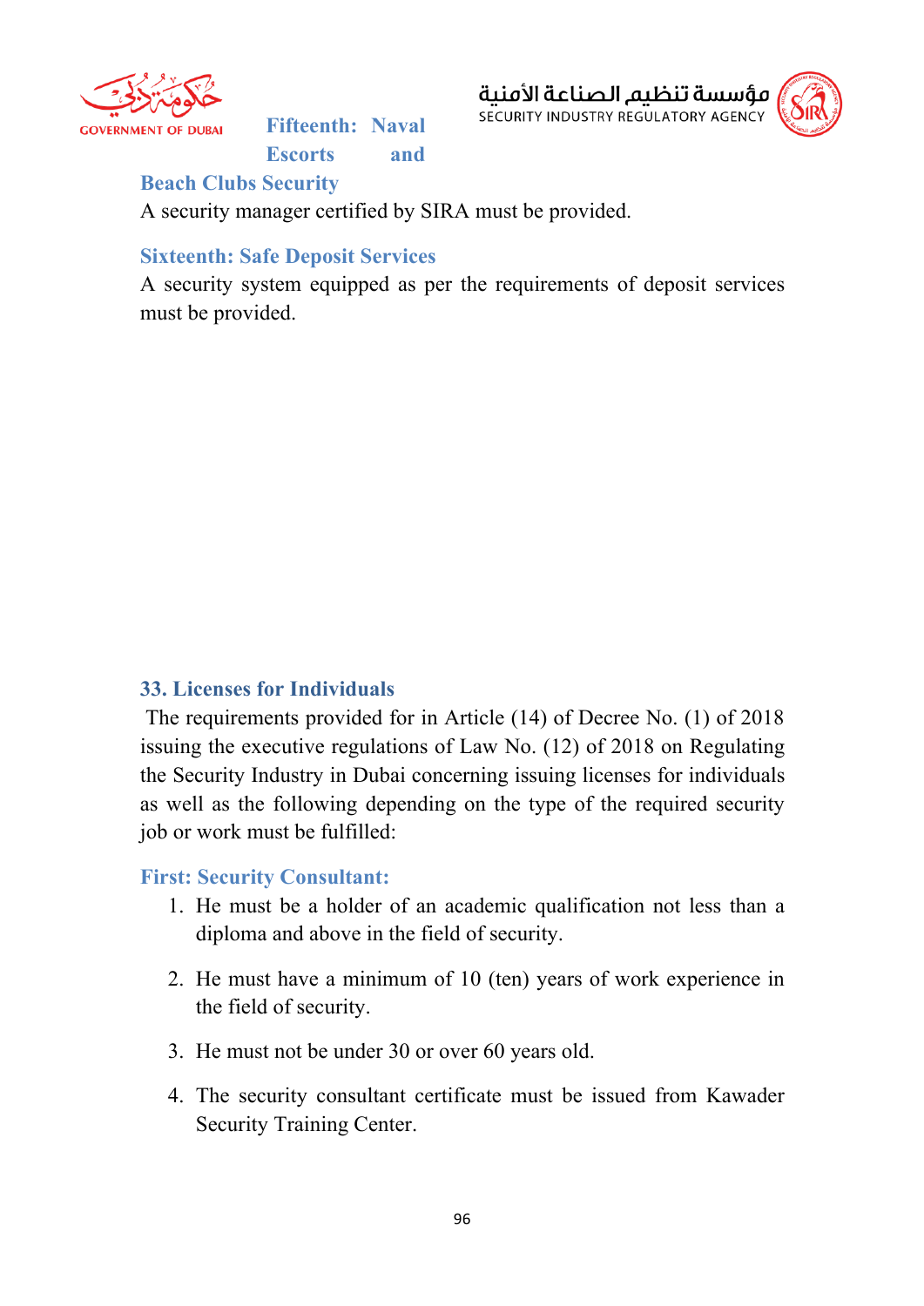### Fifteenth: Naval Escorts and Beach Clubs Security

A security manager certified by SIRA must be provided.

### Sixteenth: Safe Deposit Services

A security system equipped as per the requirements of deposit services must be provided.

## 33. Licenses for Individuals

The requirements provided for in Article (14) of Decree No. (1) of 2018 issuing the executive regulations of Law No. (12) of 2018 on Regulating the Security Industry in Dubai concerning issuing licenses for individuals as well as the following depending on the type of the required security job or work must be fulfilled:

### First: Security Consultant:

1. He must be a holder of an academic qualification not less than a diploma and above in the field of security.
2. He must have a minimum of 10 (ten) years of work experience in the field of security.
3. He must not be under 30 or over 60 years old.
4. The security consultant certificate must be issued from Kawader Security Training Center.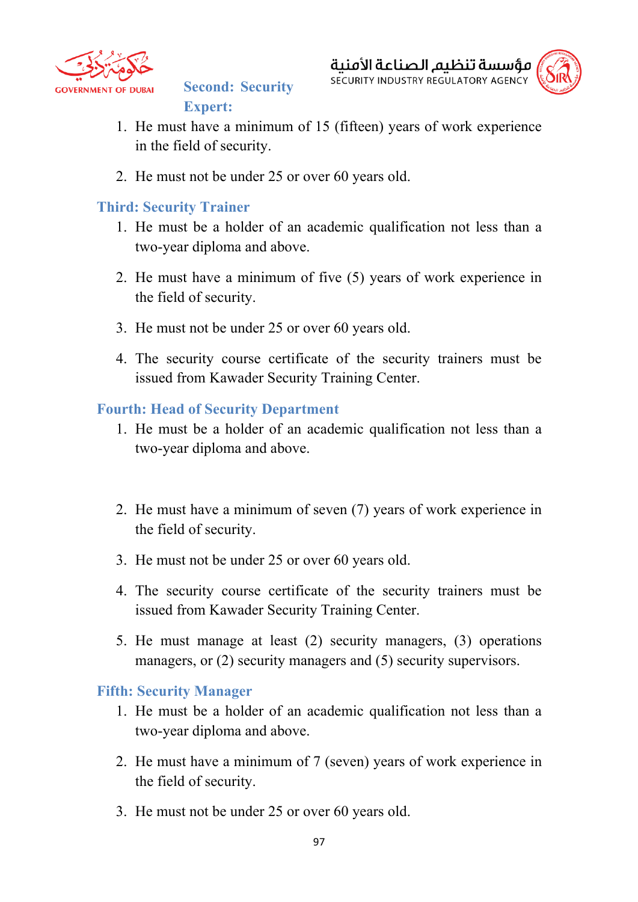### Second: Security Expert:

1. He must have a minimum of 15 (fifteen) years of work experience in the field of security.
2. He must not be under 25 or over 60 years old.

### Third: Security Trainer

1. He must be a holder of an academic qualification not less than a two-year diploma and above.
2. He must have a minimum of five (5) years of work experience in the field of security.
3. He must not be under 25 or over 60 years old.
4. The security course certificate of the security trainers must be issued from Kawader Security Training Center.

### Fourth: Head of Security Department

1. He must be a holder of an academic qualification not less than a two-year diploma and above.
2. He must have a minimum of seven (7) years of work experience in the field of security.
3. He must not be under 25 or over 60 years old.
4. The security course certificate of the security trainers must be issued from Kawader Security Training Center.
5. He must manage at least (2) security managers, (3) operations managers, or (2) security managers and (5) security supervisors.

### Fifth: Security Manager

1. He must be a holder of an academic qualification not less than a two-year diploma and above.
2. He must have a minimum of 7 (seven) years of work experience in the field of security.
3. He must not be under 25 or over 60 years old.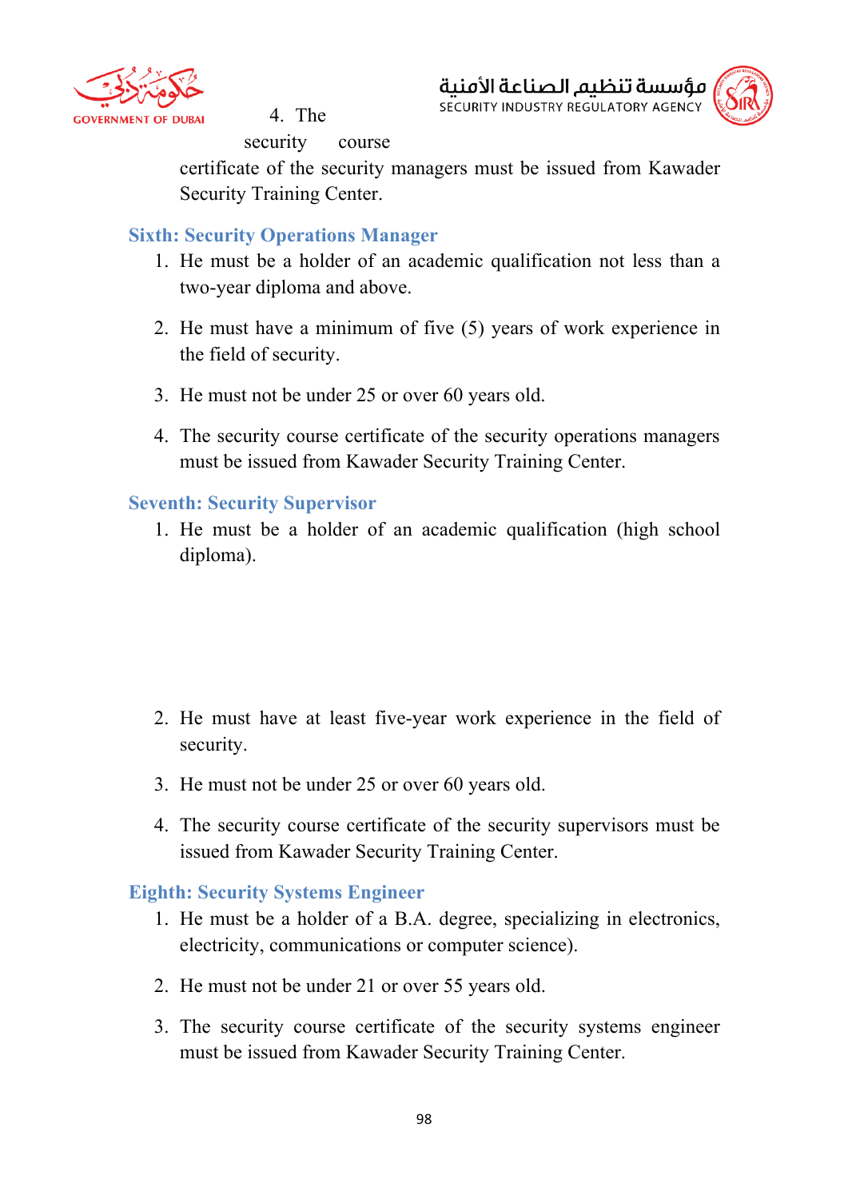4. The security course certificate of the security managers must be issued from Kawader Security Training Center.

### Sixth: Security Operations Manager

1. He must be a holder of an academic qualification not less than a two-year diploma and above.
2. He must have a minimum of five (5) years of work experience in the field of security.
3. He must not be under 25 or over 60 years old.
4. The security course certificate of the security operations managers must be issued from Kawader Security Training Center.

### Seventh: Security Supervisor

1. He must be a holder of an academic qualification (high school diploma).
2. He must have at least five-year work experience in the field of security.
3. He must not be under 25 or over 60 years old.
4. The security course certificate of the security supervisors must be issued from Kawader Security Training Center.

### Eighth: Security Systems Engineer

1. He must be a holder of a B.A. degree, specializing in electronics, electricity, communications or computer science).
2. He must not be under 21 or over 55 years old.
3. The security course certificate of the security systems engineer must be issued from Kawader Security Training Center.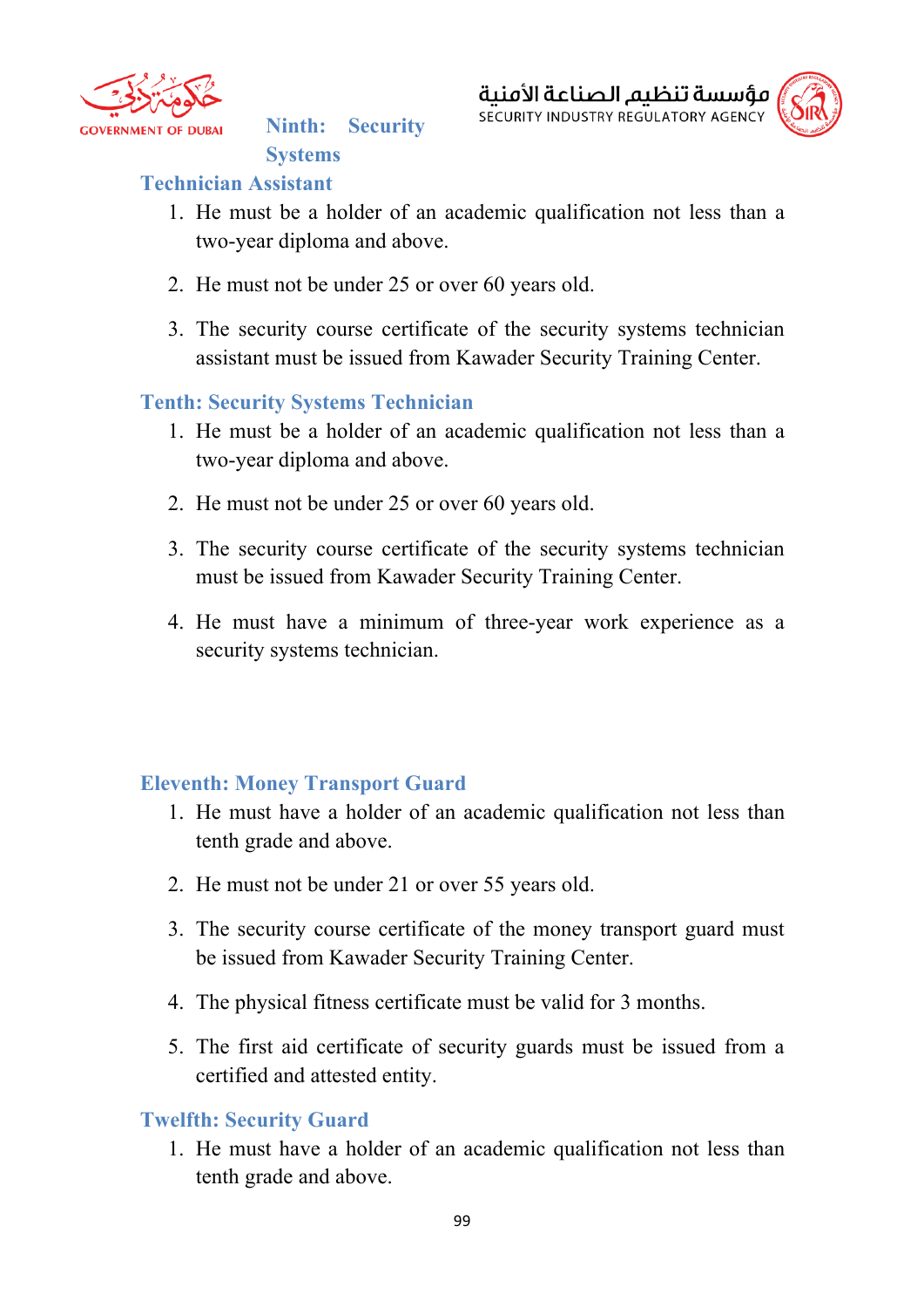### Ninth: Security Systems Technician Assistant

1. He must be a holder of an academic qualification not less than a two-year diploma and above.
2. He must not be under 25 or over 60 years old.
3. The security course certificate of the security systems technician assistant must be issued from Kawader Security Training Center.

### Tenth: Security Systems Technician

1. He must be a holder of an academic qualification not less than a two-year diploma and above.
2. He must not be under 25 or over 60 years old.
3. The security course certificate of the security systems technician must be issued from Kawader Security Training Center.
4. He must have a minimum of three-year work experience as a security systems technician.

### Eleventh: Money Transport Guard

1. He must have a holder of an academic qualification not less than tenth grade and above.
2. He must not be under 21 or over 55 years old.
3. The security course certificate of the money transport guard must be issued from Kawader Security Training Center.
4. The physical fitness certificate must be valid for 3 months.
5. The first aid certificate of security guards must be issued from a certified and attested entity.

### Twelfth: Security Guard

1. He must have a holder of an academic qualification not less than tenth grade and above.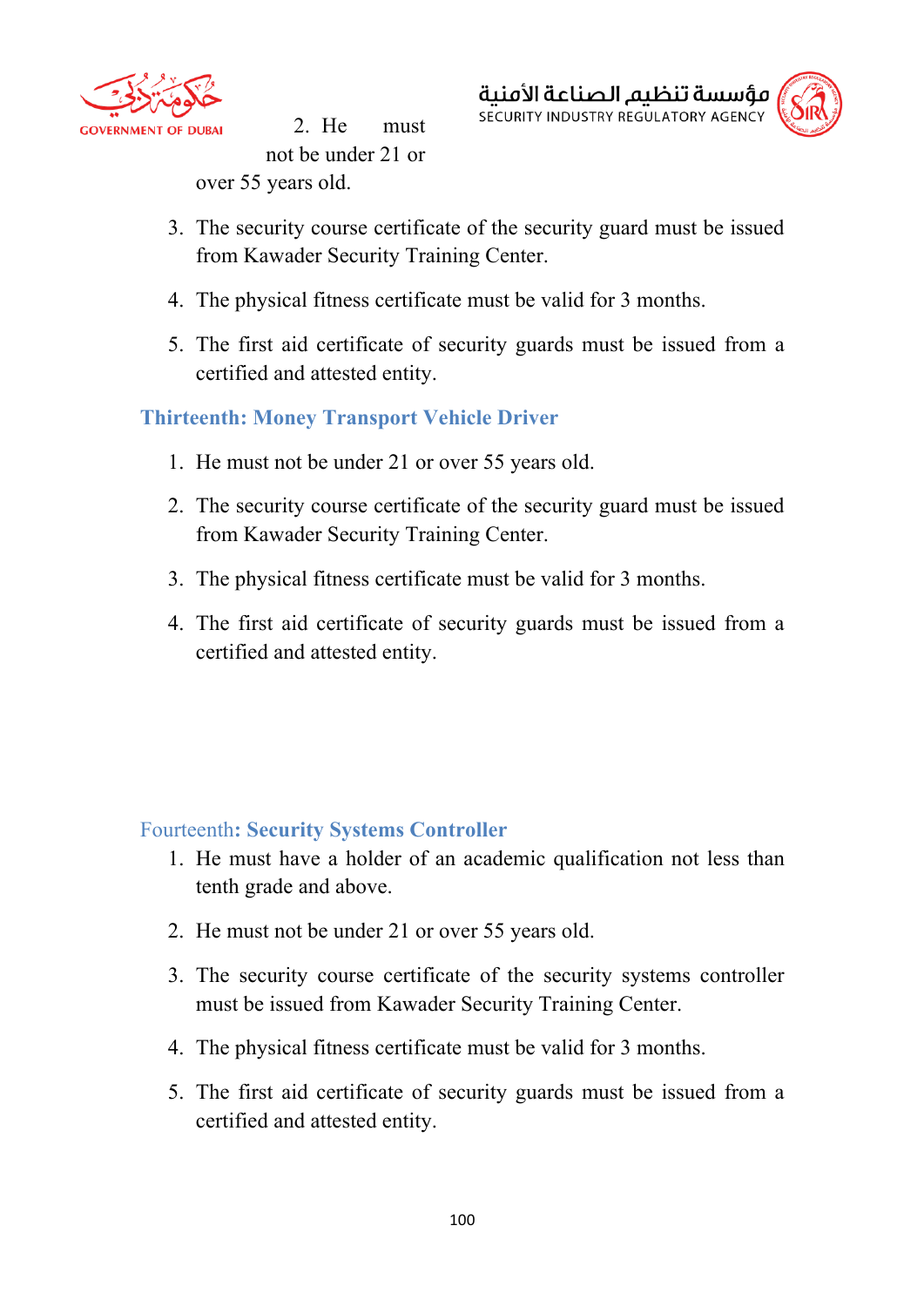2. He must not be under 21 or over 55 years old.

3. The security course certificate of the security guard must be issued from Kawader Security Training Center.

4. The physical fitness certificate must be valid for 3 months.

5. The first aid certificate of security guards must be issued from a certified and attested entity.

### Thirteenth: Money Transport Vehicle Driver

1. He must not be under 21 or over 55 years old.

2. The security course certificate of the security guard must be issued from Kawader Security Training Center.

3. The physical fitness certificate must be valid for 3 months.

4. The first aid certificate of security guards must be issued from a certified and attested entity.

### Fourteenth: Security Systems Controller

1. He must have a holder of an academic qualification not less than tenth grade and above.

2. He must not be under 21 or over 55 years old.

3. The security course certificate of the security systems controller must be issued from Kawader Security Training Center.

4. The physical fitness certificate must be valid for 3 months.

5. The first aid certificate of security guards must be issued from a certified and attested entity.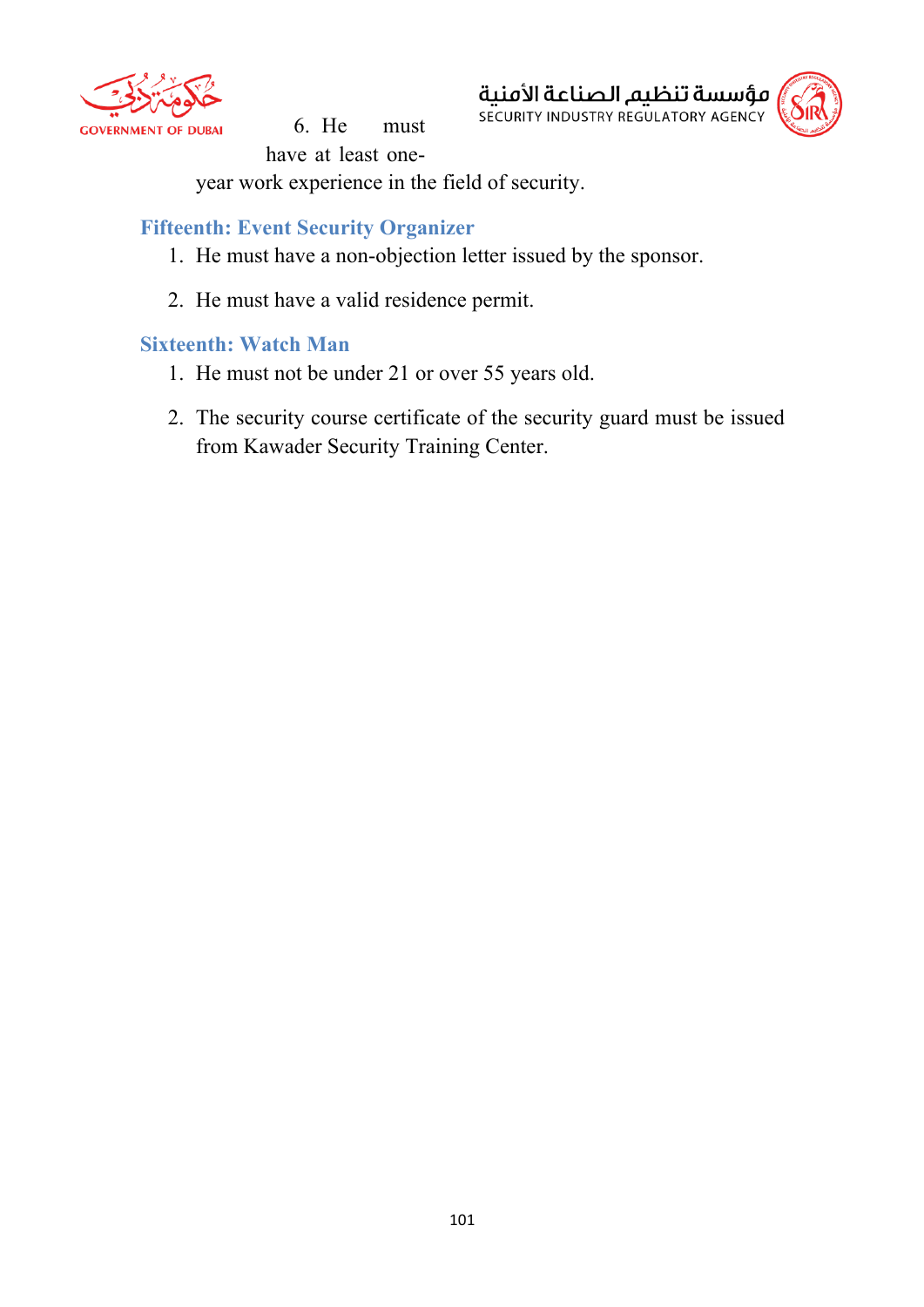6. He must have at least one-year work experience in the field of security.

### Fifteenth: Event Security Organizer

1. He must have a non-objection letter issued by the sponsor.
2. He must have a valid residence permit.

### Sixteenth: Watch Man

1. He must not be under 21 or over 55 years old.
2. The security course certificate of the security guard must be issued from Kawader Security Training Center.